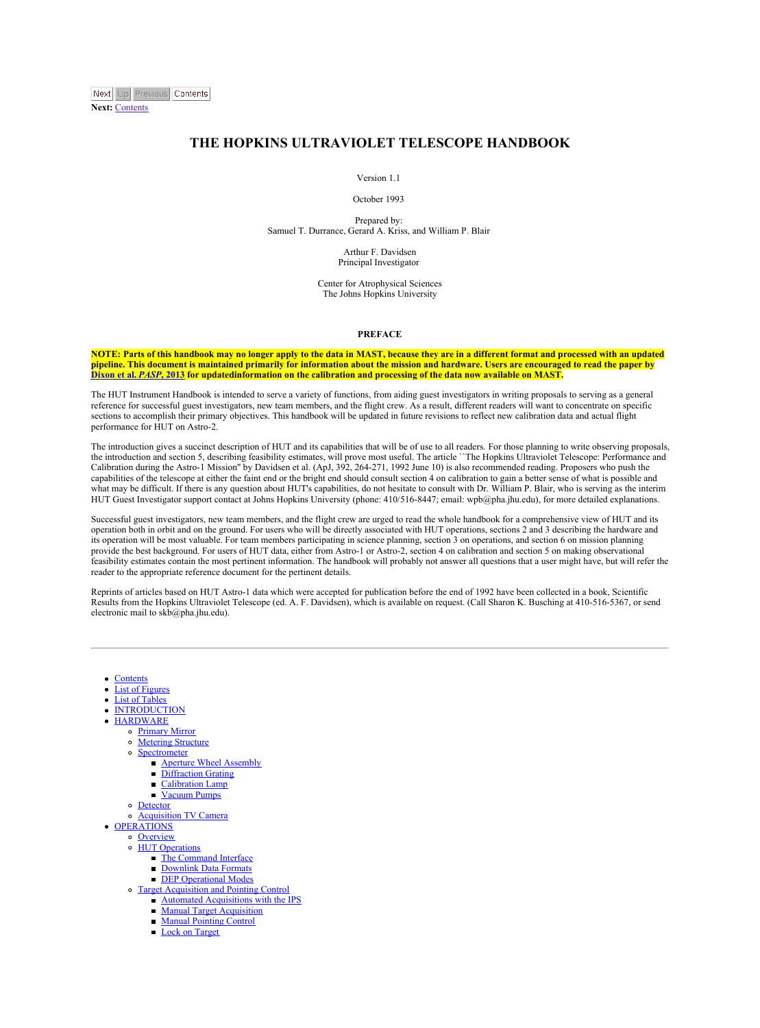Next Up Previous Contents

**Next:** Contents

# THE HOPKINS ULTRAVIOLET TELESCOPE HANDBOOK

Version 1.1

October 1993

Prepared by:
Samuel T. Durrance, Gerard A. Kriss, and William P. Blair

Arthur F. Davidsen
Principal Investigator

Center for Atrophysical Sciences
The Johns Hopkins University

## PREFACE

**NOTE: Parts of this handbook may no longer apply to the data in MAST, because they are in a different format and processed with an updated pipeline. This document is maintained primarily for information about the mission and hardware. Users are encouraged to read the paper by Dixon et al. *PASP*, 2013 for updatedinformation on the calibration and processing of the data now available on MAST.**

The HUT Instrument Handbook is intended to serve a variety of functions, from aiding guest investigators in writing proposals to serving as a general reference for successful guest investigators, new team members, and the flight crew. As a result, different readers will want to concentrate on specific sections to accomplish their primary objectives. This handbook will be updated in future revisions to reflect new calibration data and actual flight performance for HUT on Astro-2.

The introduction gives a succinct description of HUT and its capabilities that will be of use to all readers. For those planning to write observing proposals, the introduction and section 5, describing feasibility estimates, will prove most useful. The article ``The Hopkins Ultraviolet Telescope: Performance and Calibration during the Astro-1 Mission'' by Davidsen et al. (ApJ, 392, 264-271, 1992 June 10) is also recommended reading. Proposers who push the capabilities of the telescope at either the faint end or the bright end should consult section 4 on calibration to gain a better sense of what is possible and what may be difficult. If there is any question about HUT's capabilities, do not hesitate to consult with Dr. William P. Blair, who is serving as the interim HUT Guest Investigator support contact at Johns Hopkins University (phone: 410/516-8447; email: wpb@pha.jhu.edu), for more detailed explanations.

Successful guest investigators, new team members, and the flight crew are urged to read the whole handbook for a comprehensive view of HUT and its operation both in orbit and on the ground. For users who will be directly associated with HUT operations, sections 2 and 3 describing the hardware and its operation will be most valuable. For team members participating in science planning, section 3 on operations, and section 6 on mission planning provide the best background. For users of HUT data, either from Astro-1 or Astro-2, section 4 on calibration and section 5 on making observational feasibility estimates contain the most pertinent information. The handbook will probably not answer all questions that a user might have, but will refer the reader to the appropriate reference document for the pertinent details.

Reprints of articles based on HUT Astro-1 data which were accepted for publication before the end of 1992 have been collected in a book, Scientific Results from the Hopkins Ultraviolet Telescope (ed. A. F. Davidsen), which is available on request. (Call Sharon K. Busching at 410-516-5367, or send electronic mail to skb@pha.jhu.edu).

---

- Contents
- List of Figures
- List of Tables
- INTRODUCTION
- HARDWARE
  - Primary Mirror
  - Metering Structure
  - Spectrometer
    - Aperture Wheel Assembly
    - Diffraction Grating
    - Calibration Lamp
    - Vacuum Pumps
  - Detector
  - Acquisition TV Camera
- OPERATIONS
  - Overview
  - HUT Operations
    - The Command Interface
    - Downlink Data Formats
    - DEP Operational Modes
  - Target Acquisition and Pointing Control
    - Automated Acquisitions with the IPS
    - Manual Target Acquisition
    - Manual Pointing Control
    - Lock on Target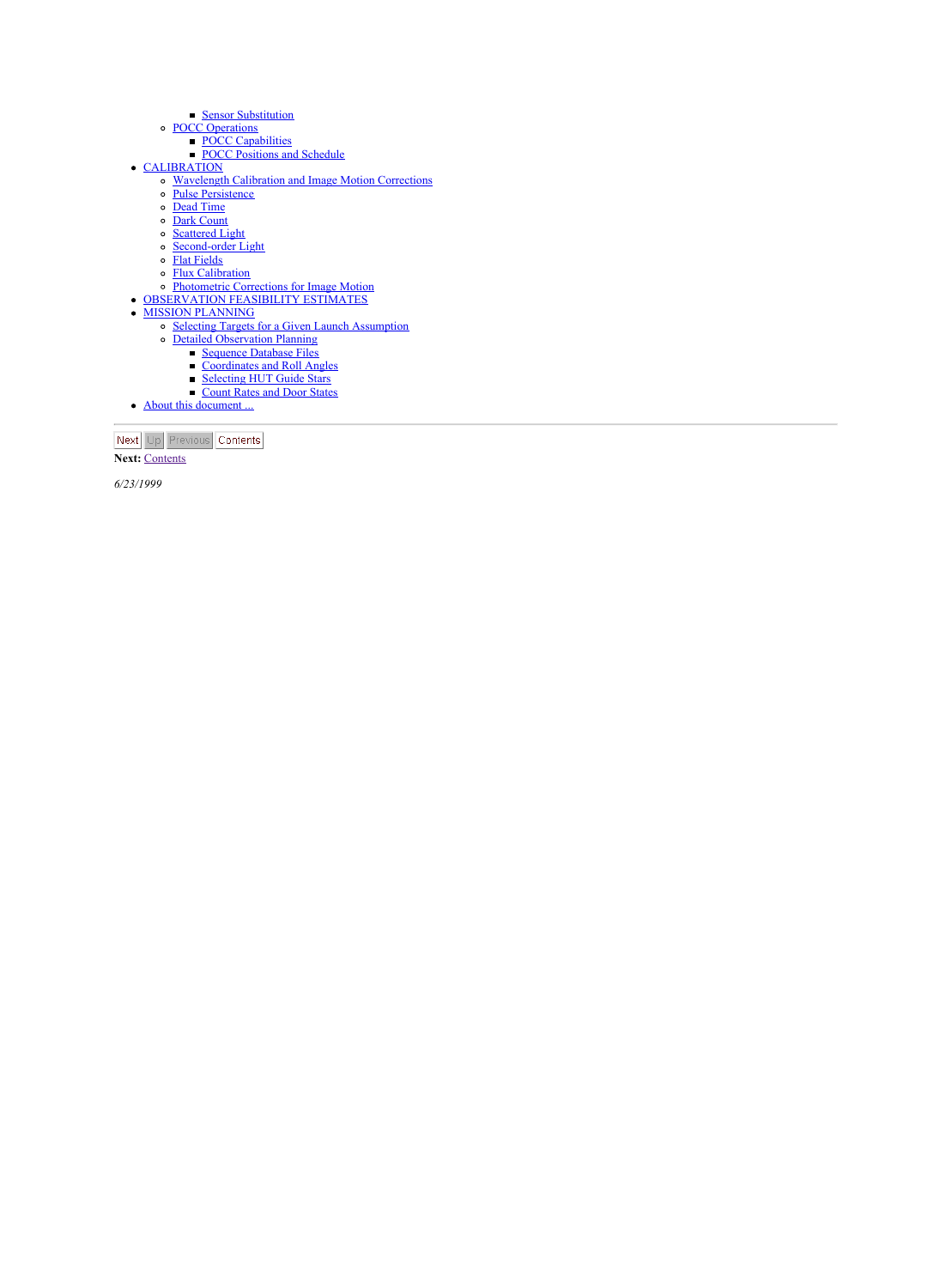- Sensor Substitution
    - POCC Operations
        - POCC Capabilities
        - POCC Positions and Schedule
- CALIBRATION
    - Wavelength Calibration and Image Motion Corrections
    - Pulse Persistence
    - Dead Time
    - Dark Count
    - Scattered Light
    - Second-order Light
    - Flat Fields
    - Flux Calibration
    - Photometric Corrections for Image Motion
- OBSERVATION FEASIBILITY ESTIMATES
- MISSION PLANNING
    - Selecting Targets for a Given Launch Assumption
    - Detailed Observation Planning
        - Sequence Database Files
        - Coordinates and Roll Angles
        - Selecting HUT Guide Stars
        - Count Rates and Door States
- About this document ...

---

Next Up Previous Contents

**Next:** Contents

*6/23/1999*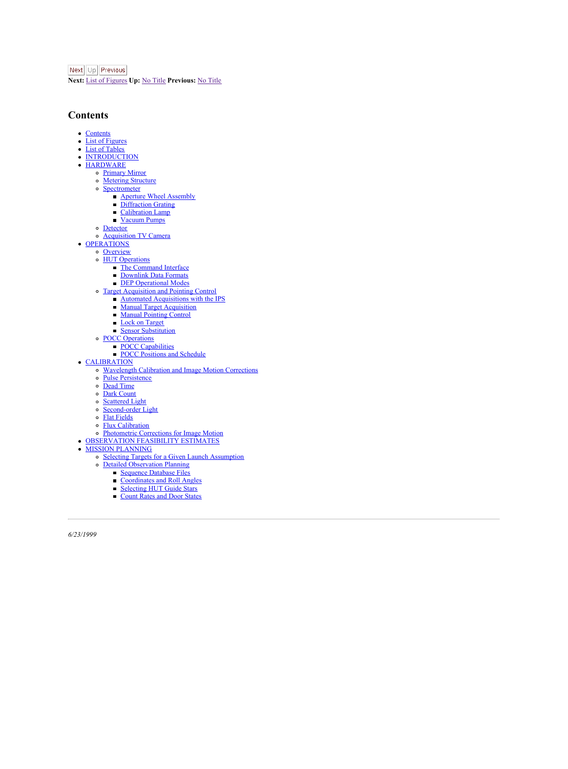Next Up Previous

**Next:** List of Figures **Up:** No Title **Previous:** No Title

## Contents

- Contents
- List of Figures
- List of Tables
- INTRODUCTION
- HARDWARE
  - Primary Mirror
  - Metering Structure
  - Spectrometer
    - Aperture Wheel Assembly
    - Diffraction Grating
    - Calibration Lamp
    - Vacuum Pumps
  - Detector
  - Acquisition TV Camera
- OPERATIONS
  - Overview
  - HUT Operations
    - The Command Interface
    - Downlink Data Formats
    - DEP Operational Modes
  - Target Acquisition and Pointing Control
    - Automated Acquisitions with the IPS
    - Manual Target Acquisition
    - Manual Pointing Control
    - Lock on Target
    - Sensor Substitution
  - POCC Operations
    - POCC Capabilities
    - POCC Positions and Schedule
- CALIBRATION
  - Wavelength Calibration and Image Motion Corrections
  - Pulse Persistence
  - Dead Time
  - Dark Count
  - Scattered Light
  - Second-order Light
  - Flat Fields
  - Flux Calibration
  - Photometric Corrections for Image Motion
- OBSERVATION FEASIBILITY ESTIMATES
- MISSION PLANNING
  - Selecting Targets for a Given Launch Assumption
  - Detailed Observation Planning
    - Sequence Database Files
    - Coordinates and Roll Angles
    - Selecting HUT Guide Stars
    - Count Rates and Door States

---

*6/23/1999*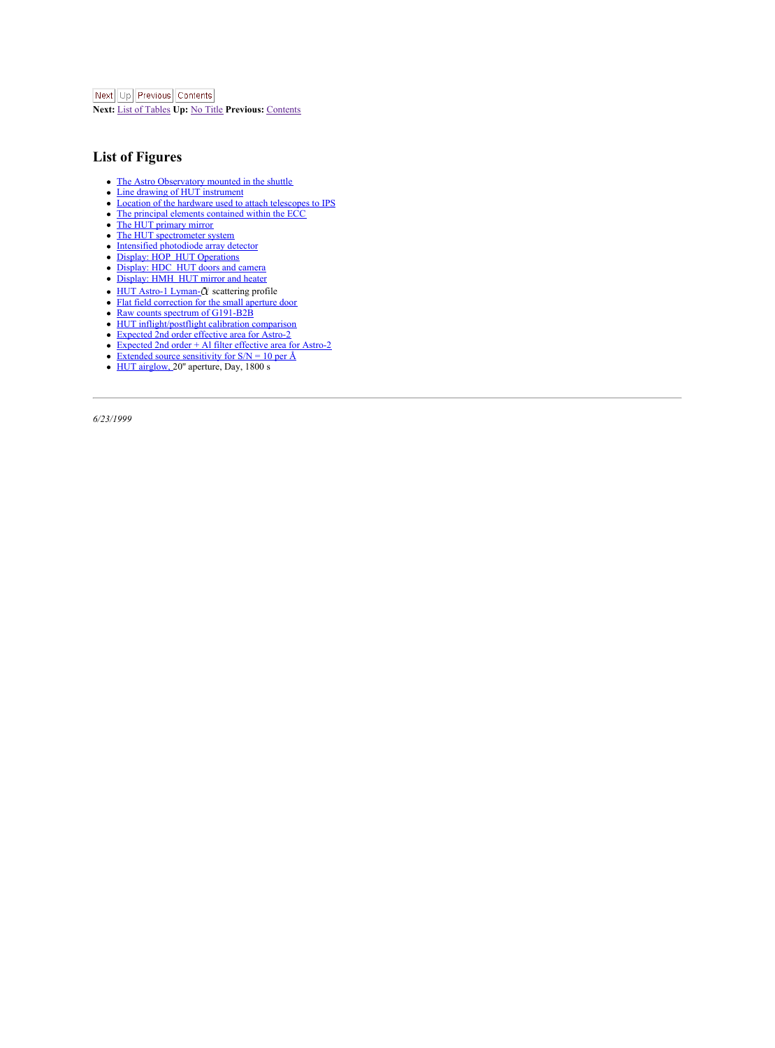Next | Up | Previous | Contents

**Next:** List of Tables **Up:** No Title **Previous:** Contents

## List of Figures

- The Astro Observatory mounted in the shuttle
- Line drawing of HUT instrument
- Location of the hardware used to attach telescopes to IPS
- The principal elements contained within the ECC
- The HUT primary mirror
- The HUT spectrometer system
- Intensified photodiode array detector
- Display: HOP HUT Operations
- Display: HDC HUT doors and camera
- Display: HMH HUT mirror and heater
- HUT Astro-1 Lyman-$\alpha$ scattering profile
- Flat field correction for the small aperture door
- Raw counts spectrum of G191-B2B
- HUT inflight/postflight calibration comparison
- Expected 2nd order effective area for Astro-2
- Expected 2nd order + Al filter effective area for Astro-2
- Extended source sensitivity for S/N = 10 per Å
- HUT airglow, 20" aperture, Day, 1800 s

---

*6/23/1999*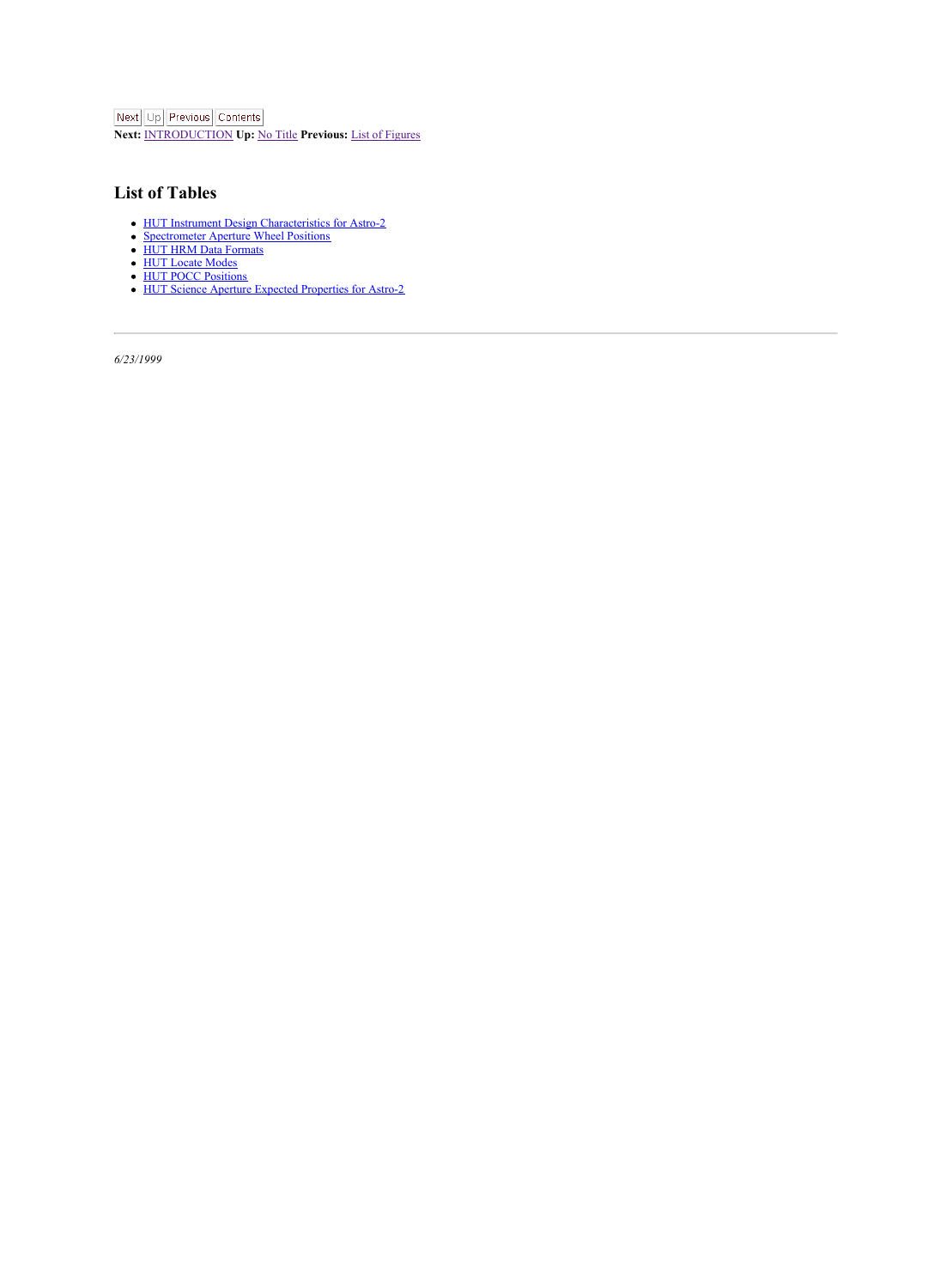Next Up Previous Contents
**Next:** INTRODUCTION **Up:** No Title **Previous:** List of Figures

## List of Tables

- HUT Instrument Design Characteristics for Astro-2
- Spectrometer Aperture Wheel Positions
- HUT HRM Data Formats
- HUT Locate Modes
- HUT POCC Positions
- HUT Science Aperture Expected Properties for Astro-2

---

*6/23/1999*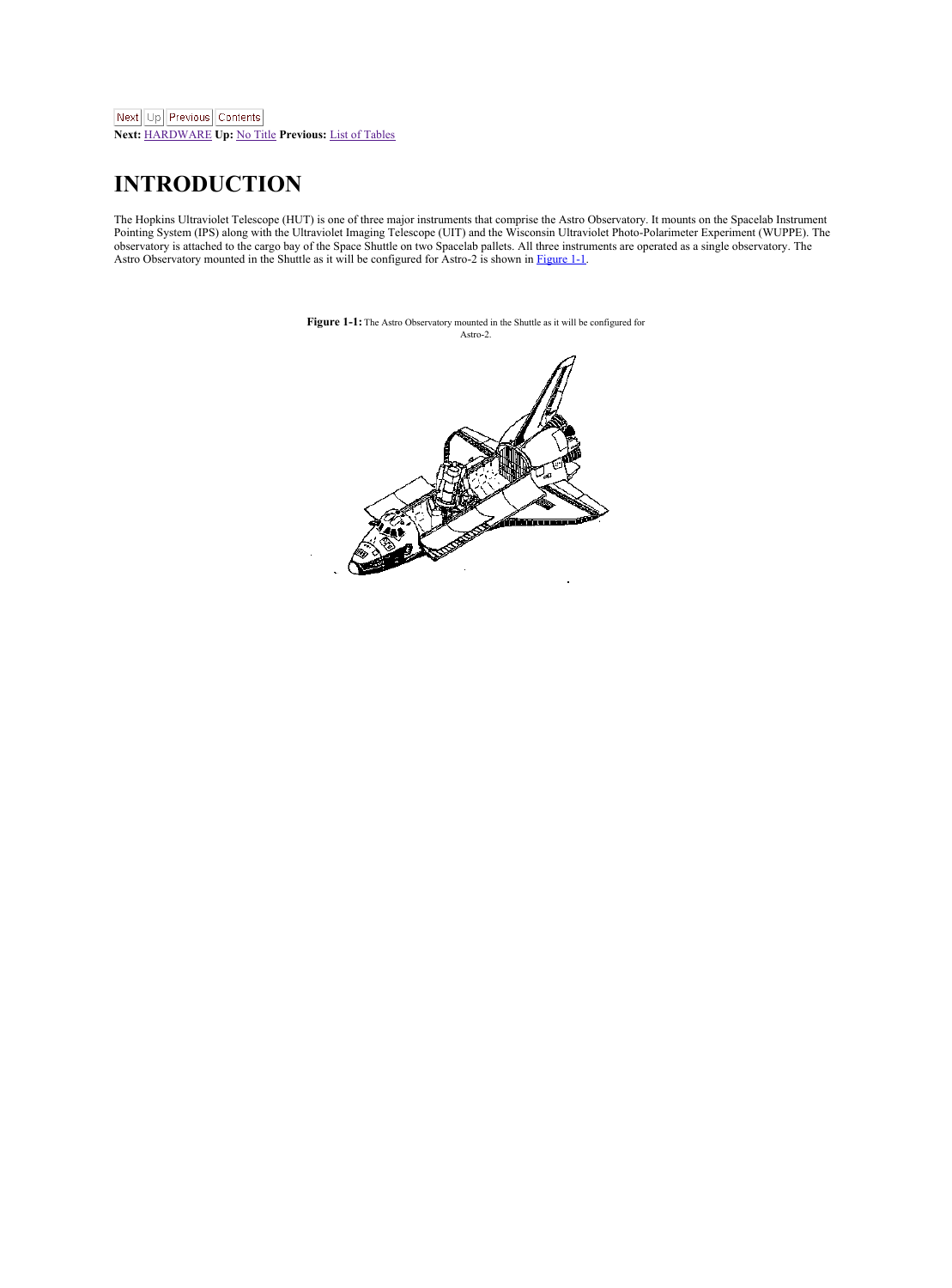Next Up Previous Contents
**Next:** HARDWARE **Up:** No Title **Previous:** List of Tables

# INTRODUCTION

The Hopkins Ultraviolet Telescope (HUT) is one of three major instruments that comprise the Astro Observatory. It mounts on the Spacelab Instrument Pointing System (IPS) along with the Ultraviolet Imaging Telescope (UIT) and the Wisconsin Ultraviolet Photo-Polarimeter Experiment (WUPPE). The observatory is attached to the cargo bay of the Space Shuttle on two Spacelab pallets. All three instruments are operated as a single observatory. The Astro Observatory mounted in the Shuttle as it will be configured for Astro-2 is shown in Figure 1-1.

**Figure 1-1:** The Astro Observatory mounted in the Shuttle as it will be configured for Astro-2.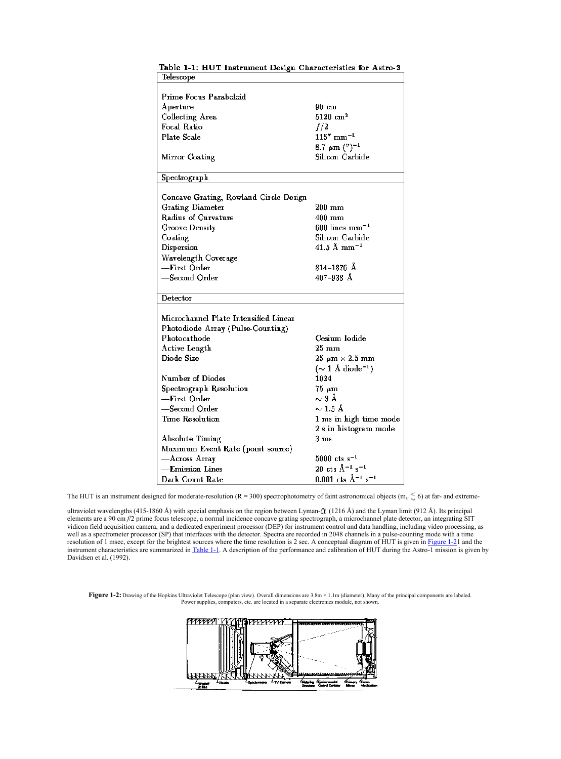**Table 1-1: HUT Instrument Design Characteristics for Astro-2**

| Telescope | |
|---|---|
| Prime Focus Paraboloid | |
| Aperture | 90 cm |
| Collecting Area | 5120 cm$^2$ |
| Focal Ratio | $f/2$ |
| Plate Scale | 115″ mm$^{-1}$ |
| | 8.7 μm (″)$^{-1}$ |
| Mirror Coating | Silicon Carbide |
| **Spectrograph** | |
| Concave Grating, Rowland Circle Design | |
| Grating Diameter | 200 mm |
| Radius of Curvature | 400 mm |
| Groove Density | 600 lines mm$^{-1}$ |
| Coating | Silicon Carbide |
| Dispersion | 41.5 Å mm$^{-1}$ |
| Wavelength Coverage | |
| —First Order | 814–1876 Å |
| —Second Order | 407–938 Å |
| **Detector** | |
| Microchannel Plate Intensified Linear Photodiode Array (Pulse-Counting) | |
| Photocathode | Cesium Iodide |
| Active Length | 25 mm |
| Diode Size | 25 μm × 2.5 mm |
| | (∼ 1 Å diode$^{-1}$) |
| Number of Diodes | 1024 |
| Spectrograph Resolution | 75 μm |
| —First Order | ∼ 3 Å |
| —Second Order | ∼ 1.5 Å |
| Time Resolution | 1 ms in high time mode |
| | 2 s in histogram mode |
| Absolute Timing | 3 ms |
| Maximum Event Rate (point source) | |
| —Across Array | 5000 cts s$^{-1}$ |
| —Emission Lines | 20 cts Å$^{-1}$ s$^{-1}$ |
| Dark Count Rate | 0.001 cts Å$^{-1}$ s$^{-1}$ |

The HUT is an instrument designed for moderate-resolution (R = 300) spectrophotometry of faint astronomical objects ($m_v \lesssim 6$) at far- and extreme-ultraviolet wavelengths (415-1860 Å) with special emphasis on the region between Lyman-α (1216 Å) and the Lyman limit (912 Å). Its principal elements are a 90 cm $f/2$ prime focus telescope, a normal incidence concave grating spectrograph, a microchannel plate detector, an integrating SIT vidicon field acquisition camera, and a dedicated experiment processor (DEP) for instrument control and data handling, including video processing, as well as a spectrometer processor (SP) that interfaces with the detector. Spectra are recorded in 2048 channels in a pulse-counting mode with a time resolution of 1 msec, except for the brightest sources where the time resolution is 2 sec. A conceptual diagram of HUT is given in Figure 1-21 and the instrument characteristics are summarized in Table 1-1. A description of the performance and calibration of HUT during the Astro-1 mission is given by Davidsen et al. (1992).

**Figure 1-2:** Drawing of the Hopkins Ultraviolet Telescope (plan view). Overall dimensions are 3.8m × 1.1m (diameter). Many of the principal components are labeled. Power supplies, computers, etc. are located in a separate electronics module, not shown.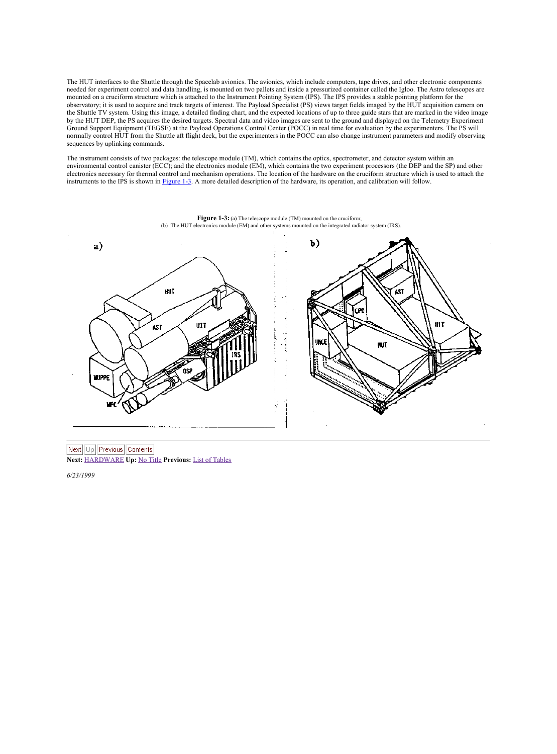The HUT interfaces to the Shuttle through the Spacelab avionics. The avionics, which include computers, tape drives, and other electronic components needed for experiment control and data handling, is mounted on two pallets and inside a pressurized container called the Igloo. The Astro telescopes are mounted on a cruciform structure which is attached to the Instrument Pointing System (IPS). The IPS provides a stable pointing platform for the observatory; it is used to acquire and track targets of interest. The Payload Specialist (PS) views target fields imaged by the HUT acquisition camera on the Shuttle TV system. Using this image, a detailed finding chart, and the expected locations of up to three guide stars that are marked in the video image by the HUT DEP, the PS acquires the desired targets. Spectral data and video images are sent to the ground and displayed on the Telemetry Experiment Ground Support Equipment (TEGSE) at the Payload Operations Control Center (POCC) in real time for evaluation by the experimenters. The PS will normally control HUT from the Shuttle aft flight deck, but the experimenters in the POCC can also change instrument parameters and modify observing sequences by uplinking commands.

The instrument consists of two packages: the telescope module (TM), which contains the optics, spectrometer, and detector system within an environmental control canister (ECC); and the electronics module (EM), which contains the two experiment processors (the DEP and the SP) and other electronics necessary for thermal control and mechanism operations. The location of the hardware on the cruciform structure which is used to attach the instruments to the IPS is shown in Figure 1-3. A more detailed description of the hardware, its operation, and calibration will follow.

**Figure 1-3:** (a) The telescope module (TM) mounted on the cruciform; (b) The HUT electronics module (EM) and other systems mounted on the integrated radiator system (IRS).

Next Up Previous Contents
**Next:** HARDWARE **Up:** No Title **Previous:** List of Tables

*6/23/1999*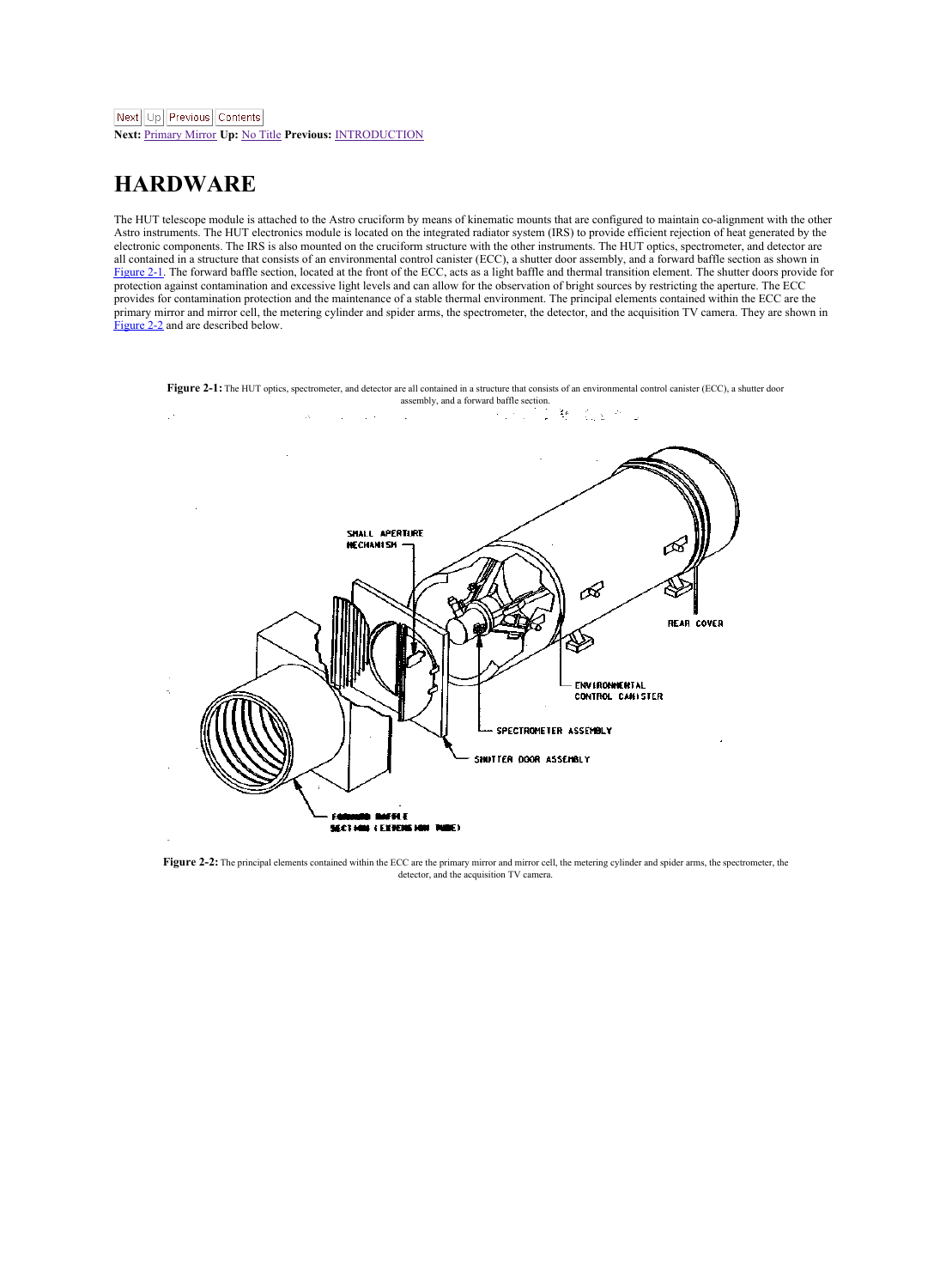Next Up Previous Contents
**Next:** Primary Mirror **Up:** No Title **Previous:** INTRODUCTION

# HARDWARE

The HUT telescope module is attached to the Astro cruciform by means of kinematic mounts that are configured to maintain co-alignment with the other Astro instruments. The HUT electronics module is located on the integrated radiator system (IRS) to provide efficient rejection of heat generated by the electronic components. The IRS is also mounted on the cruciform structure with the other instruments. The HUT optics, spectrometer, and detector are all contained in a structure that consists of an environmental control canister (ECC), a shutter door assembly, and a forward baffle section as shown in Figure 2-1. The forward baffle section, located at the front of the ECC, acts as a light baffle and thermal transition element. The shutter doors provide for protection against contamination and excessive light levels and can allow for the observation of bright sources by restricting the aperture. The ECC provides for contamination protection and the maintenance of a stable thermal environment. The principal elements contained within the ECC are the primary mirror and mirror cell, the metering cylinder and spider arms, the spectrometer, the detector, and the acquisition TV camera. They are shown in Figure 2-2 and are described below.

**Figure 2-1:** The HUT optics, spectrometer, and detector are all contained in a structure that consists of an environmental control canister (ECC), a shutter door assembly, and a forward baffle section.

**Figure 2-2:** The principal elements contained within the ECC are the primary mirror and mirror cell, the metering cylinder and spider arms, the spectrometer, the detector, and the acquisition TV camera.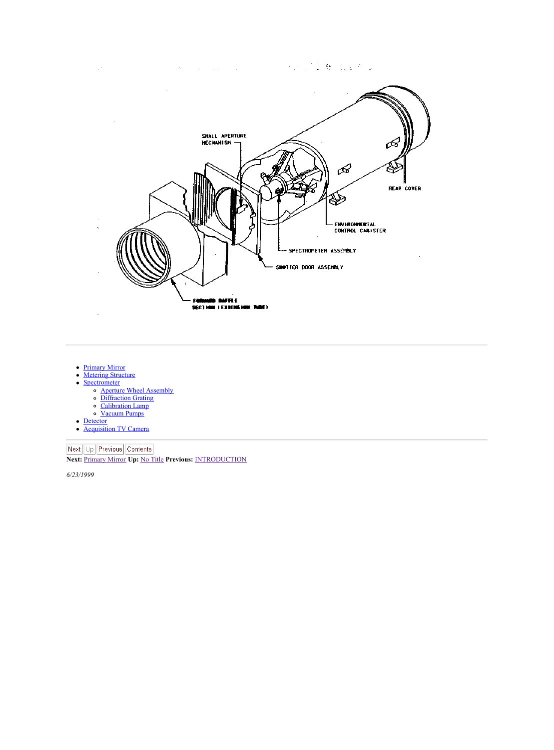SMALL APERTURE MECHANISM

REAR COVER

ENVIRONMENTAL CONTROL CANISTER

SPECTROMETER ASSEMBLY

SHUTTER DOOR ASSEMBLY

FORWARD BAFFLE SECTION (EXTENSION TUBE)

---

- Primary Mirror
- Metering Structure
- Spectrometer
  - Aperture Wheel Assembly
  - Diffraction Grating
  - Calibration Lamp
  - Vacuum Pumps
- Detector
- Acquisition TV Camera

---

Next | Up | Previous | Contents

**Next:** Primary Mirror **Up:** No Title **Previous:** INTRODUCTION

*6/23/1999*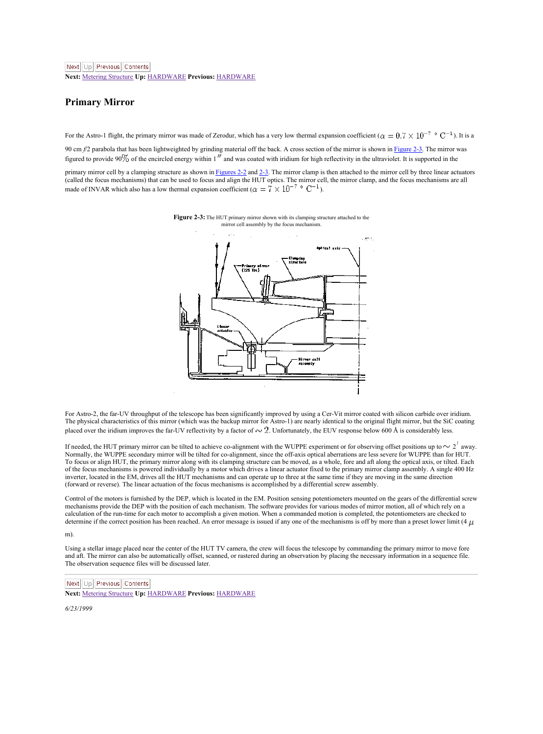Next | Up | Previous | Contents

**Next:** Metering Structure **Up:** HARDWARE **Previous:** HARDWARE

## Primary Mirror

For the Astro-1 flight, the primary mirror was made of Zerodur, which has a very low thermal expansion coefficient ($\alpha = 0.7 \times 10^{-7}$ ° $C^{-1}$). It is a 90 cm *f*/2 parabola that has been lightweighted by grinding material off the back. A cross section of the mirror is shown in Figure 2-3. The mirror was figured to provide 90% of the encircled energy within 1$''$ and was coated with iridium for high reflectivity in the ultraviolet. It is supported in the primary mirror cell by a clamping structure as shown in Figures 2-2 and 2-3. The mirror clamp is then attached to the mirror cell by three linear actuators (called the focus mechanisms) that can be used to focus and align the HUT optics. The mirror cell, the mirror clamp, and the focus mechanisms are all made of INVAR which also has a low thermal expansion coefficient ($\alpha = 7 \times 10^{-7}$ ° $C^{-1}$).

**Figure 2-3:** The HUT primary mirror shown with its clamping structure attached to the mirror cell assembly by the focus mechanism.

For Astro-2, the far-UV throughput of the telescope has been significantly improved by using a Cer-Vit mirror coated with silicon carbide over iridium. The physical characteristics of this mirror (which was the backup mirror for Astro-1) are nearly identical to the original flight mirror, but the SiC coating placed over the iridium improves the far-UV reflectivity by a factor of $\sim 2$. Unfortunately, the EUV response below 600 Å is considerably less.

If needed, the HUT primary mirror can be tilted to achieve co-alignment with the WUPPE experiment or for observing offset positions up to $\sim 2'$ away. Normally, the WUPPE secondary mirror will be tilted for co-alignment, since the off-axis optical aberrations are less severe for WUPPE than for HUT. To focus or align HUT, the primary mirror along with its clamping structure can be moved, as a whole, fore and aft along the optical axis, or tilted. Each of the focus mechanisms is powered individually by a motor which drives a linear actuator fixed to the primary mirror clamp assembly. A single 400 Hz inverter, located in the EM, drives all the HUT mechanisms and can operate up to three at the same time if they are moving in the same direction (forward or reverse). The linear actuation of the focus mechanisms is accomplished by a differential screw assembly.

Control of the motors is furnished by the DEP, which is located in the EM. Position sensing potentiometers mounted on the gears of the differential screw mechanisms provide the DEP with the position of each mechanism. The software provides for various modes of mirror motion, all of which rely on a calculation of the run-time for each motor to accomplish a given motion. When a commanded motion is completed, the potentiometers are checked to determine if the correct position has been reached. An error message is issued if any one of the mechanisms is off by more than a preset lower limit (4 $\mu$m).

Using a stellar image placed near the center of the HUT TV camera, the crew will focus the telescope by commanding the primary mirror to move fore and aft. The mirror can also be automatically offset, scanned, or rastered during an observation by placing the necessary information in a sequence file. The observation sequence files will be discussed later.

Next | Up | Previous | Contents

**Next:** Metering Structure **Up:** HARDWARE **Previous:** HARDWARE

*6/23/1999*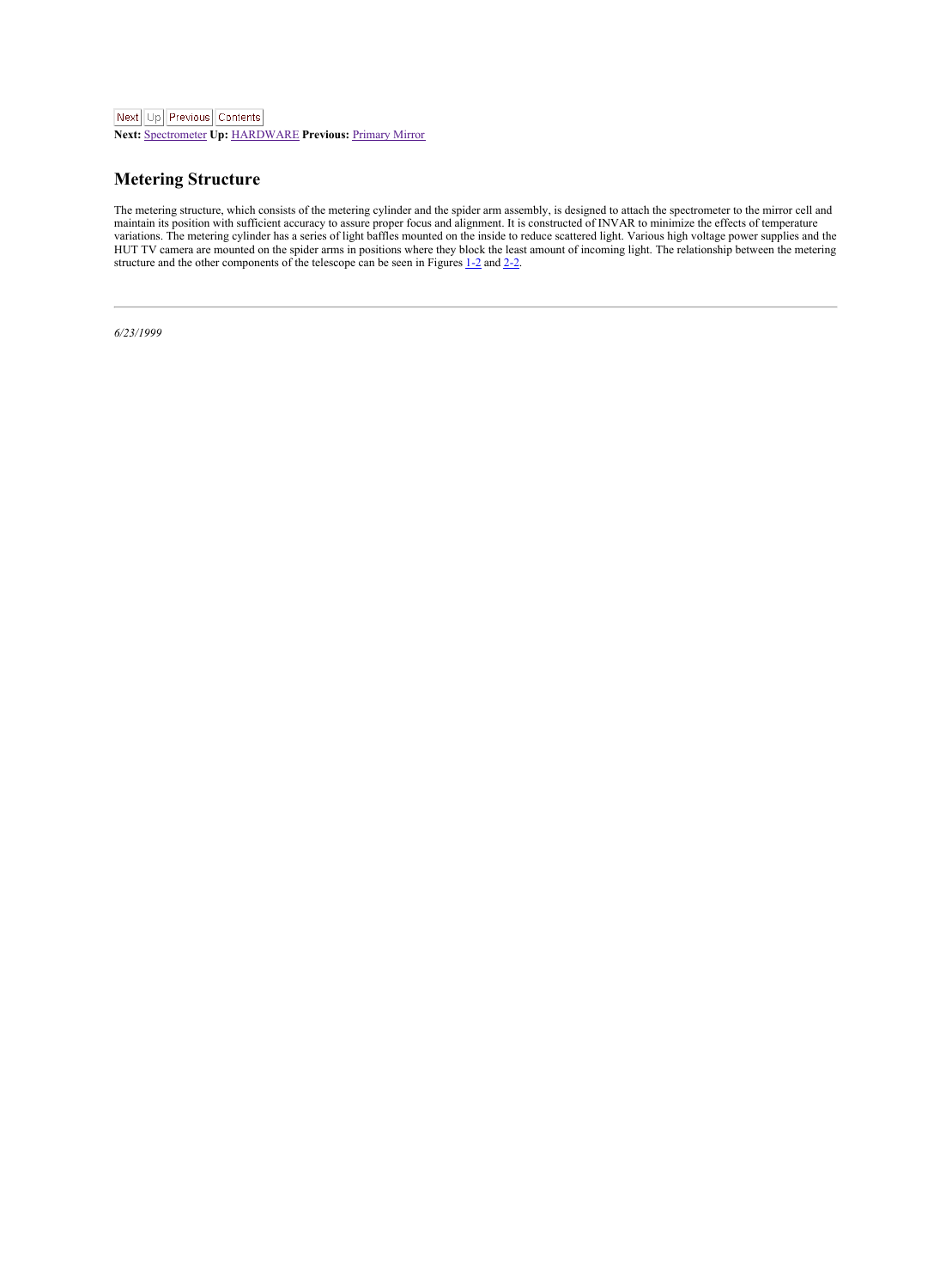Next Up Previous Contents

**Next:** Spectrometer **Up:** HARDWARE **Previous:** Primary Mirror

## Metering Structure

The metering structure, which consists of the metering cylinder and the spider arm assembly, is designed to attach the spectrometer to the mirror cell and maintain its position with sufficient accuracy to assure proper focus and alignment. It is constructed of INVAR to minimize the effects of temperature variations. The metering cylinder has a series of light baffles mounted on the inside to reduce scattered light. Various high voltage power supplies and the HUT TV camera are mounted on the spider arms in positions where they block the least amount of incoming light. The relationship between the metering structure and the other components of the telescope can be seen in Figures 1-2 and 2-2.

---

*6/23/1999*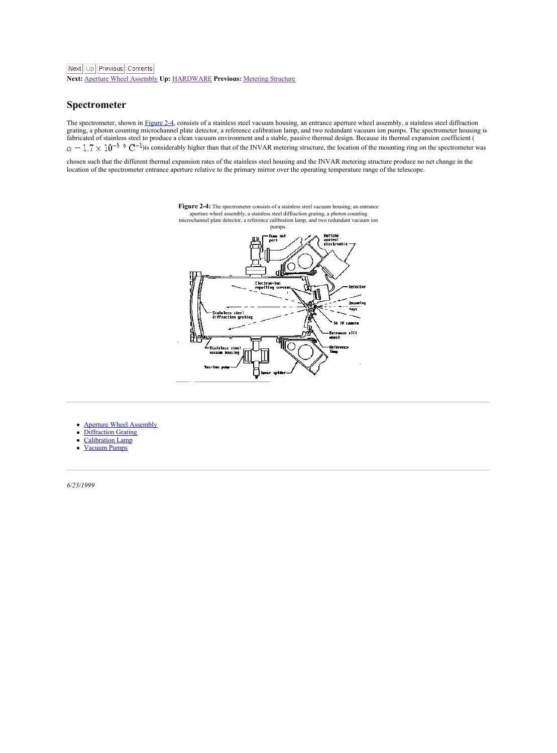Next Up Previous Contents

**Next:** Aperture Wheel Assembly **Up:** HARDWARE **Previous:** Metering Structure

## Spectrometer

The spectrometer, shown in Figure 2-4, consists of a stainless steel vacuum housing, an entrance aperture wheel assembly, a stainless steel diffraction grating, a photon counting microchannel plate detector, a reference calibration lamp, and two redundant vacuum ion pumps. The spectrometer housing is fabricated of stainless steel to produce a clean vacuum environment and a stable, passive thermal design. Because its thermal expansion coefficient ( $\alpha - 1.7 \times 10^{-5}\ ^{\circ}\mathrm{C}^{-1}$)is considerably higher than that of the INVAR metering structure, the location of the mounting ring on the spectrometer was chosen such that the different thermal expansion rates of the stainless steel housing and the INVAR metering structure produce no net change in the location of the spectrometer entrance aperture relative to the primary mirror over the operating temperature range of the telescope.

**Figure 2-4:** The spectrometer consists of a stainless steel vacuum housing, an entrance aperture wheel assembly, a stainless steel diffraction grating, a photon counting microchannel plate detector, a reference calibration lamp, and two redundant vacuum ion pumps.

- Aperture Wheel Assembly
- Diffraction Grating
- Calibration Lamp
- Vacuum Pumps

*6/23/1999*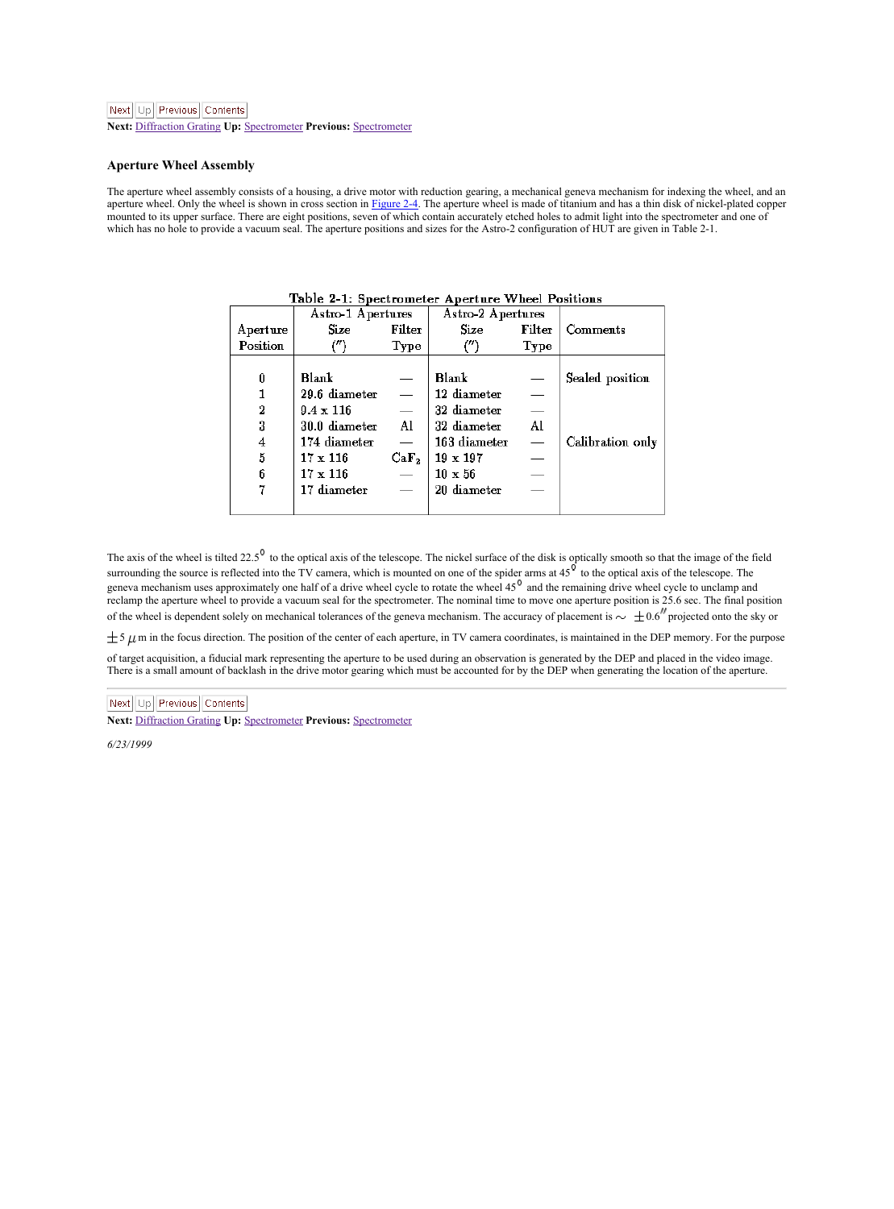Next: Diffraction Grating Up: Spectrometer Previous: Spectrometer

### Aperture Wheel Assembly

The aperture wheel assembly consists of a housing, a drive motor with reduction gearing, a mechanical geneva mechanism for indexing the wheel, and an aperture wheel. Only the wheel is shown in cross section in Figure 2-4. The aperture wheel is made of titanium and has a thin disk of nickel-plated copper mounted to its upper surface. There are eight positions, seven of which contain accurately etched holes to admit light into the spectrometer and one of which has no hole to provide a vacuum seal. The aperture positions and sizes for the Astro-2 configuration of HUT are given in Table 2-1.

Table 2-1: Spectrometer Aperture Wheel Positions

| Aperture Position | Astro-1 Apertures Size (″) | Filter Type | Astro-2 Apertures Size (″) | Filter Type | Comments |
|---|---|---|---|---|---|
| 0 | Blank | — | Blank | — | Sealed position |
| 1 | 29.6 diameter | — | 12 diameter | — | |
| 2 | 9.4 x 116 | — | 32 diameter | — | |
| 3 | 30.0 diameter | Al | 32 diameter | Al | |
| 4 | 174 diameter | — | 163 diameter | — | Calibration only |
| 5 | 17 x 116 | $CaF_2$ | 19 x 197 | — | |
| 6 | 17 x 116 | — | 10 x 56 | — | |
| 7 | 17 diameter | — | 20 diameter | — | |

The axis of the wheel is tilted 22.5$^{\circ}$ to the optical axis of the telescope. The nickel surface of the disk is optically smooth so that the image of the field surrounding the source is reflected into the TV camera, which is mounted on one of the spider arms at 45$^{\circ}$ to the optical axis of the telescope. The geneva mechanism uses approximately one half of a drive wheel cycle to rotate the wheel 45$^{\circ}$ and the remaining drive wheel cycle to unclamp and reclamp the aperture wheel to provide a vacuum seal for the spectrometer. The nominal time to move one aperture position is 25.6 sec. The final position of the wheel is dependent solely on mechanical tolerances of the geneva mechanism. The accuracy of placement is $\sim \pm 0.6''$ projected onto the sky or $\pm 5\ \mu$m in the focus direction. The position of the center of each aperture, in TV camera coordinates, is maintained in the DEP memory. For the purpose of target acquisition, a fiducial mark representing the aperture to be used during an observation is generated by the DEP and placed in the video image. There is a small amount of backlash in the drive motor gearing which must be accounted for by the DEP when generating the location of the aperture.

Next: Diffraction Grating Up: Spectrometer Previous: Spectrometer

*6/23/1999*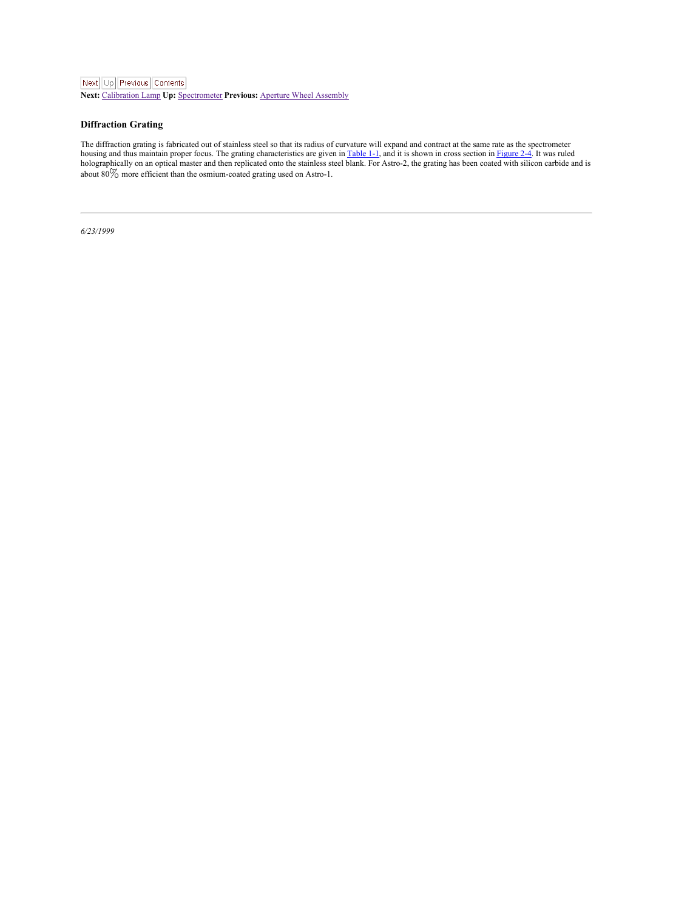Next Up Previous Contents

**Next:** Calibration Lamp **Up:** Spectrometer **Previous:** Aperture Wheel Assembly

### Diffraction Grating

The diffraction grating is fabricated out of stainless steel so that its radius of curvature will expand and contract at the same rate as the spectrometer housing and thus maintain proper focus. The grating characteristics are given in Table 1-1, and it is shown in cross section in Figure 2-4. It was ruled holographically on an optical master and then replicated onto the stainless steel blank. For Astro-2, the grating has been coated with silicon carbide and is about 80% more efficient than the osmium-coated grating used on Astro-1.

---

*6/23/1999*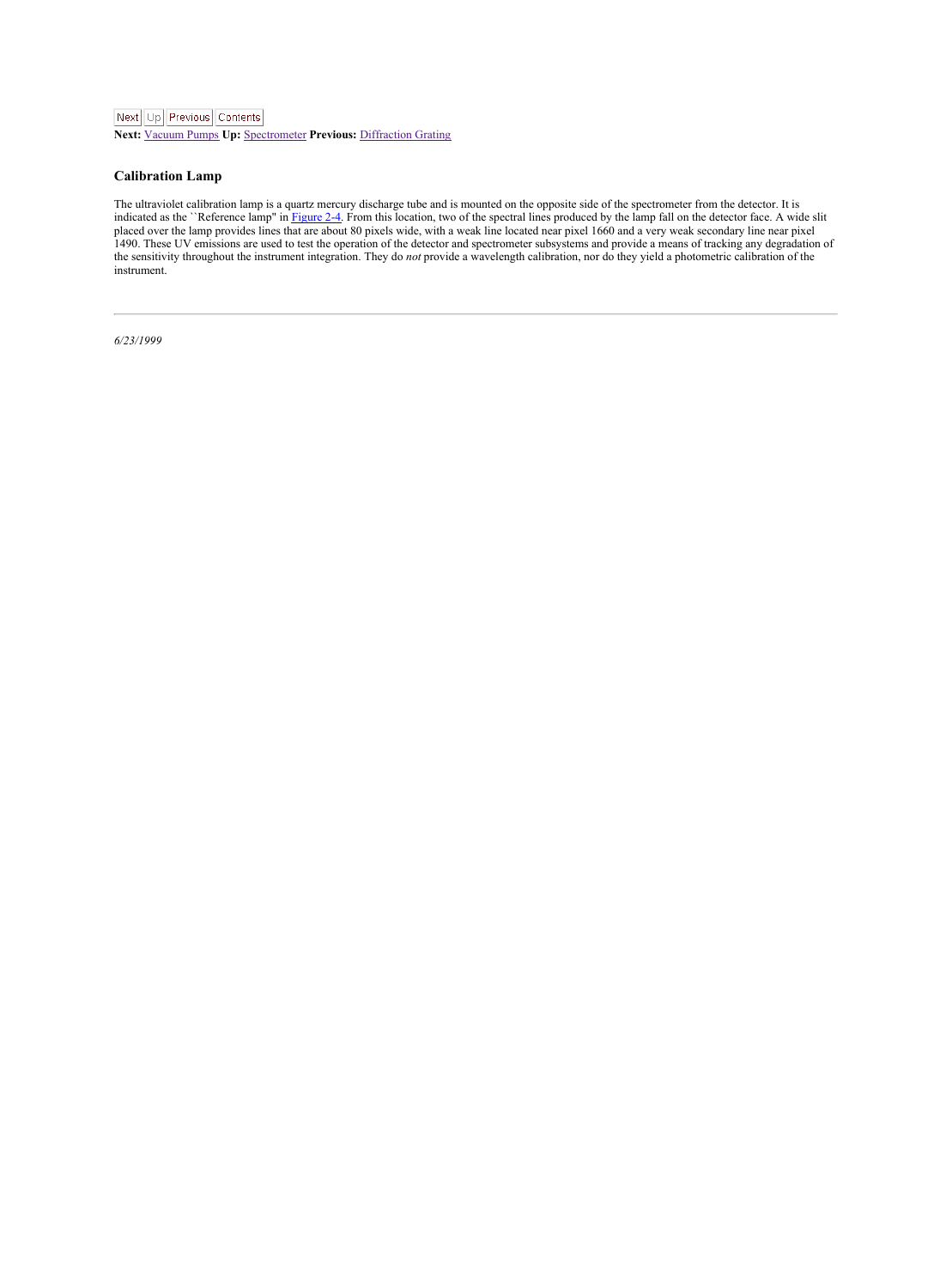Next Up Previous Contents
**Next:** Vacuum Pumps **Up:** Spectrometer **Previous:** Diffraction Grating

### Calibration Lamp

The ultraviolet calibration lamp is a quartz mercury discharge tube and is mounted on the opposite side of the spectrometer from the detector. It is indicated as the ``Reference lamp'' in Figure 2-4. From this location, two of the spectral lines produced by the lamp fall on the detector face. A wide slit placed over the lamp provides lines that are about 80 pixels wide, with a weak line located near pixel 1660 and a very weak secondary line near pixel 1490. These UV emissions are used to test the operation of the detector and spectrometer subsystems and provide a means of tracking any degradation of the sensitivity throughout the instrument integration. They do *not* provide a wavelength calibration, nor do they yield a photometric calibration of the instrument.

---

*6/23/1999*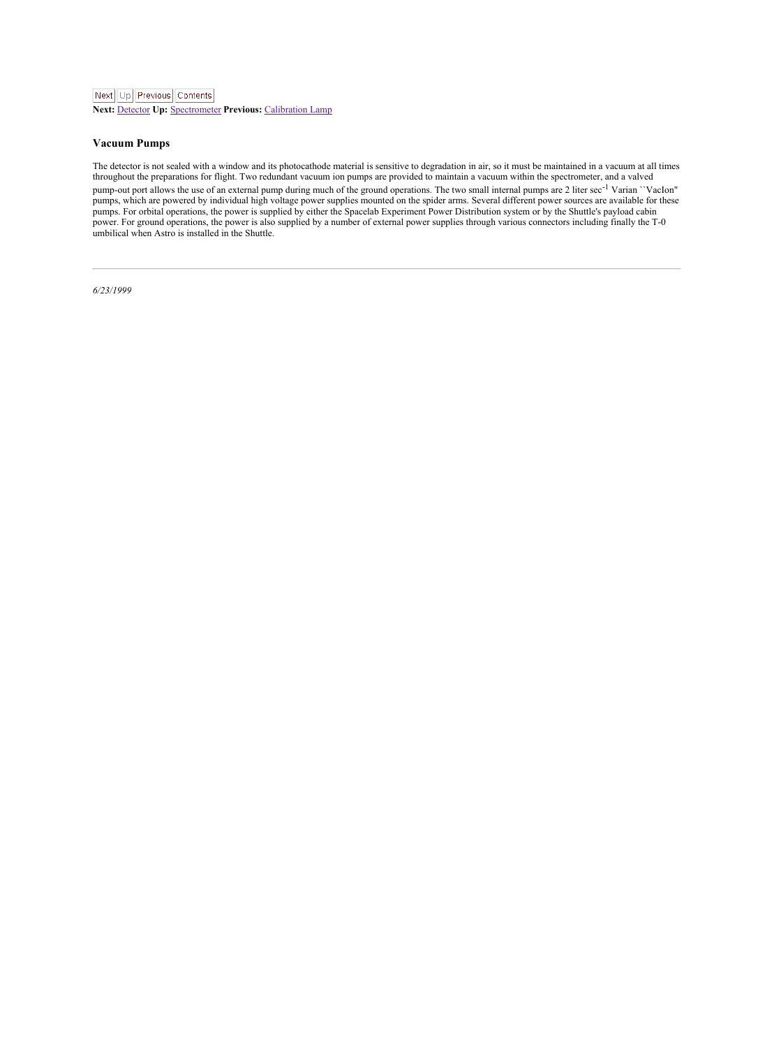Next: Detector Up: Spectrometer Previous: Calibration Lamp

### Vacuum Pumps

The detector is not sealed with a window and its photocathode material is sensitive to degradation in air, so it must be maintained in a vacuum at all times throughout the preparations for flight. Two redundant vacuum ion pumps are provided to maintain a vacuum within the spectrometer, and a valved pump-out port allows the use of an external pump during much of the ground operations. The two small internal pumps are 2 liter sec$^{-1}$ Varian ``VacIon'' pumps, which are powered by individual high voltage power supplies mounted on the spider arms. Several different power sources are available for these pumps. For orbital operations, the power is supplied by either the Spacelab Experiment Power Distribution system or by the Shuttle's payload cabin power. For ground operations, the power is also supplied by a number of external power supplies through various connectors including finally the T-0 umbilical when Astro is installed in the Shuttle.

---

*6/23/1999*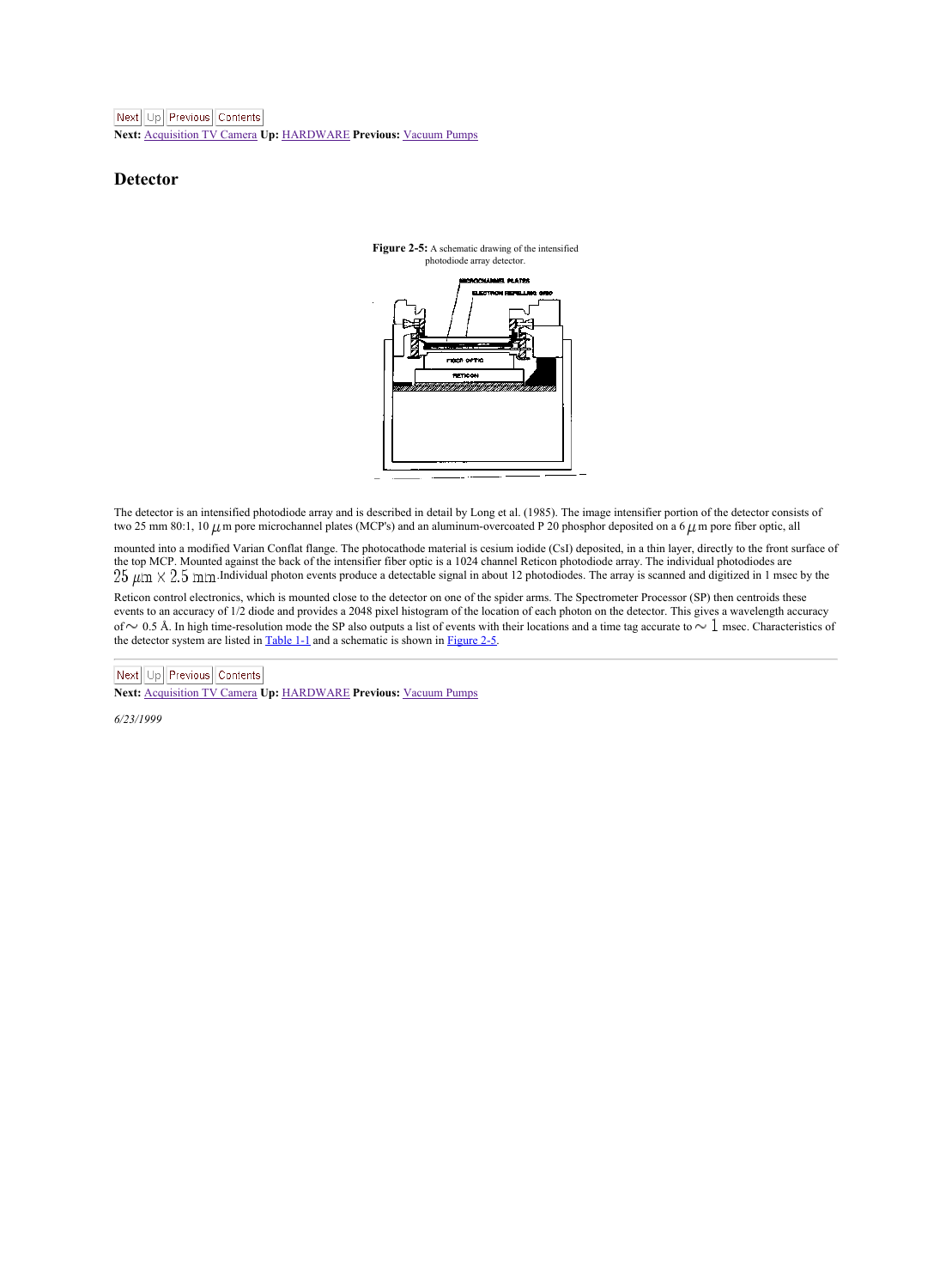Next: Acquisition TV Camera Up: HARDWARE Previous: Vacuum Pumps

## Detector

**Figure 2-5:** A schematic drawing of the intensified photodiode array detector.

The detector is an intensified photodiode array and is described in detail by Long et al. (1985). The image intensifier portion of the detector consists of two 25 mm 80:1, 10 $\mu$m pore microchannel plates (MCP's) and an aluminum-overcoated P 20 phosphor deposited on a 6 $\mu$m pore fiber optic, all mounted into a modified Varian Conflat flange. The photocathode material is cesium iodide (CsI) deposited, in a thin layer, directly to the front surface of the top MCP. Mounted against the back of the intensifier fiber optic is a 1024 channel Reticon photodiode array. The individual photodiodes are $25\ \mu\mathrm{m} \times 2.5\ \mathrm{mm}$. Individual photon events produce a detectable signal in about 12 photodiodes. The array is scanned and digitized in 1 msec by the Reticon control electronics, which is mounted close to the detector on one of the spider arms. The Spectrometer Processor (SP) then centroids these events to an accuracy of 1/2 diode and provides a 2048 pixel histogram of the location of each photon on the detector. This gives a wavelength accuracy of $\sim$ 0.5 Å. In high time-resolution mode the SP also outputs a list of events with their locations and a time tag accurate to $\sim 1$ msec. Characteristics of the detector system are listed in Table 1-1 and a schematic is shown in Figure 2-5.

Next: Acquisition TV Camera Up: HARDWARE Previous: Vacuum Pumps

*6/23/1999*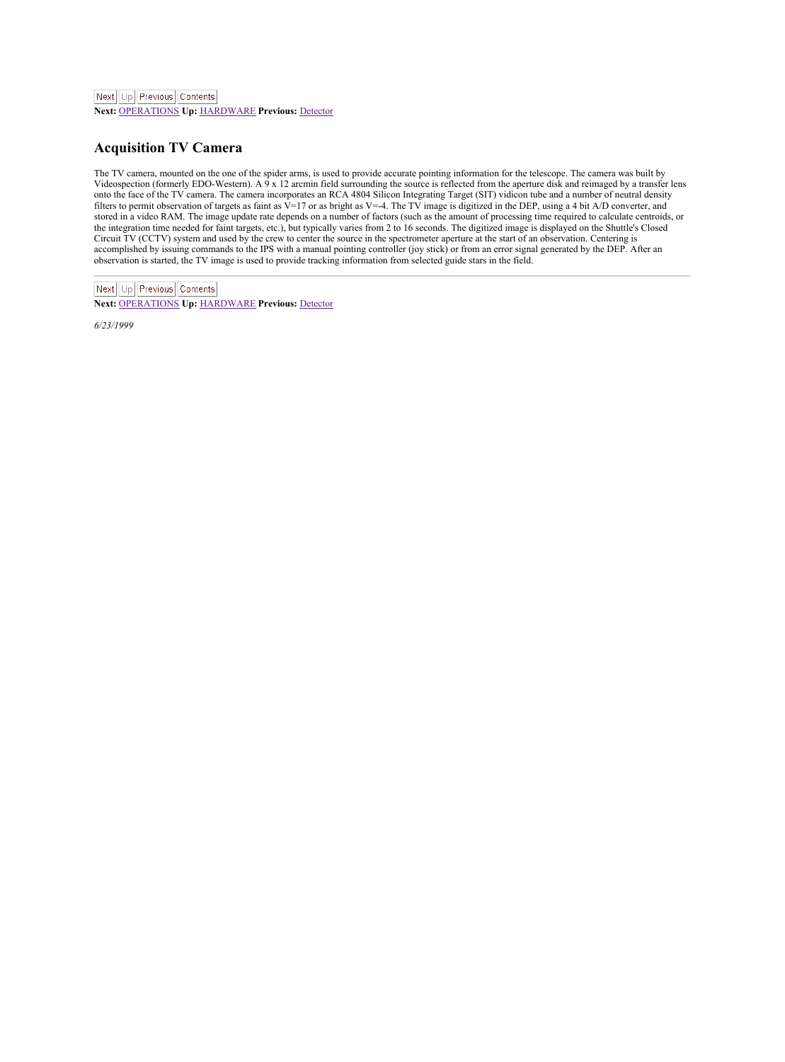Next: OPERATIONS Up: HARDWARE Previous: Detector

## Acquisition TV Camera

The TV camera, mounted on the one of the spider arms, is used to provide accurate pointing information for the telescope. The camera was built by Videospection (formerly EDO-Western). A 9 x 12 arcmin field surrounding the source is reflected from the aperture disk and reimaged by a transfer lens onto the face of the TV camera. The camera incorporates an RCA 4804 Silicon Integrating Target (SIT) vidicon tube and a number of neutral density filters to permit observation of targets as faint as V=17 or as bright as V=-4. The TV image is digitized in the DEP, using a 4 bit A/D converter, and stored in a video RAM. The image update rate depends on a number of factors (such as the amount of processing time required to calculate centroids, or the integration time needed for faint targets, etc.), but typically varies from 2 to 16 seconds. The digitized image is displayed on the Shuttle's Closed Circuit TV (CCTV) system and used by the crew to center the source in the spectrometer aperture at the start of an observation. Centering is accomplished by issuing commands to the IPS with a manual pointing controller (joy stick) or from an error signal generated by the DEP. After an observation is started, the TV image is used to provide tracking information from selected guide stars in the field.

---

Next: OPERATIONS Up: HARDWARE Previous: Detector

*6/23/1999*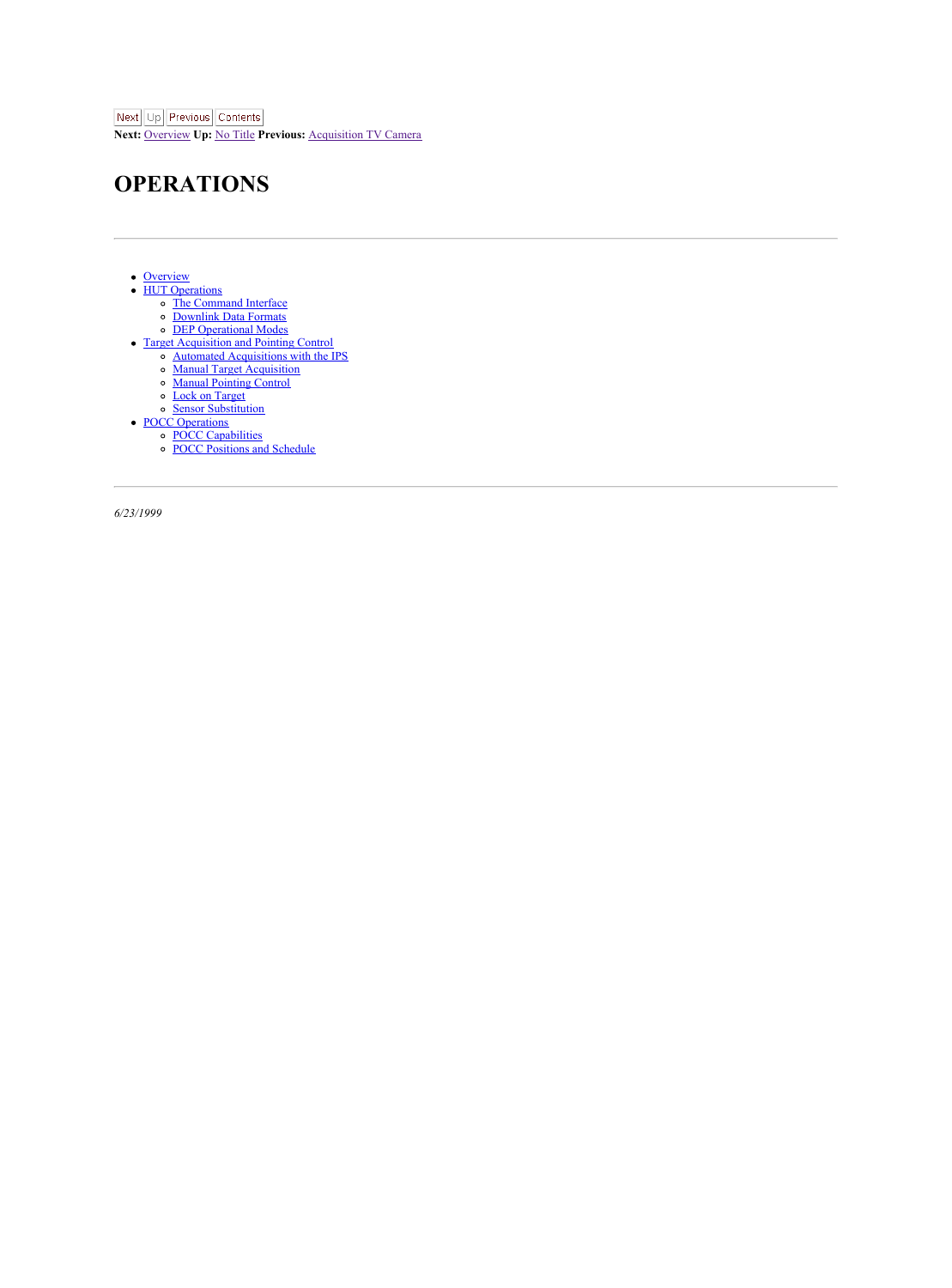Next Up Previous Contents

**Next:** Overview **Up:** No Title **Previous:** Acquisition TV Camera

# OPERATIONS

---

- Overview
- HUT Operations
  - The Command Interface
  - Downlink Data Formats
  - DEP Operational Modes
- Target Acquisition and Pointing Control
  - Automated Acquisitions with the IPS
  - Manual Target Acquisition
  - Manual Pointing Control
  - Lock on Target
  - Sensor Substitution
- POCC Operations
  - POCC Capabilities
  - POCC Positions and Schedule

---

*6/23/1999*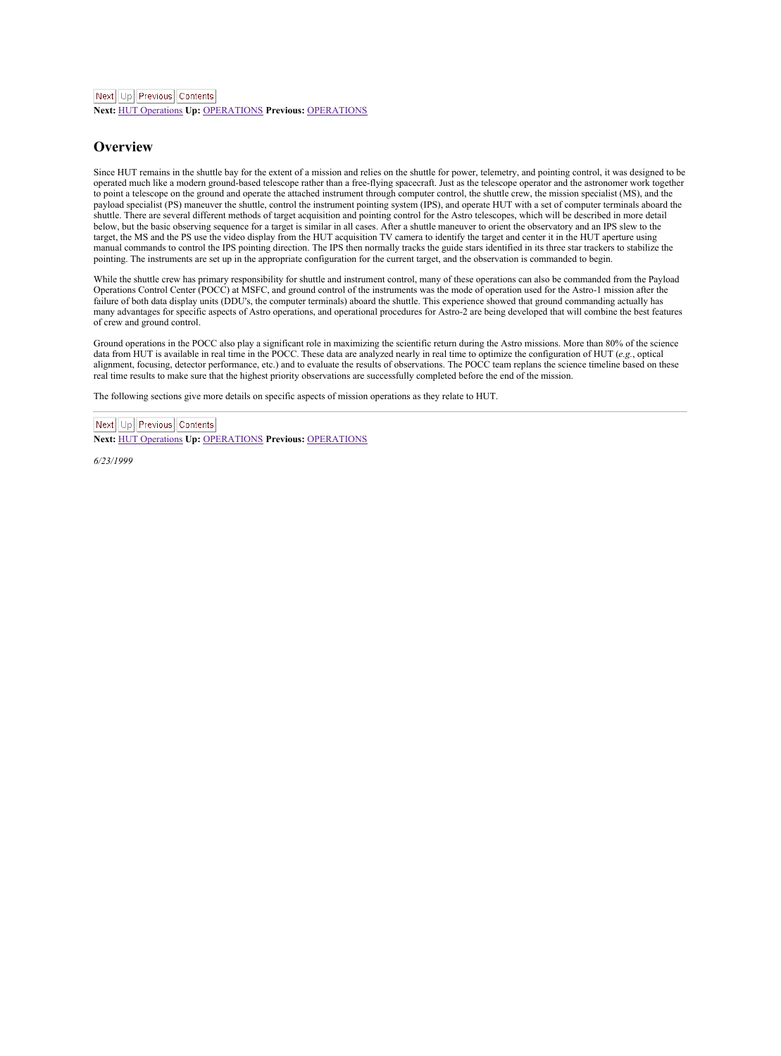## Overview

Since HUT remains in the shuttle bay for the extent of a mission and relies on the shuttle for power, telemetry, and pointing control, it was designed to be operated much like a modern ground-based telescope rather than a free-flying spacecraft. Just as the telescope operator and the astronomer work together to point a telescope on the ground and operate the attached instrument through computer control, the shuttle crew, the mission specialist (MS), and the payload specialist (PS) maneuver the shuttle, control the instrument pointing system (IPS), and operate HUT with a set of computer terminals aboard the shuttle. There are several different methods of target acquisition and pointing control for the Astro telescopes, which will be described in more detail below, but the basic observing sequence for a target is similar in all cases. After a shuttle maneuver to orient the observatory and an IPS slew to the target, the MS and the PS use the video display from the HUT acquisition TV camera to identify the target and center it in the HUT aperture using manual commands to control the IPS pointing direction. The IPS then normally tracks the guide stars identified in its three star trackers to stabilize the pointing. The instruments are set up in the appropriate configuration for the current target, and the observation is commanded to begin.

While the shuttle crew has primary responsibility for shuttle and instrument control, many of these operations can also be commanded from the Payload Operations Control Center (POCC) at MSFC, and ground control of the instruments was the mode of operation used for the Astro-1 mission after the failure of both data display units (DDU's, the computer terminals) aboard the shuttle. This experience showed that ground commanding actually has many advantages for specific aspects of Astro operations, and operational procedures for Astro-2 are being developed that will combine the best features of crew and ground control.

Ground operations in the POCC also play a significant role in maximizing the scientific return during the Astro missions. More than 80% of the science data from HUT is available in real time in the POCC. These data are analyzed nearly in real time to optimize the configuration of HUT (*e.g.*, optical alignment, focusing, detector performance, etc.) and to evaluate the results of observations. The POCC team replans the science timeline based on these real time results to make sure that the highest priority observations are successfully completed before the end of the mission.

The following sections give more details on specific aspects of mission operations as they relate to HUT.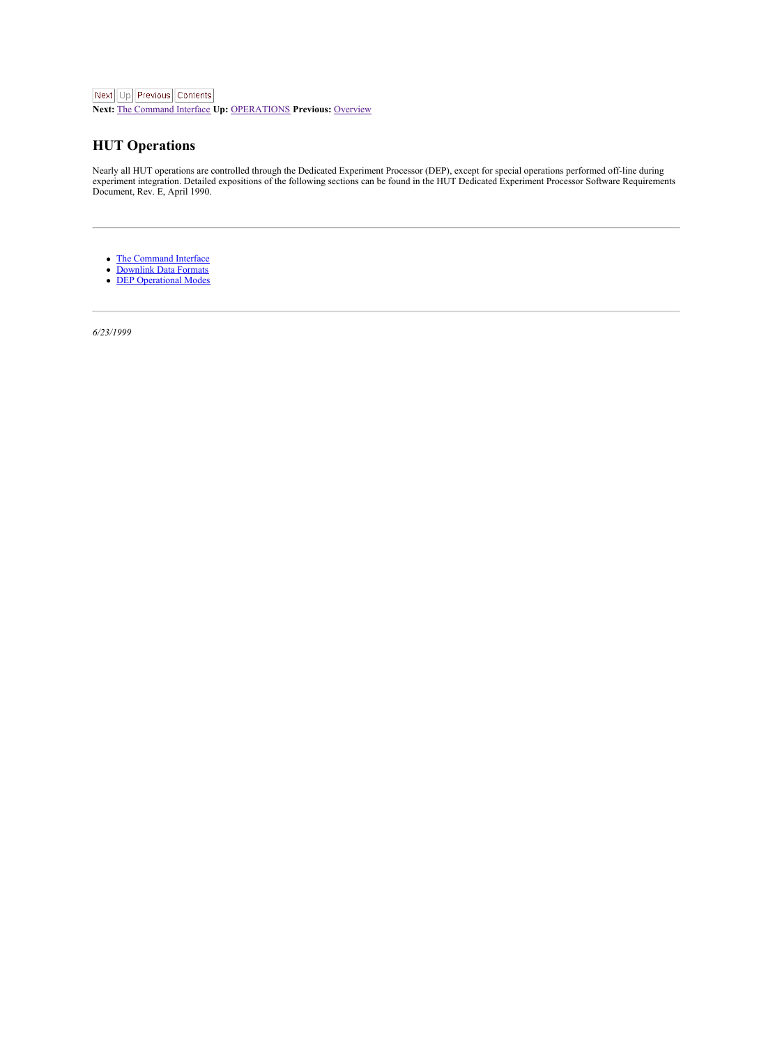Next Up Previous Contents

**Next:** The Command Interface **Up:** OPERATIONS **Previous:** Overview

## HUT Operations

Nearly all HUT operations are controlled through the Dedicated Experiment Processor (DEP), except for special operations performed off-line during experiment integration. Detailed expositions of the following sections can be found in the HUT Dedicated Experiment Processor Software Requirements Document, Rev. E, April 1990.

---

- The Command Interface
- Downlink Data Formats
- DEP Operational Modes

---

*6/23/1999*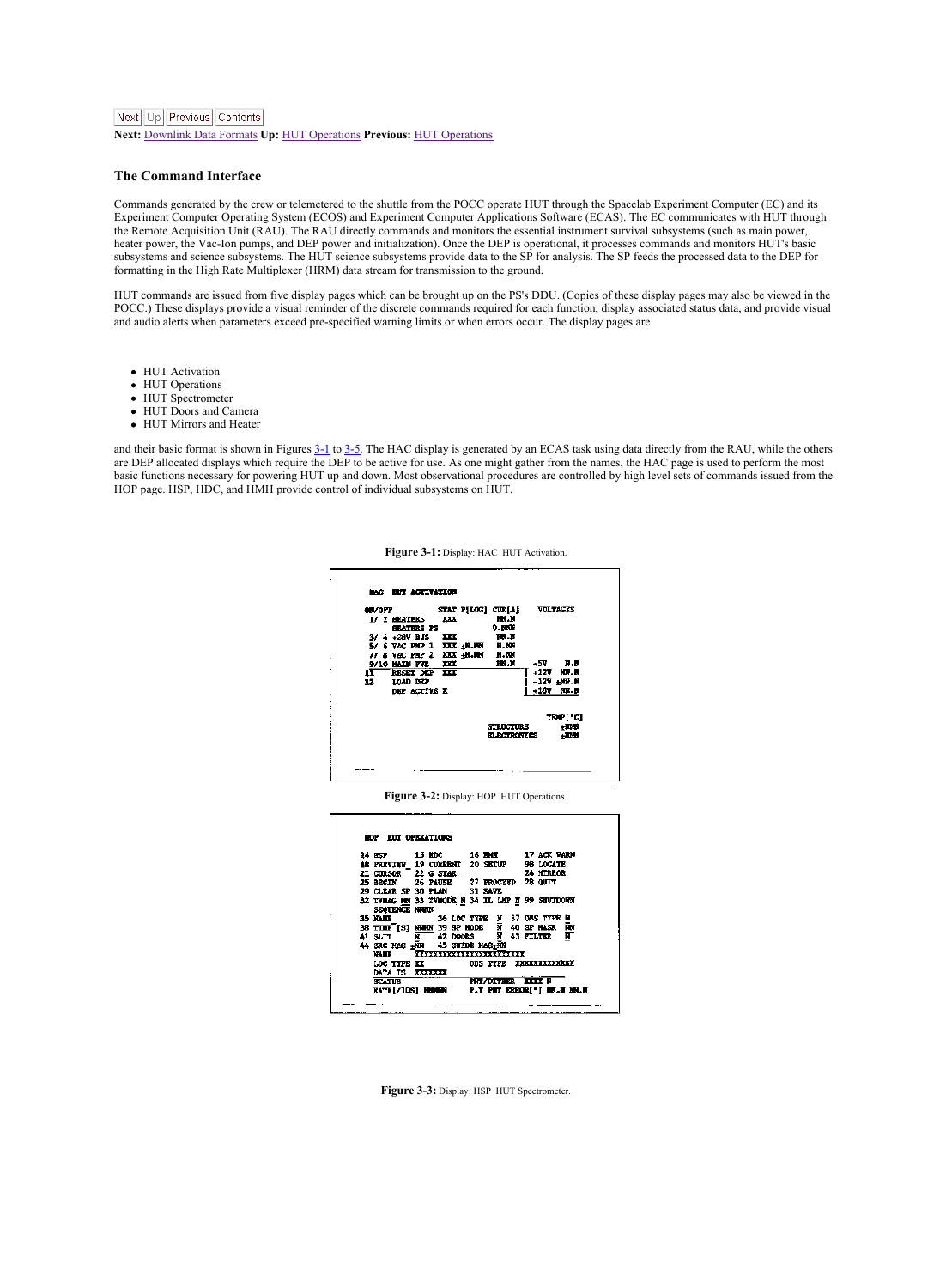Next Up Previous Contents

**Next:** Downlink Data Formats **Up:** HUT Operations **Previous:** HUT Operations

### The Command Interface

Commands generated by the crew or telemetered to the shuttle from the POCC operate HUT through the Spacelab Experiment Computer (EC) and its Experiment Computer Operating System (ECOS) and Experiment Computer Applications Software (ECAS). The EC communicates with HUT through the Remote Acquisition Unit (RAU). The RAU directly commands and monitors the essential instrument survival subsystems (such as main power, heater power, the Vac-Ion pumps, and DEP power and initialization). Once the DEP is operational, it processes commands and monitors HUT's basic subsystems and science subsystems. The HUT science subsystems provide data to the SP for analysis. The SP feeds the processed data to the DEP for formatting in the High Rate Multiplexer (HRM) data stream for transmission to the ground.

HUT commands are issued from five display pages which can be brought up on the PS's DDU. (Copies of these display pages may also be viewed in the POCC.) These displays provide a visual reminder of the discrete commands required for each function, display associated status data, and provide visual and audio alerts when parameters exceed pre-specified warning limits or when errors occur. The display pages are

- HUT Activation
- HUT Operations
- HUT Spectrometer
- HUT Doors and Camera
- HUT Mirrors and Heater

and their basic format is shown in Figures 3-1 to 3-5. The HAC display is generated by an ECAS task using data directly from the RAU, while the others are DEP allocated displays which require the DEP to be active for use. As one might gather from the names, the HAC page is used to perform the most basic functions necessary for powering HUT up and down. Most observational procedures are controlled by high level sets of commands issued from the HOP page. HSP, HDC, and HMH provide control of individual subsystems on HUT.

**Figure 3-1:** Display: HAC HUT Activation.

```
HAC  HUT ACTIVATION

ON/OFF          STAT P[LOG] CUR[A]     VOLTAGES
 1/ 2 HEATERS    XXX         NN.N
      HEATERS PS             0.NNN
 3/ 4 +28V BUS   XXX         NN.N
 5/ 6 VAC PMP 1  XXX ±N.NN   N.NN
 7/ 8 VAC PMP 2  XXX ±N.NN   N.NN
 9/10 MAIN PWR   XXX         NN.N      +5V    N.N
11    RESET DEP  XXX                 | +12V   NN.N
12    LOAD DEP                       | -12V  ±NN.N
      DEP ACTIVE X                   | +18V   NN.N

                                         TEMP[°C]
                         STRUCTURE         ±NNN
                         ELECTRONICS       ±NNN
```

**Figure 3-2:** Display: HOP HUT Operations.

```
HOP  HUT OPERATIONS

14 HSP       15 HDC      16 HMH      17 ACK WARN
18 PREVIEW_  19 CURRENT  20 SETUP    98 LOCATE
21 CURSOR    22 G STAR_              24 MIRROR
25 BEGIN     26 PAUSE    27 PROCEED  28 QUIT
29 CLEAR SP  30 PLAN     31 SAVE
32 TVMAG NN 33 TVMODE N 34 IL LMP N 99 SHUTDOWN
   SEQUENCE NNNN
35 NAME          36 LOC TYPE  N   37 OBS TYPE N
38 TIME [S] NNNN 39 SP MODE   N   40 SP MASK  NN
41 SLIT     N    42 DOORS     N   43 FILTER   N
44 SRC MAG ±NN   45 GUIDE MAG±NN
   NAME      YYYYYYYYYYYYYYYYYYYYYYYY
   LOC TYPE XX          OBS TYPE  XXXXXXXXXXXXX
   DATA IS  XXXXXXX
   STATUS               PNT/DITHER  XXXX N
   RATE[/IOS] NNNNN     P,Y PNT ERROR["] NN.N NN.N
```

**Figure 3-3:** Display: HSP HUT Spectrometer.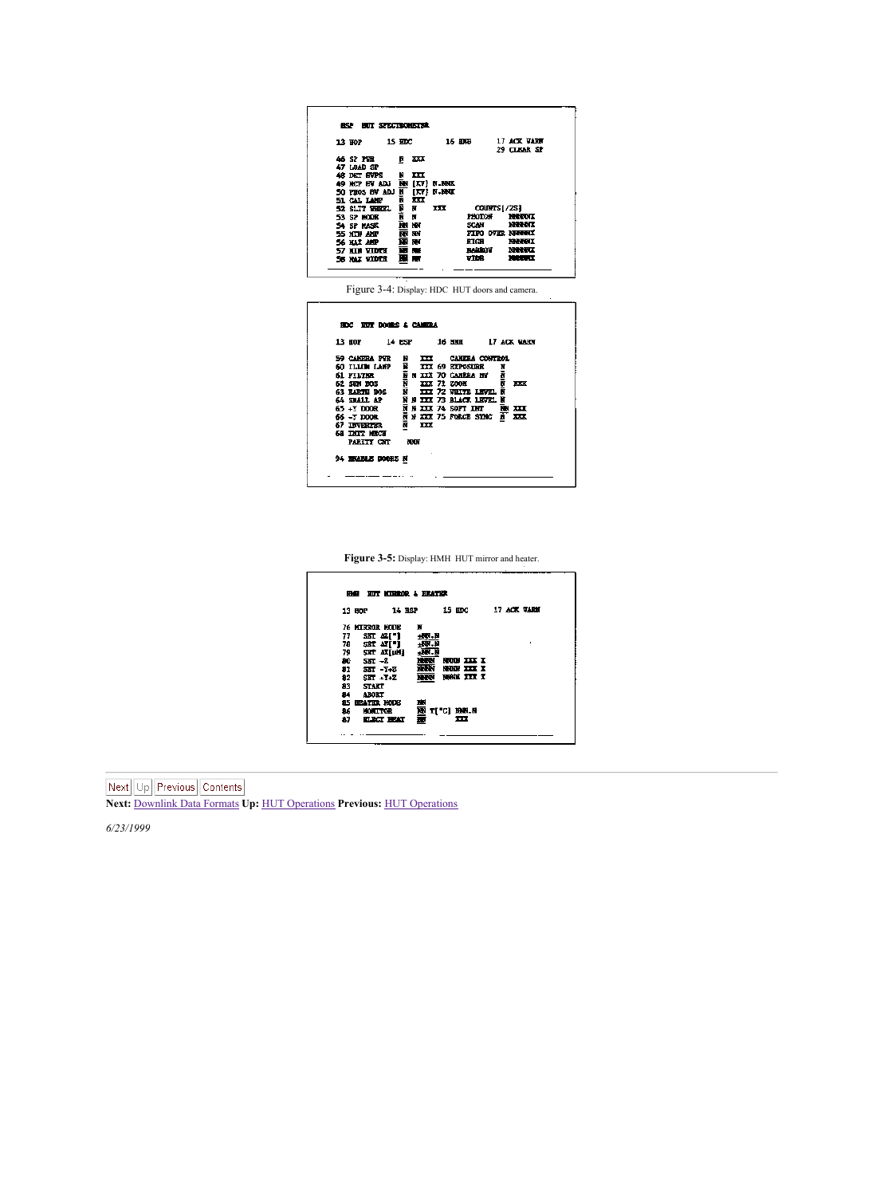```
HSP  HUT SPECTROMETER

13 HOP        15 HDC            16 HMH         17 ACK WARN
                                               29 CLEAR SP

46 SP PWR        N  XXX
47 LOAD SP
48 DET SVPS      N  XXX
49 MCP HV ADJ    NN  [KV]  N.NNN
50 PHOS HV ADJ   N   [KV]  N.NNN
51 CAL LAMP      N  XXX
52 SLIT WHEEL    N  N      XXX        COUNTS[/2S]
53 SP MODE       N  N              PHOTON      NNNNNX
54 SP MASK       NN NN             SCAN        NNNNNX
55 MIN AMP       NN NN             FIFO OVER   NNNNNX
56 MAX AMP       NN NN             HIGH        NNNNNX
57 MIN WIDTH     NN NN             NARROW      NNNNNX
58 MAX WIDTH     NN NN             WIDE        NNNNNX
```

Figure 3-4: Display: HDC HUT doors and camera.

```
HDC  HUT DOORS & CAMERA

13 HOP        14 HSP            16 HMH         17 ACK WARN

59 CAMERA PWR    N      XXX      CAMERA CONTROL
60 ILLUM LAMP    N      XXX 69 EXPOSURE      N
61 FILTER        N N    XXX 70 CAMERA HV     N
62 SUN DOS       N      XXX 71 ZOOM          N  XXX
63 EARTH DOS     N      XXX 72 WHITE LEVEL   N
64 SMALL AP      N N    XXX 73 BLACK LEVEL   N
65 +Y DOOR       N N    XXX 74 SOFT INT      NN XXX
66 -Y DOOR       N N    XXX 75 FORCE SYNC    N  XXX
67 INVERTER      N      XXX
68 INIT MECH
   PARITY CNT       NNN

94 ENABLE DOORS N
```

**Figure 3-5:** Display: HMH HUT mirror and heater.

```
HMH  HUT MIRROR & HEATER

13 HOP        14 HSP            15 HDC         17 ACK WARN

76 MIRROR MODE       N
77    SET ΔZ["]      ±NN.N
78    SET ΔY["]      ±NN.N
79    SET ΔX[μM]     ±NN.N
80    SET -Z         NNNN    NNNN XXX X
81    SET -Y+Z       NNNN    NNNN XXX X
82    SET +Y+Z       NNNN    NNNN XXX X
83    START
84    ABORT
85 HEATER MODE       NN
86    MONITOR        NN  T[°C] NNN.N
87    ELECT HEAT     NN          XXX
```

Next | Up | Previous | Contents

**Next:** Downlink Data Formats **Up:** HUT Operations **Previous:** HUT Operations

*6/23/1999*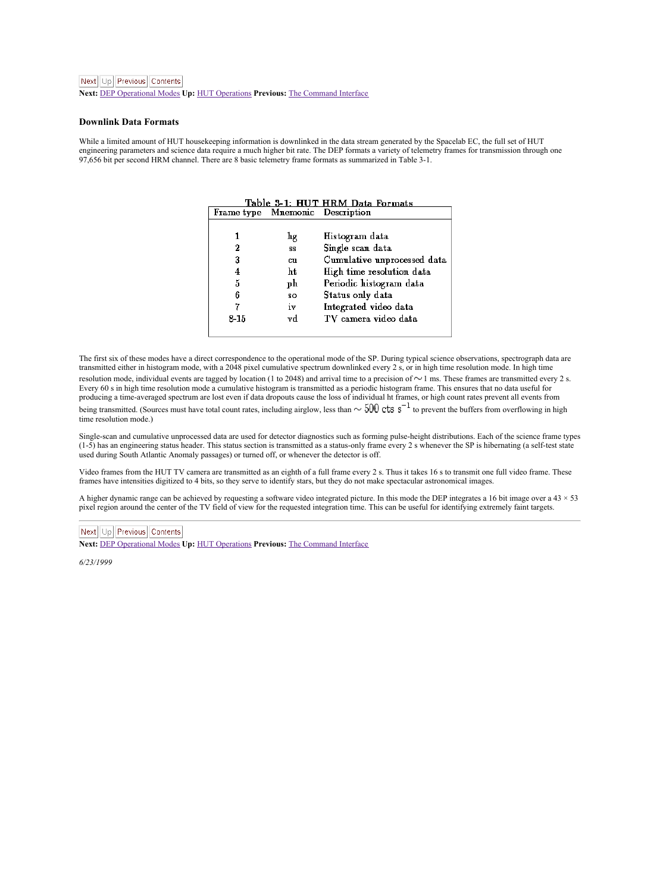Next: DEP Operational Modes **Up:** HUT Operations **Previous:** The Command Interface

### Downlink Data Formats

While a limited amount of HUT housekeeping information is downlinked in the data stream generated by the Spacelab EC, the full set of HUT engineering parameters and science data require a much higher bit rate. The DEP formats a variety of telemetry frames for transmission through one 97,656 bit per second HRM channel. There are 8 basic telemetry frame formats as summarized in Table 3-1.

Table 3-1: HUT HRM Data Formats

| Frame type | Mnemonic | Description |
|---|---|---|
| 1 | hg | Histogram data |
| 2 | ss | Single scan data |
| 3 | cu | Cumulative unprocessed data |
| 4 | ht | High time resolution data |
| 5 | ph | Periodic histogram data |
| 6 | so | Status only data |
| 7 | iv | Integrated video data |
| 8-15 | vd | TV camera video data |

The first six of these modes have a direct correspondence to the operational mode of the SP. During typical science observations, spectrograph data are transmitted either in histogram mode, with a 2048 pixel cumulative spectrum downlinked every 2 s, or in high time resolution mode. In high time resolution mode, individual events are tagged by location (1 to 2048) and arrival time to a precision of $\sim$1 ms. These frames are transmitted every 2 s. Every 60 s in high time resolution mode a cumulative histogram is transmitted as a periodic histogram frame. This ensures that no data useful for producing a time-averaged spectrum are lost even if data dropouts cause the loss of individual ht frames, or high count rates prevent all events from being transmitted. (Sources must have total count rates, including airglow, less than $\sim 500$ cts s$^{-1}$ to prevent the buffers from overflowing in high time resolution mode.)

Single-scan and cumulative unprocessed data are used for detector diagnostics such as forming pulse-height distributions. Each of the science frame types (1-5) has an engineering status header. This status section is transmitted as a status-only frame every 2 s whenever the SP is hibernating (a self-test state used during South Atlantic Anomaly passages) or turned off, or whenever the detector is off.

Video frames from the HUT TV camera are transmitted as an eighth of a full frame every 2 s. Thus it takes 16 s to transmit one full video frame. These frames have intensities digitized to 4 bits, so they serve to identify stars, but they do not make spectacular astronomical images.

A higher dynamic range can be achieved by requesting a software video integrated picture. In this mode the DEP integrates a 16 bit image over a 43 × 53 pixel region around the center of the TV field of view for the requested integration time. This can be useful for identifying extremely faint targets.

---

Next: DEP Operational Modes **Up:** HUT Operations **Previous:** The Command Interface

*6/23/1999*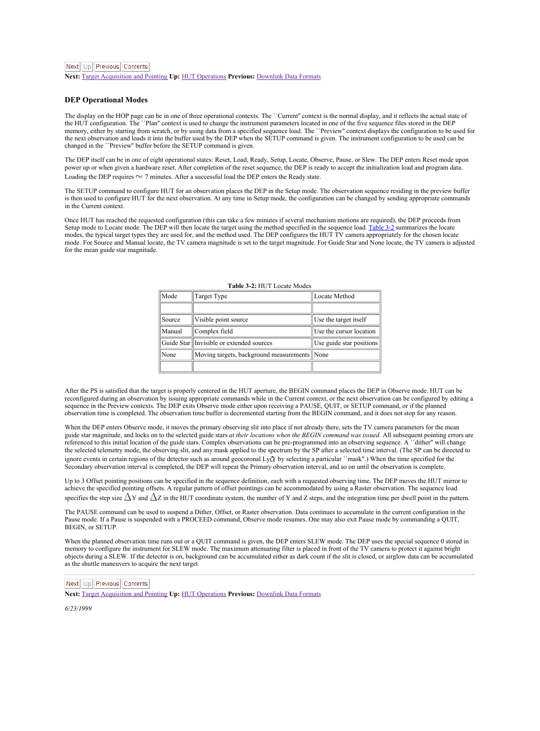Next Up Previous Contents

**Next:** Target Acquisition and Pointing **Up:** HUT Operations **Previous:** Downlink Data Formats

### DEP Operational Modes

The display on the HOP page can be in one of three operational contexts. The ``Current'' context is the normal display, and it reflects the actual state of the HUT configuration. The ``Plan'' context is used to change the instrument parameters located in one of the five sequence files stored in the DEP memory, either by starting from scratch, or by using data from a specified sequence load. The ``Preview'' context displays the configuration to be used for the next observation and loads it into the buffer used by the DEP when the SETUP command is given. The instrument configuration to be used can be changed in the ``Preview'' buffer before the SETUP command is given.

The DEP itself can be in one of eight operational states: Reset, Load, Ready, Setup, Locate, Observe, Pause, or Slew. The DEP enters Reset mode upon power up or when given a hardware reset. After completion of the reset sequence, the DEP is ready to accept the initialization load and program data. Loading the DEP requires $\sim$ 7 minutes. After a successful load the DEP enters the Ready state.

The SETUP command to configure HUT for an observation places the DEP in the Setup mode. The observation sequence residing in the preview buffer is then used to configure HUT for the next observation. At any time in Setup mode, the configuration can be changed by sending appropriate commands in the Current context.

Once HUT has reached the requested configuration (this can take a few minutes if several mechanism motions are required), the DEP proceeds from Setup mode to Locate mode. The DEP will then locate the target using the method specified in the sequence load. Table 3-2 summarizes the locate modes, the typical target types they are used for, and the method used. The DEP configures the HUT TV camera appropriately for the chosen locate mode. For Source and Manual locate, the TV camera magnitude is set to the target magnitude. For Guide Star and None locate, the TV camera is adjusted for the mean guide star magnitude.

**Table 3-2:** HUT Locate Modes

| Mode | Target Type | Locate Method |
| --- | --- | --- |
| | | |
| Source | Visible point source | Use the target itself |
| Manual | Complex field | Use the cursor location |
| Guide Star | Invisible or extended sources | Use guide star positions |
| None | Moving targets, background measurements | None |
| | | |

After the PS is satisfied that the target is properly centered in the HUT aperture, the BEGIN command places the DEP in Observe mode. HUT can be reconfigured during an observation by issuing appropriate commands while in the Current context, or the next observation can be configured by editing a sequence in the Preview contexts. The DEP exits Observe mode either upon receiving a PAUSE, QUIT, or SETUP command, or if the planned observation time is completed. The observation time buffer is decremented starting from the BEGIN command, and it does not stop for any reason.

When the DEP enters Observe mode, it moves the primary observing slit into place if not already there, sets the TV camera parameters for the mean guide star magnitude, and locks on to the selected guide stars *at their locations when the BEGIN command was issued.* All subsequent pointing errors are referenced to this initial location of the guide stars. Complex observations can be pre-programmed into an observing sequence. A ``dither'' will change the selected telemetry mode, the observing slit, and any mask applied to the spectrum by the SP after a selected time interval. (The SP can be directed to ignore events in certain regions of the detector such as around geocoronal Ly$\alpha$ by selecting a particular ``mask''.) When the time specified for the Secondary observation interval is completed, the DEP will repeat the Primary observation interval, and so on until the observation is complete.

Up to 3 Offset pointing positions can be specified in the sequence definition, each with a requested observing time. The DEP moves the HUT mirror to achieve the specified pointing offsets. A regular pattern of offset pointings can be accommodated by using a Raster observation. The sequence load specifies the step size $\Delta$Y and $\Delta$Z in the HUT coordinate system, the number of Y and Z steps, and the integration time per dwell point in the pattern.

The PAUSE command can be used to suspend a Dither, Offset, or Raster observation. Data continues to accumulate in the current configuration in the Pause mode. If a Pause is suspended with a PROCEED command, Observe mode resumes. One may also exit Pause mode by commanding a QUIT, BEGIN, or SETUP.

When the planned observation time runs out or a QUIT command is given, the DEP enters SLEW mode. The DEP uses the special sequence 0 stored in memory to configure the instrument for SLEW mode. The maximum attenuating filter is placed in front of the TV camera to protect it against bright objects during a SLEW. If the detector is on, background can be accumulated either as dark count if the slit is closed, or airglow data can be accumulated as the shuttle maneuvers to acquire the next target.

---

Next Up Previous Contents

**Next:** Target Acquisition and Pointing **Up:** HUT Operations **Previous:** Downlink Data Formats

*6/23/1999*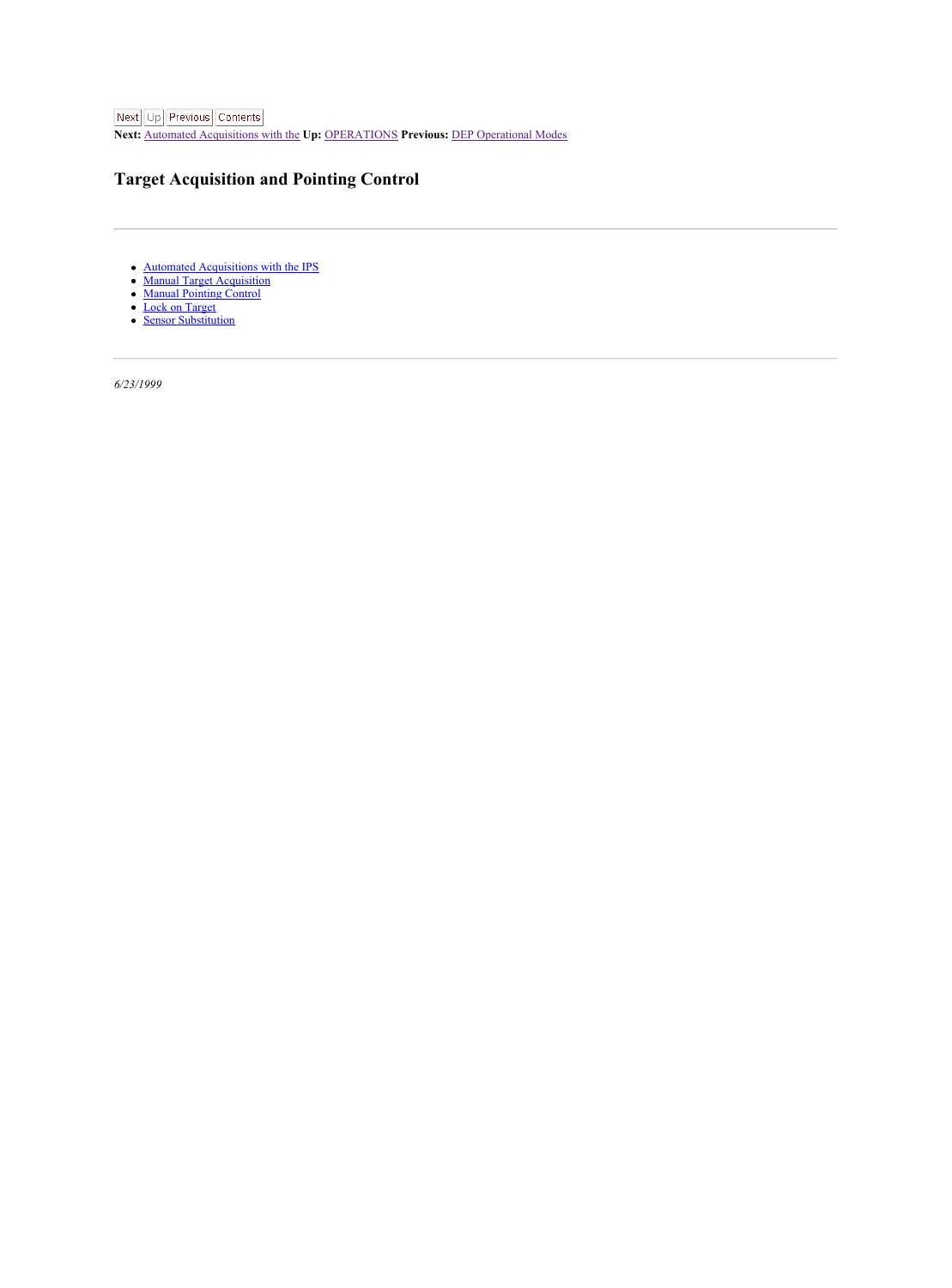Next Up Previous Contents

**Next:** Automated Acquisitions with the **Up:** OPERATIONS **Previous:** DEP Operational Modes

# Target Acquisition and Pointing Control

---

- Automated Acquisitions with the IPS
- Manual Target Acquisition
- Manual Pointing Control
- Lock on Target
- Sensor Substitution

---

*6/23/1999*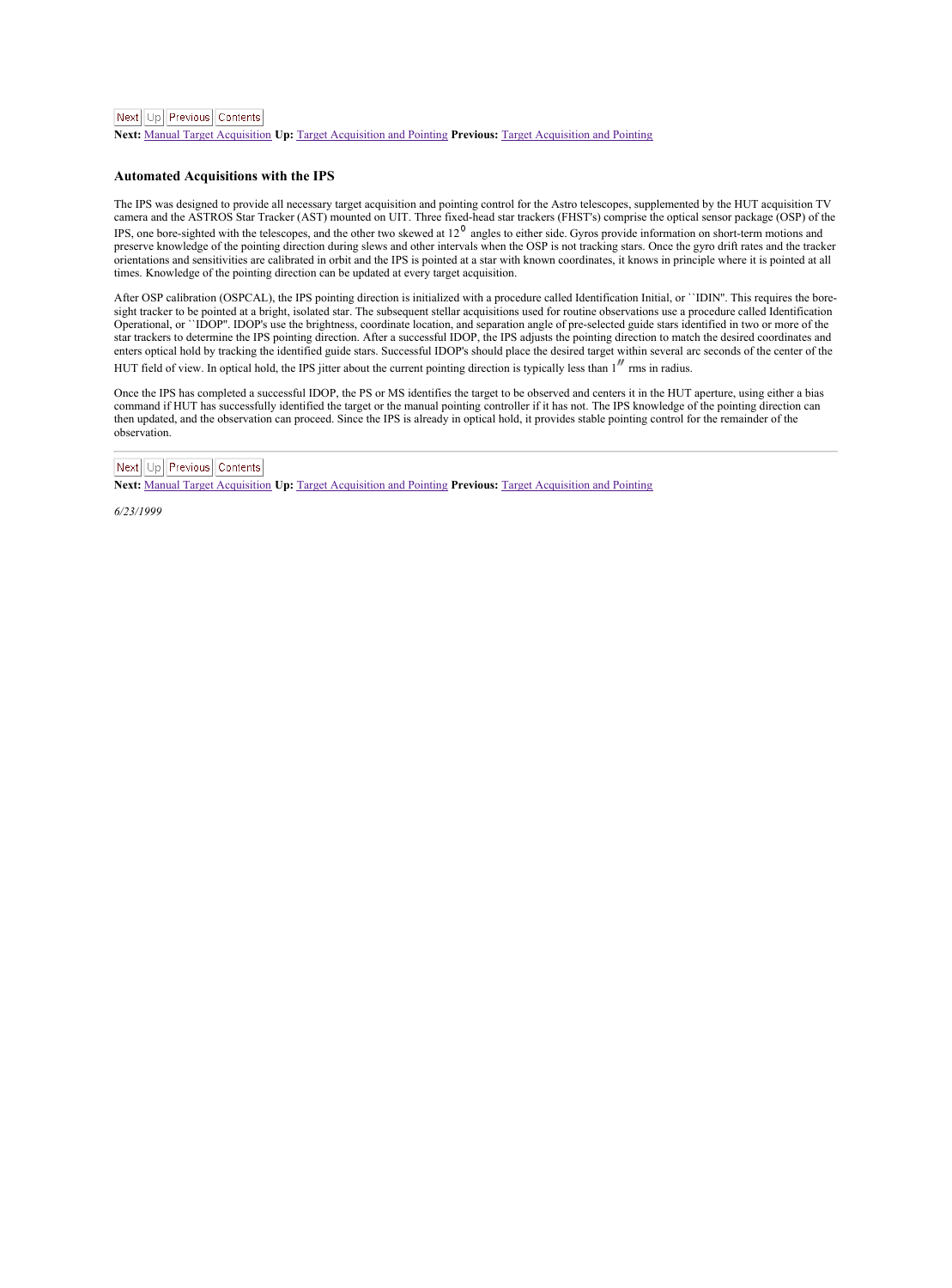**Next:** Manual Target Acquisition **Up:** Target Acquisition and Pointing **Previous:** Target Acquisition and Pointing

### Automated Acquisitions with the IPS

The IPS was designed to provide all necessary target acquisition and pointing control for the Astro telescopes, supplemented by the HUT acquisition TV camera and the ASTROS Star Tracker (AST) mounted on UIT. Three fixed-head star trackers (FHST's) comprise the optical sensor package (OSP) of the IPS, one bore-sighted with the telescopes, and the other two skewed at $12^{0}$ angles to either side. Gyros provide information on short-term motions and preserve knowledge of the pointing direction during slews and other intervals when the OSP is not tracking stars. Once the gyro drift rates and the tracker orientations and sensitivities are calibrated in orbit and the IPS is pointed at a star with known coordinates, it knows in principle where it is pointed at all times. Knowledge of the pointing direction can be updated at every target acquisition.

After OSP calibration (OSPCAL), the IPS pointing direction is initialized with a procedure called Identification Initial, or ``IDIN''. This requires the bore-sight tracker to be pointed at a bright, isolated star. The subsequent stellar acquisitions used for routine observations use a procedure called Identification Operational, or ``IDOP''. IDOP's use the brightness, coordinate location, and separation angle of pre-selected guide stars identified in two or more of the star trackers to determine the IPS pointing direction. After a successful IDOP, the IPS adjusts the pointing direction to match the desired coordinates and enters optical hold by tracking the identified guide stars. Successful IDOP's should place the desired target within several arc seconds of the center of the HUT field of view. In optical hold, the IPS jitter about the current pointing direction is typically less than $1''$ rms in radius.

Once the IPS has completed a successful IDOP, the PS or MS identifies the target to be observed and centers it in the HUT aperture, using either a bias command if HUT has successfully identified the target or the manual pointing controller if it has not. The IPS knowledge of the pointing direction can then updated, and the observation can proceed. Since the IPS is already in optical hold, it provides stable pointing control for the remainder of the observation.

---

**Next:** Manual Target Acquisition **Up:** Target Acquisition and Pointing **Previous:** Target Acquisition and Pointing

*6/23/1999*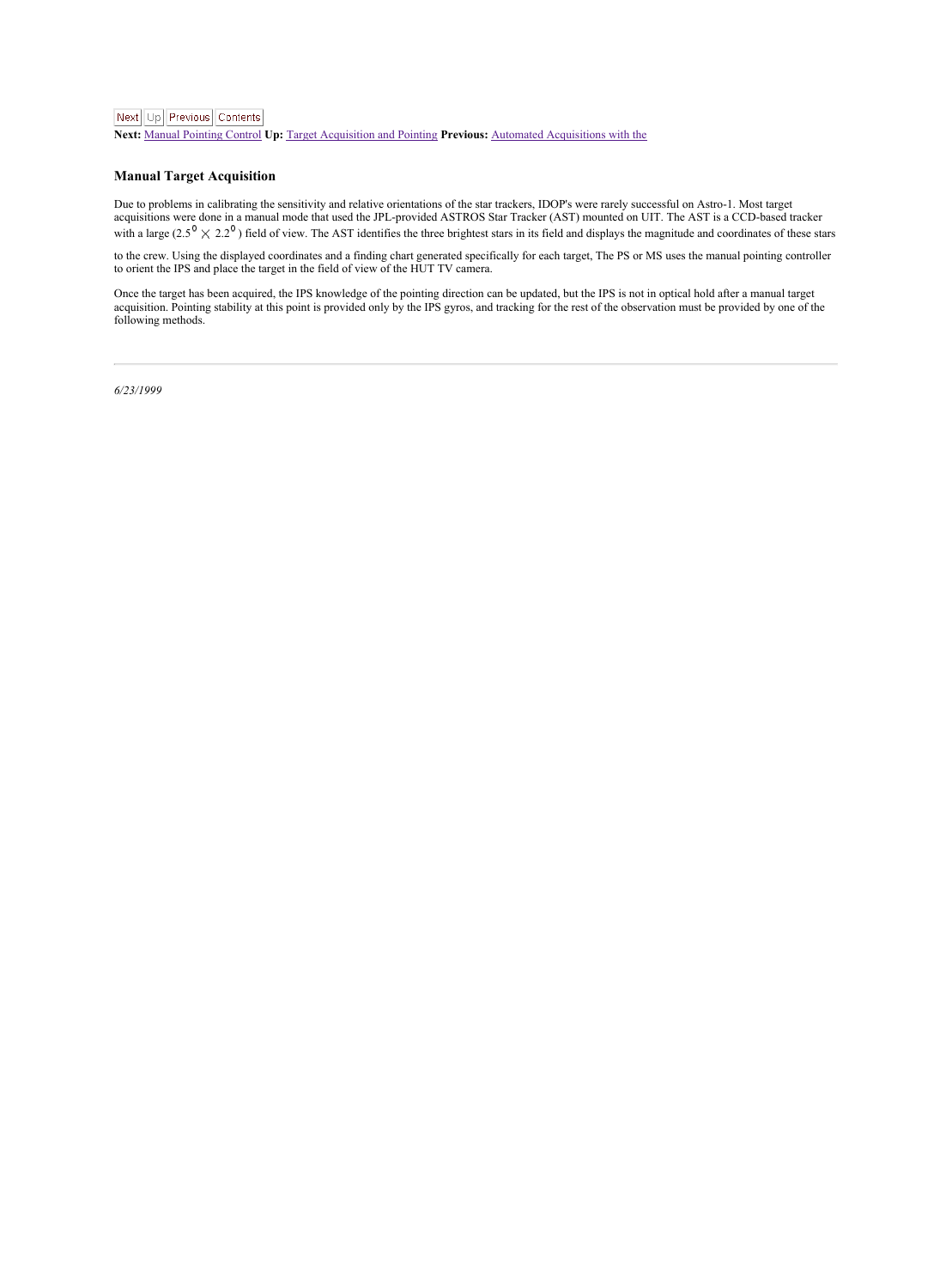**Next:** Manual Pointing Control **Up:** Target Acquisition and Pointing **Previous:** Automated Acquisitions with the

### Manual Target Acquisition

Due to problems in calibrating the sensitivity and relative orientations of the star trackers, IDOP's were rarely successful on Astro-1. Most target acquisitions were done in a manual mode that used the JPL-provided ASTROS Star Tracker (AST) mounted on UIT. The AST is a CCD-based tracker with a large ($2.5^{\circ} \times 2.2^{\circ}$) field of view. The AST identifies the three brightest stars in its field and displays the magnitude and coordinates of these stars to the crew. Using the displayed coordinates and a finding chart generated specifically for each target, The PS or MS uses the manual pointing controller to orient the IPS and place the target in the field of view of the HUT TV camera.

Once the target has been acquired, the IPS knowledge of the pointing direction can be updated, but the IPS is not in optical hold after a manual target acquisition. Pointing stability at this point is provided only by the IPS gyros, and tracking for the rest of the observation must be provided by one of the following methods.

---

*6/23/1999*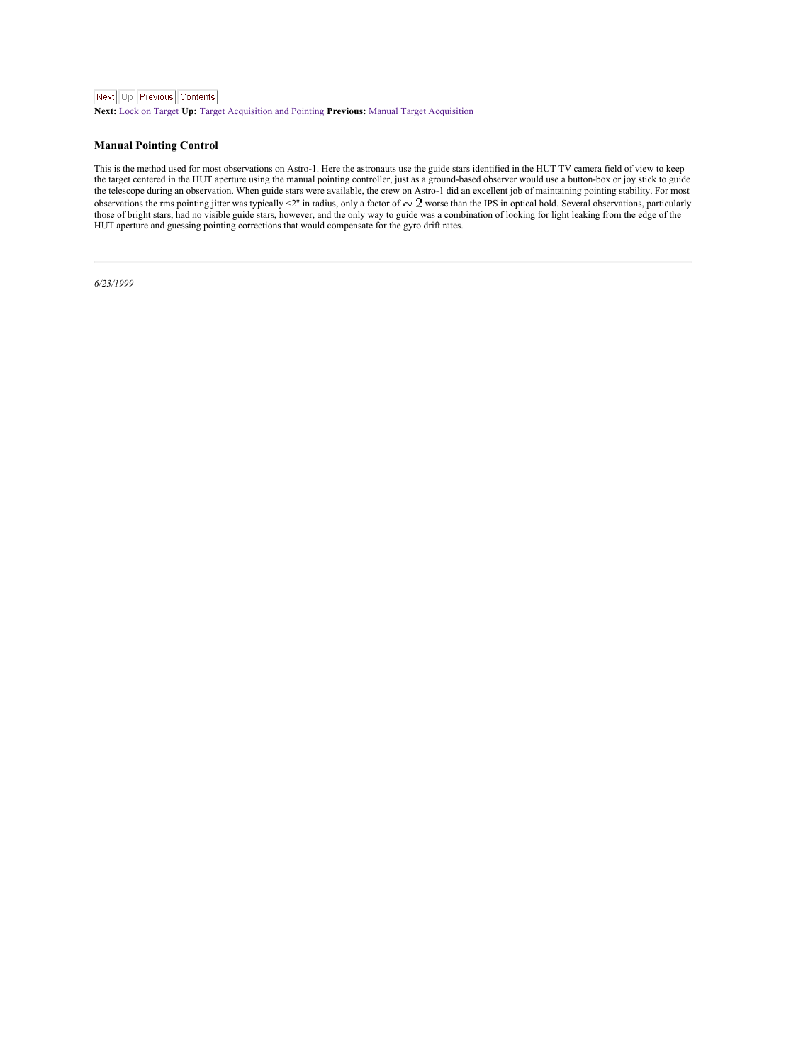Next Up Previous Contents
**Next:** Lock on Target **Up:** Target Acquisition and Pointing **Previous:** Manual Target Acquisition

### Manual Pointing Control

This is the method used for most observations on Astro-1. Here the astronauts use the guide stars identified in the HUT TV camera field of view to keep the target centered in the HUT aperture using the manual pointing controller, just as a ground-based observer would use a button-box or joy stick to guide the telescope during an observation. When guide stars were available, the crew on Astro-1 did an excellent job of maintaining pointing stability. For most observations the rms pointing jitter was typically <2" in radius, only a factor of $\sim 2$ worse than the IPS in optical hold. Several observations, particularly those of bright stars, had no visible guide stars, however, and the only way to guide was a combination of looking for light leaking from the edge of the HUT aperture and guessing pointing corrections that would compensate for the gyro drift rates.

---

*6/23/1999*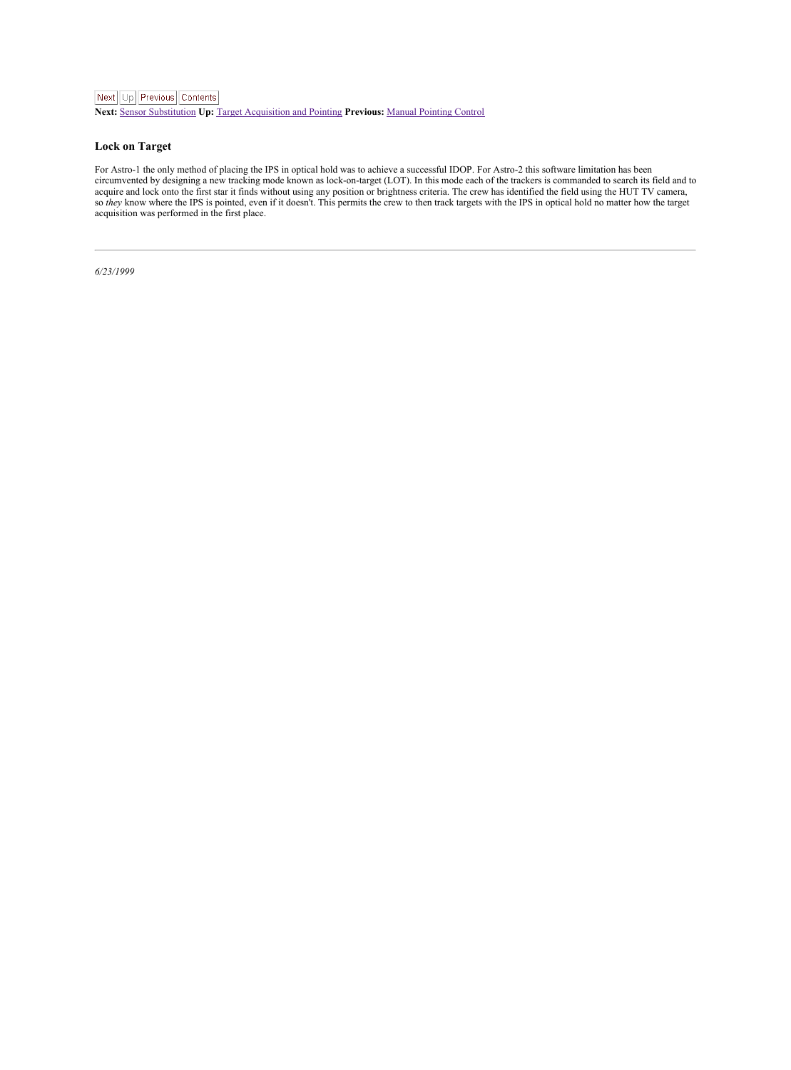Next Up Previous Contents

**Next:** Sensor Substitution **Up:** Target Acquisition and Pointing **Previous:** Manual Pointing Control

### Lock on Target

For Astro-1 the only method of placing the IPS in optical hold was to achieve a successful IDOP. For Astro-2 this software limitation has been circumvented by designing a new tracking mode known as lock-on-target (LOT). In this mode each of the trackers is commanded to search its field and to acquire and lock onto the first star it finds without using any position or brightness criteria. The crew has identified the field using the HUT TV camera, so *they* know where the IPS is pointed, even if it doesn't. This permits the crew to then track targets with the IPS in optical hold no matter how the target acquisition was performed in the first place.

---

*6/23/1999*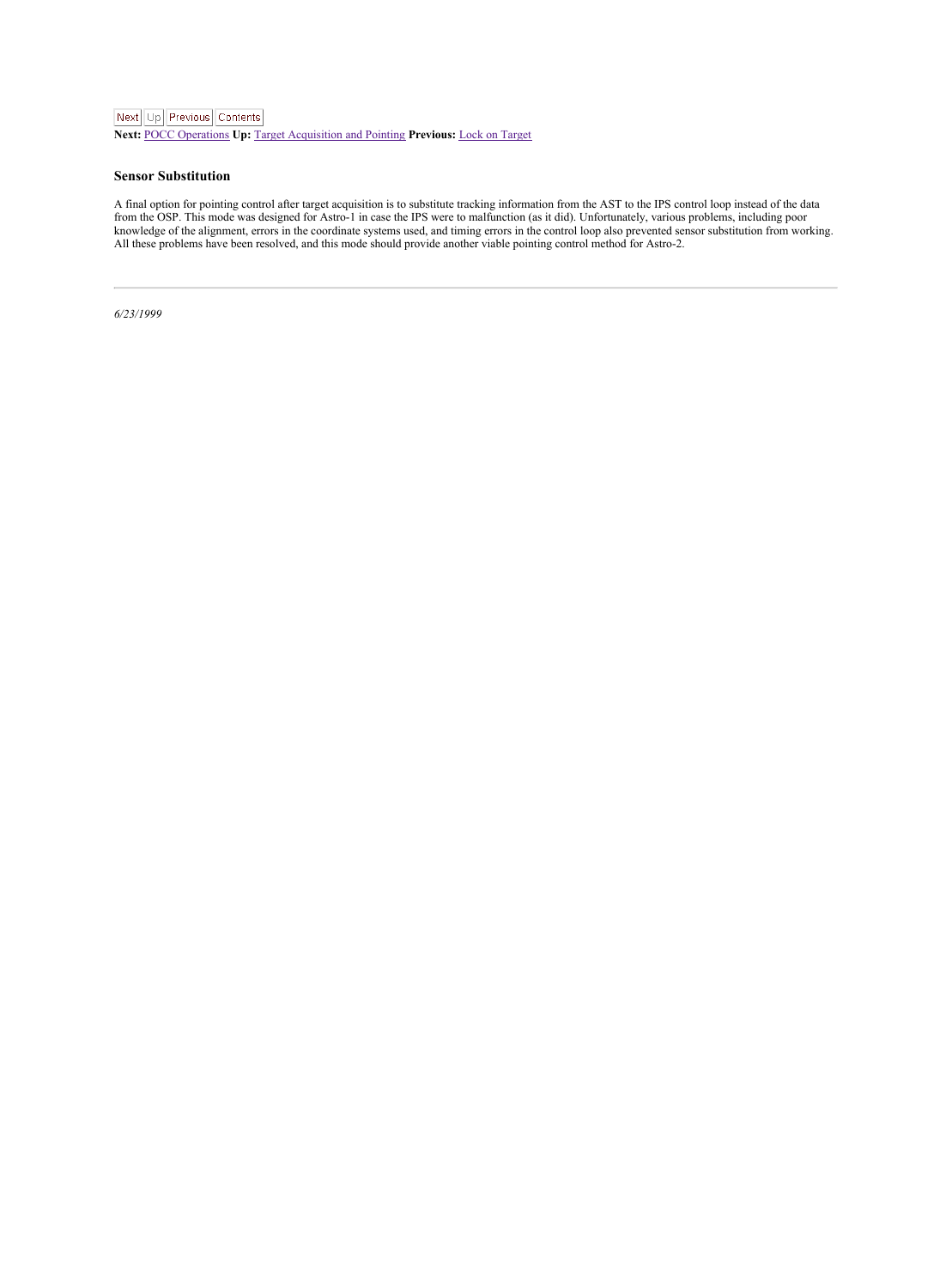Next Up Previous Contents

**Next:** POCC Operations **Up:** Target Acquisition and Pointing **Previous:** Lock on Target

### Sensor Substitution

A final option for pointing control after target acquisition is to substitute tracking information from the AST to the IPS control loop instead of the data from the OSP. This mode was designed for Astro-1 in case the IPS were to malfunction (as it did). Unfortunately, various problems, including poor knowledge of the alignment, errors in the coordinate systems used, and timing errors in the control loop also prevented sensor substitution from working. All these problems have been resolved, and this mode should provide another viable pointing control method for Astro-2.

---

*6/23/1999*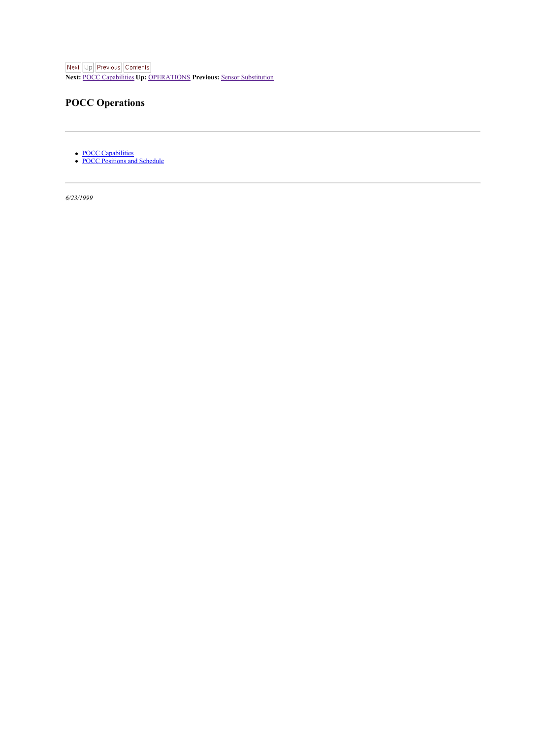Next Up Previous Contents
**Next:** POCC Capabilities **Up:** OPERATIONS **Previous:** Sensor Substitution

## POCC Operations

---

- POCC Capabilities
- POCC Positions and Schedule

---

*6/23/1999*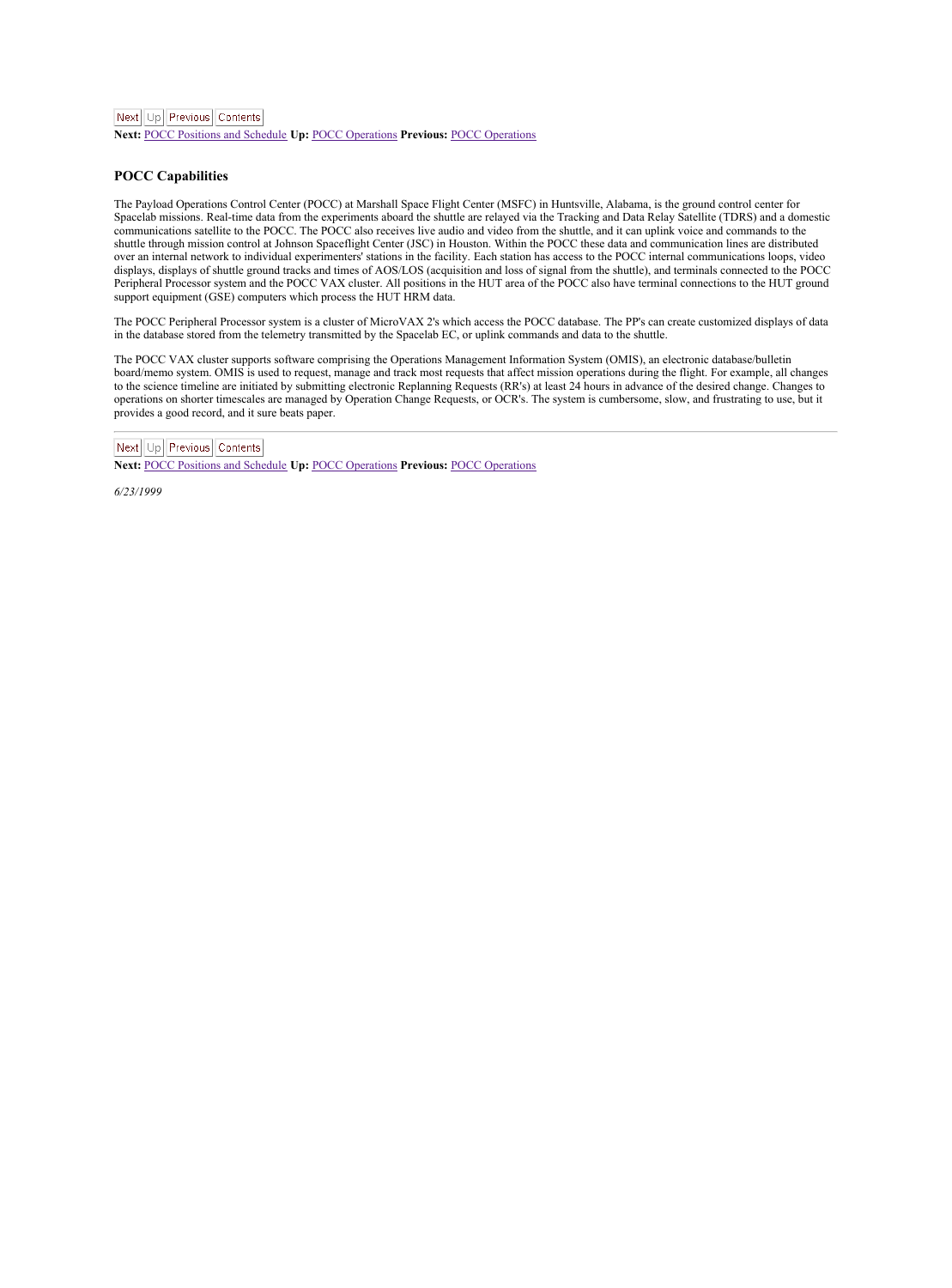Next Up Previous Contents

**Next:** POCC Positions and Schedule **Up:** POCC Operations **Previous:** POCC Operations

### POCC Capabilities

The Payload Operations Control Center (POCC) at Marshall Space Flight Center (MSFC) in Huntsville, Alabama, is the ground control center for Spacelab missions. Real-time data from the experiments aboard the shuttle are relayed via the Tracking and Data Relay Satellite (TDRS) and a domestic communications satellite to the POCC. The POCC also receives live audio and video from the shuttle, and it can uplink voice and commands to the shuttle through mission control at Johnson Spaceflight Center (JSC) in Houston. Within the POCC these data and communication lines are distributed over an internal network to individual experimenters' stations in the facility. Each station has access to the POCC internal communications loops, video displays, displays of shuttle ground tracks and times of AOS/LOS (acquisition and loss of signal from the shuttle), and terminals connected to the POCC Peripheral Processor system and the POCC VAX cluster. All positions in the HUT area of the POCC also have terminal connections to the HUT ground support equipment (GSE) computers which process the HUT HRM data.

The POCC Peripheral Processor system is a cluster of MicroVAX 2's which access the POCC database. The PP's can create customized displays of data in the database stored from the telemetry transmitted by the Spacelab EC, or uplink commands and data to the shuttle.

The POCC VAX cluster supports software comprising the Operations Management Information System (OMIS), an electronic database/bulletin board/memo system. OMIS is used to request, manage and track most requests that affect mission operations during the flight. For example, all changes to the science timeline are initiated by submitting electronic Replanning Requests (RR's) at least 24 hours in advance of the desired change. Changes to operations on shorter timescales are managed by Operation Change Requests, or OCR's. The system is cumbersome, slow, and frustrating to use, but it provides a good record, and it sure beats paper.

---

Next Up Previous Contents

**Next:** POCC Positions and Schedule **Up:** POCC Operations **Previous:** POCC Operations

*6/23/1999*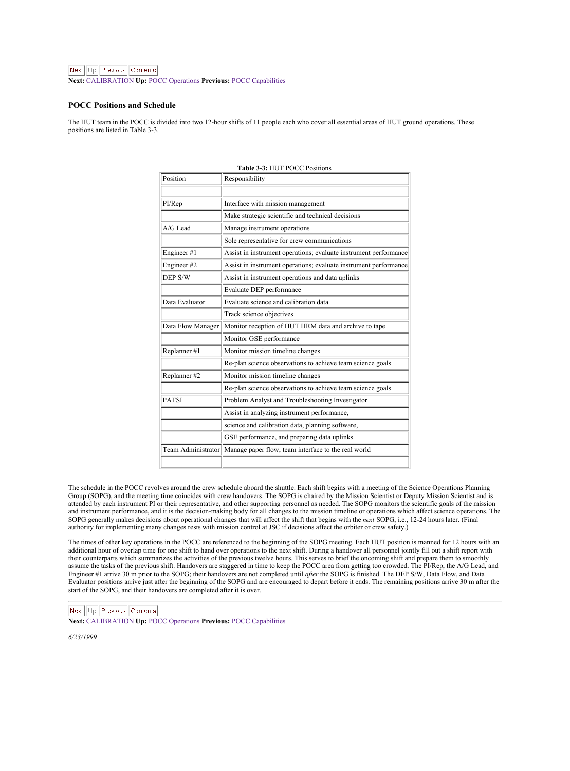Next Up Previous Contents

**Next:** CALIBRATION **Up:** POCC Operations **Previous:** POCC Capabilities

### POCC Positions and Schedule

The HUT team in the POCC is divided into two 12-hour shifts of 11 people each who cover all essential areas of HUT ground operations. These positions are listed in Table 3-3.

**Table 3-3:** HUT POCC Positions

| Position | Responsibility |
|---|---|
| | |
| PI/Rep | Interface with mission management |
| | Make strategic scientific and technical decisions |
| A/G Lead | Manage instrument operations |
| | Sole representative for crew communications |
| Engineer #1 | Assist in instrument operations; evaluate instrument performance |
| Engineer #2 | Assist in instrument operations; evaluate instrument performance |
| DEP S/W | Assist in instrument operations and data uplinks |
| | Evaluate DEP performance |
| Data Evaluator | Evaluate science and calibration data |
| | Track science objectives |
| Data Flow Manager | Monitor reception of HUT HRM data and archive to tape |
| | Monitor GSE performance |
| Replanner #1 | Monitor mission timeline changes |
| | Re-plan science observations to achieve team science goals |
| Replanner #2 | Monitor mission timeline changes |
| | Re-plan science observations to achieve team science goals |
| PATSI | Problem Analyst and Troubleshooting Investigator |
| | Assist in analyzing instrument performance, |
| | science and calibration data, planning software, |
| | GSE performance, and preparing data uplinks |
| Team Administrator | Manage paper flow; team interface to the real world |
| | |

The schedule in the POCC revolves around the crew schedule aboard the shuttle. Each shift begins with a meeting of the Science Operations Planning Group (SOPG), and the meeting time coincides with crew handovers. The SOPG is chaired by the Mission Scientist or Deputy Mission Scientist and is attended by each instrument PI or their representative, and other supporting personnel as needed. The SOPG monitors the scientific goals of the mission and instrument performance, and it is the decision-making body for all changes to the mission timeline or operations which affect science operations. The SOPG generally makes decisions about operational changes that will affect the shift that begins with the *next* SOPG, i.e., 12-24 hours later. (Final authority for implementing many changes rests with mission control at JSC if decisions affect the orbiter or crew safety.)

The times of other key operations in the POCC are referenced to the beginning of the SOPG meeting. Each HUT position is manned for 12 hours with an additional hour of overlap time for one shift to hand over operations to the next shift. During a handover all personnel jointly fill out a shift report with their counterparts which summarizes the activities of the previous twelve hours. This serves to brief the oncoming shift and prepare them to smoothly assume the tasks of the previous shift. Handovers are staggered in time to keep the POCC area from getting too crowded. The PI/Rep, the A/G Lead, and Engineer #1 arrive 30 m prior to the SOPG; their handovers are not completed until *after* the SOPG is finished. The DEP S/W, Data Flow, and Data Evaluator positions arrive just after the beginning of the SOPG and are encouraged to depart before it ends. The remaining positions arrive 30 m after the start of the SOPG, and their handovers are completed after it is over.

---

Next Up Previous Contents

**Next:** CALIBRATION **Up:** POCC Operations **Previous:** POCC Capabilities

*6/23/1999*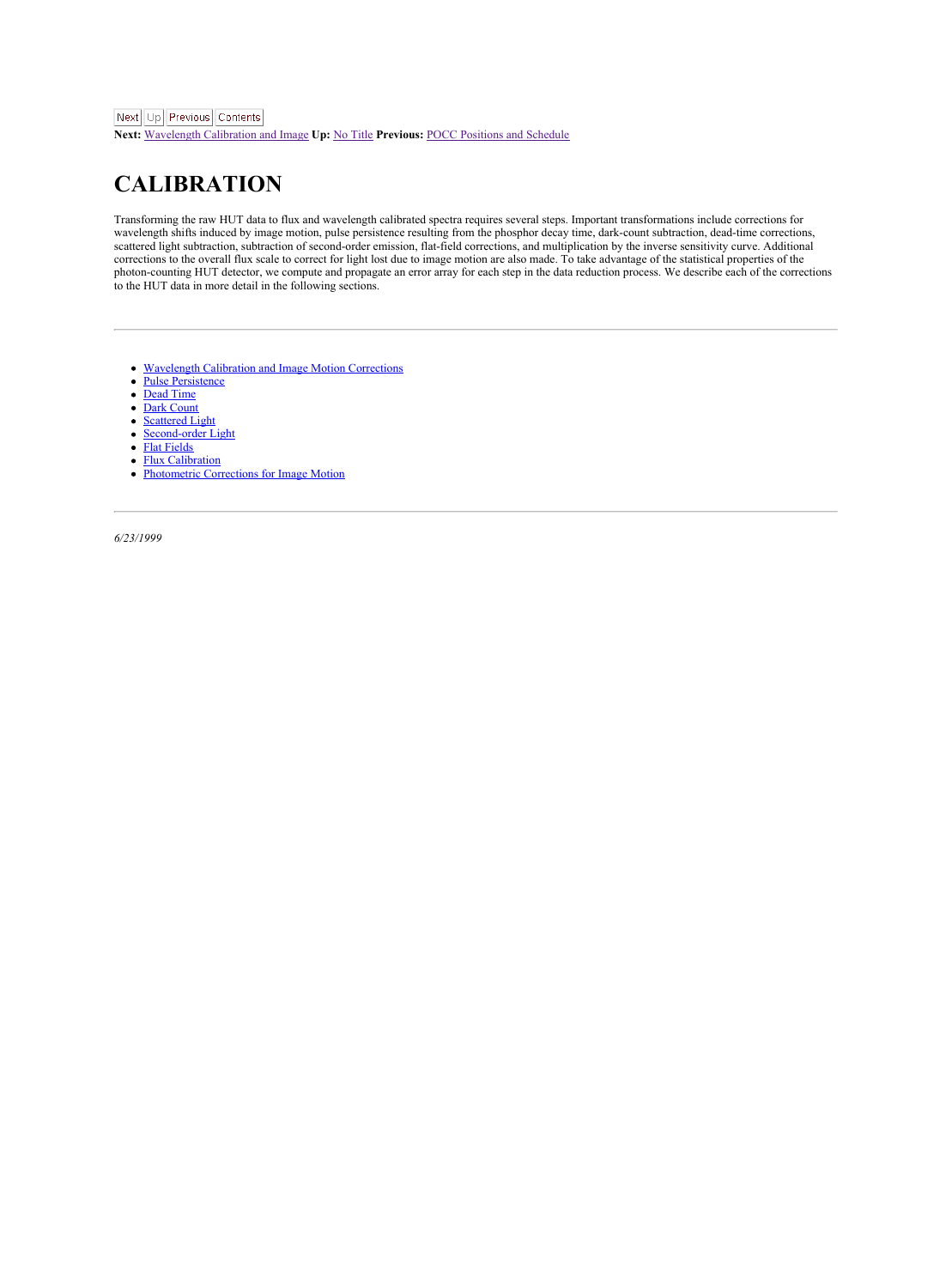Next Up Previous Contents

**Next:** Wavelength Calibration and Image **Up:** No Title **Previous:** POCC Positions and Schedule

# CALIBRATION

Transforming the raw HUT data to flux and wavelength calibrated spectra requires several steps. Important transformations include corrections for wavelength shifts induced by image motion, pulse persistence resulting from the phosphor decay time, dark-count subtraction, dead-time corrections, scattered light subtraction, subtraction of second-order emission, flat-field corrections, and multiplication by the inverse sensitivity curve. Additional corrections to the overall flux scale to correct for light lost due to image motion are also made. To take advantage of the statistical properties of the photon-counting HUT detector, we compute and propagate an error array for each step in the data reduction process. We describe each of the corrections to the HUT data in more detail in the following sections.

---

- Wavelength Calibration and Image Motion Corrections
- Pulse Persistence
- Dead Time
- Dark Count
- Scattered Light
- Second-order Light
- Flat Fields
- Flux Calibration
- Photometric Corrections for Image Motion

---

*6/23/1999*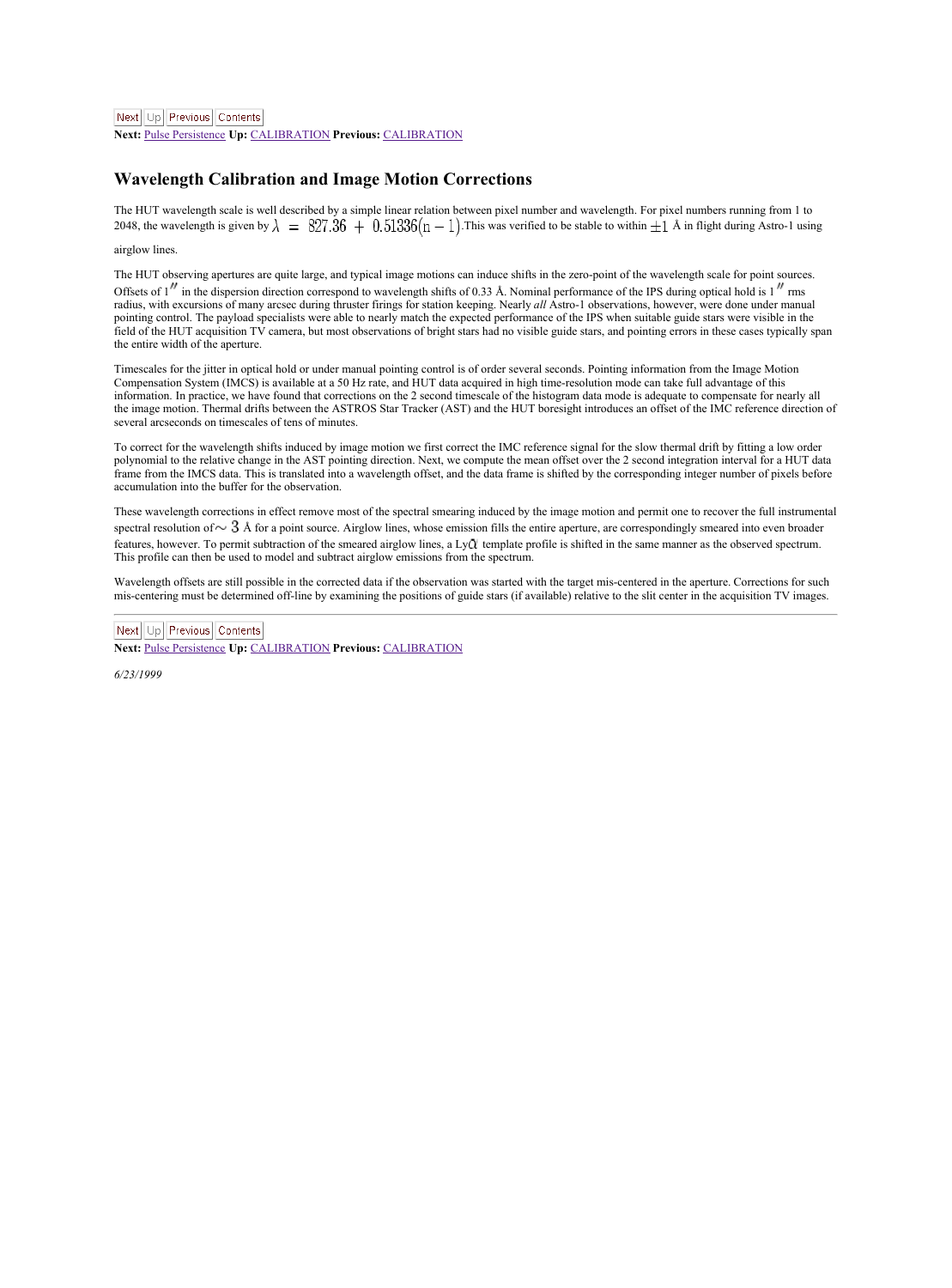Next Up Previous Contents
**Next:** Pulse Persistence **Up:** CALIBRATION **Previous:** CALIBRATION

## Wavelength Calibration and Image Motion Corrections

The HUT wavelength scale is well described by a simple linear relation between pixel number and wavelength. For pixel numbers running from 1 to 2048, the wavelength is given by $\lambda = 827.36 + 0.51336(n-1)$. This was verified to be stable to within $\pm 1$ Å in flight during Astro-1 using airglow lines.

The HUT observing apertures are quite large, and typical image motions can induce shifts in the zero-point of the wavelength scale for point sources. Offsets of $1''$ in the dispersion direction correspond to wavelength shifts of 0.33 Å. Nominal performance of the IPS during optical hold is $1''$ rms radius, with excursions of many arcsec during thruster firings for station keeping. Nearly *all* Astro-1 observations, however, were done under manual pointing control. The payload specialists were able to nearly match the expected performance of the IPS when suitable guide stars were visible in the field of the HUT acquisition TV camera, but most observations of bright stars had no visible guide stars, and pointing errors in these cases typically span the entire width of the aperture.

Timescales for the jitter in optical hold or under manual pointing control is of order several seconds. Pointing information from the Image Motion Compensation System (IMCS) is available at a 50 Hz rate, and HUT data acquired in high time-resolution mode can take full advantage of this information. In practice, we have found that corrections on the 2 second timescale of the histogram data mode is adequate to compensate for nearly all the image motion. Thermal drifts between the ASTROS Star Tracker (AST) and the HUT boresight introduces an offset of the IMC reference direction of several arcseconds on timescales of tens of minutes.

To correct for the wavelength shifts induced by image motion we first correct the IMC reference signal for the slow thermal drift by fitting a low order polynomial to the relative change in the AST pointing direction. Next, we compute the mean offset over the 2 second integration interval for a HUT data frame from the IMCS data. This is translated into a wavelength offset, and the data frame is shifted by the corresponding integer number of pixels before accumulation into the buffer for the observation.

These wavelength corrections in effect remove most of the spectral smearing induced by the image motion and permit one to recover the full instrumental spectral resolution of $\sim 3$ Å for a point source. Airglow lines, whose emission fills the entire aperture, are correspondingly smeared into even broader features, however. To permit subtraction of the smeared airglow lines, a Ly$\alpha$ template profile is shifted in the same manner as the observed spectrum. This profile can then be used to model and subtract airglow emissions from the spectrum.

Wavelength offsets are still possible in the corrected data if the observation was started with the target mis-centered in the aperture. Corrections for such mis-centering must be determined off-line by examining the positions of guide stars (if available) relative to the slit center in the acquisition TV images.

---

Next Up Previous Contents
**Next:** Pulse Persistence **Up:** CALIBRATION **Previous:** CALIBRATION

*6/23/1999*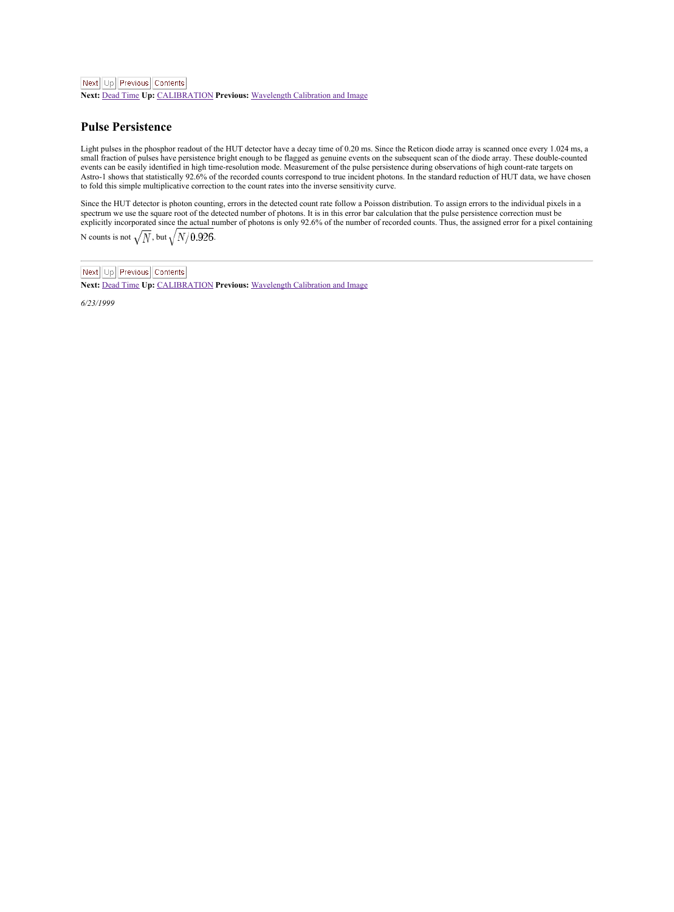Next Up Previous Contents
**Next:** Dead Time **Up:** CALIBRATION **Previous:** Wavelength Calibration and Image

## Pulse Persistence

Light pulses in the phosphor readout of the HUT detector have a decay time of 0.20 ms. Since the Reticon diode array is scanned once every 1.024 ms, a small fraction of pulses have persistence bright enough to be flagged as genuine events on the subsequent scan of the diode array. These double-counted events can be easily identified in high time-resolution mode. Measurement of the pulse persistence during observations of high count-rate targets on Astro-1 shows that statistically 92.6% of the recorded counts correspond to true incident photons. In the standard reduction of HUT data, we have chosen to fold this simple multiplicative correction to the count rates into the inverse sensitivity curve.

Since the HUT detector is photon counting, errors in the detected count rate follow a Poisson distribution. To assign errors to the individual pixels in a spectrum we use the square root of the detected number of photons. It is in this error bar calculation that the pulse persistence correction must be explicitly incorporated since the actual number of photons is only 92.6% of the number of recorded counts. Thus, the assigned error for a pixel containing N counts is not $\sqrt{N}$, but $\sqrt{N/0.926}$.

Next Up Previous Contents
**Next:** Dead Time **Up:** CALIBRATION **Previous:** Wavelength Calibration and Image

*6/23/1999*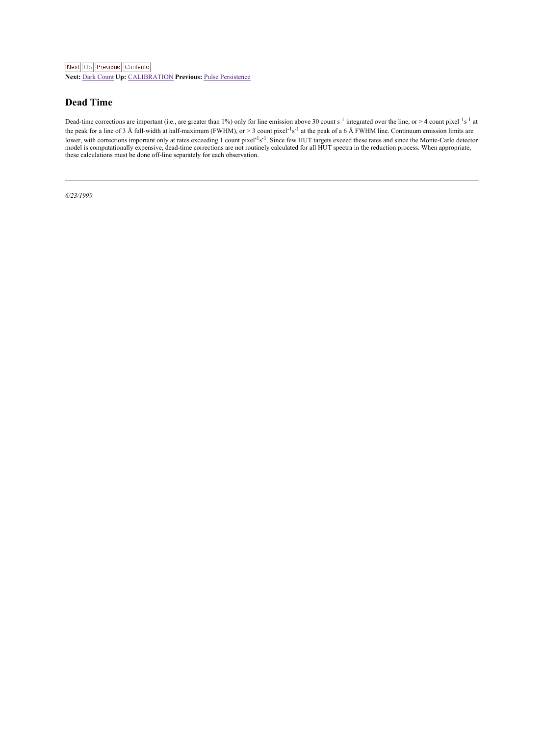Next Up Previous Contents

**Next:** Dark Count **Up:** CALIBRATION **Previous:** Pulse Persistence

## Dead Time

Dead-time corrections are important (i.e., are greater than 1%) only for line emission above 30 count $s^{-1}$ integrated over the line, or > 4 count $pixel^{-1}s^{-1}$ at the peak for a line of 3 Å full-width at half-maximum (FWHM), or > 3 count $pixel^{-1}s^{-1}$ at the peak of a 6 Å FWHM line. Continuum emission limits are lower, with corrections important only at rates exceeding 1 count $pixel^{-1}s^{-1}$. Since few HUT targets exceed these rates and since the Monte-Carlo detector model is computationally expensive, dead-time corrections are not routinely calculated for all HUT spectra in the reduction process. When appropriate, these calculations must be done off-line separately for each observation.

---

*6/23/1999*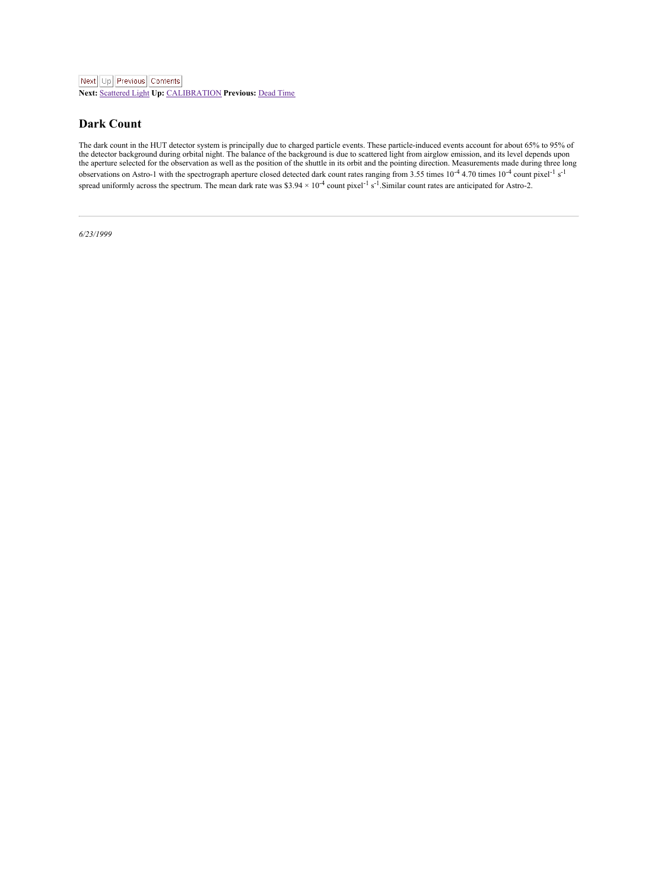Next Up Previous Contents
**Next:** Scattered Light **Up:** CALIBRATION **Previous:** Dead Time

## Dark Count

The dark count in the HUT detector system is principally due to charged particle events. These particle-induced events account for about 65% to 95% of the detector background during orbital night. The balance of the background is due to scattered light from airglow emission, and its level depends upon the aperture selected for the observation as well as the position of the shuttle in its orbit and the pointing direction. Measurements made during three long observations on Astro-1 with the spectrograph aperture closed detected dark count rates ranging from 3.55 times $10^{-4}$ 4.70 times $10^{-4}$ count pixel$^{-1}$ s$^{-1}$ spread uniformly across the spectrum. The mean dark rate was \$3.94 × $10^{-4}$ count pixel$^{-1}$ s$^{-1}$.Similar count rates are anticipated for Astro-2.

---

*6/23/1999*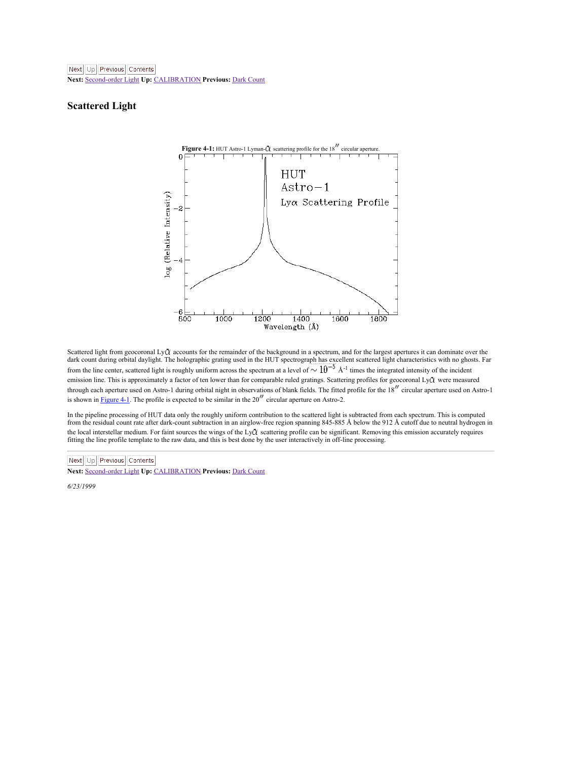Next: Second-order Light Up: CALIBRATION Previous: Dark Count

## Scattered Light

**Figure 4-1:** HUT Astro-1 Lyman-$\alpha$ scattering profile for the 18$''$ circular aperture.

Scattered light from geocoronal Ly$\alpha$ accounts for the remainder of the background in a spectrum, and for the largest apertures it can dominate over the dark count during orbital daylight. The holographic grating used in the HUT spectrograph has excellent scattered light characteristics with no ghosts. Far from the line center, scattered light is roughly uniform across the spectrum at a level of $\sim 10^{-5}$ Å$^{-1}$ times the integrated intensity of the incident emission line. This is approximately a factor of ten lower than for comparable ruled gratings. Scattering profiles for geocoronal Ly$\alpha$ were measured through each aperture used on Astro-1 during orbital night in observations of blank fields. The fitted profile for the 18$''$ circular aperture used on Astro-1 is shown in Figure 4-1. The profile is expected to be similar in the 20$''$ circular aperture on Astro-2.

In the pipeline processing of HUT data only the roughly uniform contribution to the scattered light is subtracted from each spectrum. This is computed from the residual count rate after dark-count subtraction in an airglow-free region spanning 845-885 Å below the 912 Å cutoff due to neutral hydrogen in the local interstellar medium. For faint sources the wings of the Ly$\alpha$ scattering profile can be significant. Removing this emission accurately requires fitting the line profile template to the raw data, and this is best done by the user interactively in off-line processing.

Next: Second-order Light Up: CALIBRATION Previous: Dark Count

*6/23/1999*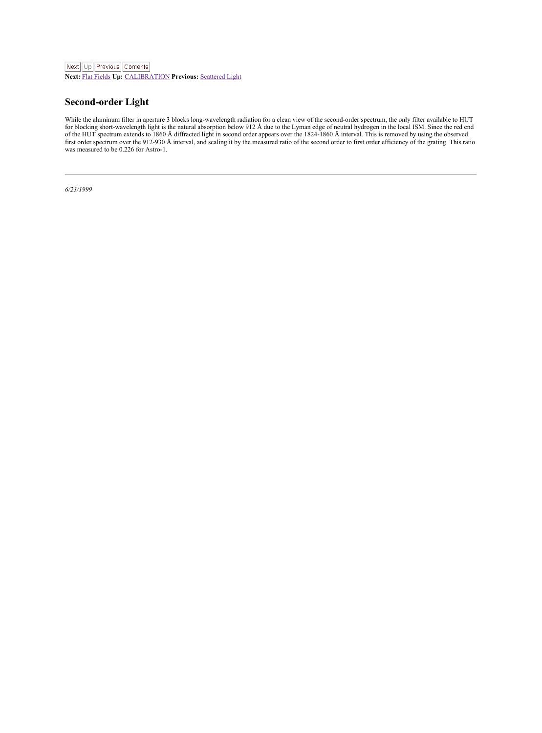Next Up Previous Contents

**Next:** Flat Fields **Up:** CALIBRATION **Previous:** Scattered Light

## Second-order Light

While the aluminum filter in aperture 3 blocks long-wavelength radiation for a clean view of the second-order spectrum, the only filter available to HUT for blocking short-wavelength light is the natural absorption below 912 Å due to the Lyman edge of neutral hydrogen in the local ISM. Since the red end of the HUT spectrum extends to 1860 Å diffracted light in second order appears over the 1824-1860 Å interval. This is removed by using the observed first order spectrum over the 912-930 Å interval, and scaling it by the measured ratio of the second order to first order efficiency of the grating. This ratio was measured to be 0.226 for Astro-1.

---

*6/23/1999*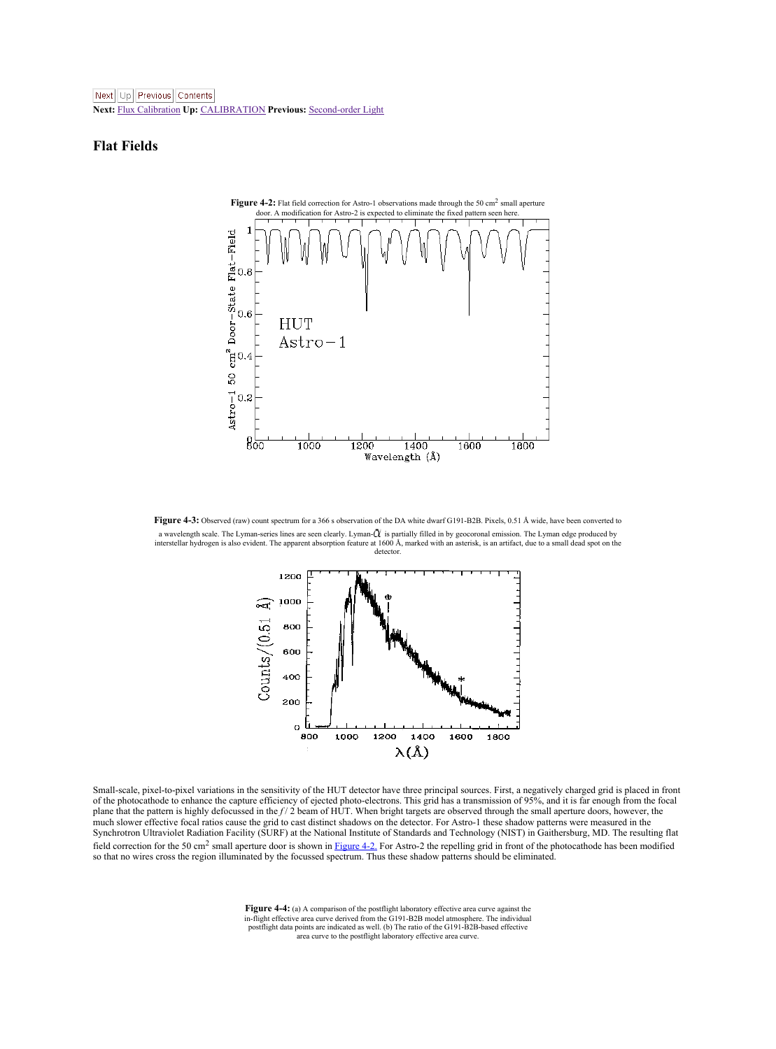Next Up Previous Contents
**Next:** Flux Calibration **Up:** CALIBRATION **Previous:** Second-order Light

## Flat Fields

**Figure 4-2:** Flat field correction for Astro-1 observations made through the 50 cm$^2$ small aperture door. A modification for Astro-2 is expected to eliminate the fixed pattern seen here.

**Figure 4-3:** Observed (raw) count spectrum for a 366 s observation of the DA white dwarf G191-B2B. Pixels, 0.51 Å wide, have been converted to a wavelength scale. The Lyman-series lines are seen clearly. Lyman-$\alpha$ is partially filled in by geocoronal emission. The Lyman edge produced by interstellar hydrogen is also evident. The apparent absorption feature at 1600 Å, marked with an asterisk, is an artifact, due to a small dead spot on the detector.

Small-scale, pixel-to-pixel variations in the sensitivity of the HUT detector have three principal sources. First, a negatively charged grid is placed in front of the photocathode to enhance the capture efficiency of ejected photo-electrons. This grid has a transmission of 95%, and it is far enough from the focal plane that the pattern is highly defocussed in the $f/2$ beam of HUT. When bright targets are observed through the small aperture doors, however, the much slower effective focal ratios cause the grid to cast distinct shadows on the detector. For Astro-1 these shadow patterns were measured in the Synchrotron Ultraviolet Radiation Facility (SURF) at the National Institute of Standards and Technology (NIST) in Gaithersburg, MD. The resulting flat field correction for the 50 cm$^2$ small aperture door is shown in Figure 4-2. For Astro-2 the repelling grid in front of the photocathode has been modified so that no wires cross the region illuminated by the focussed spectrum. Thus these shadow patterns should be eliminated.

**Figure 4-4:** (a) A comparison of the postflight laboratory effective area curve against the in-flight effective area curve derived from the G191-B2B model atmosphere. The individual postflight data points are indicated as well. (b) The ratio of the G191-B2B-based effective area curve to the postflight laboratory effective area curve.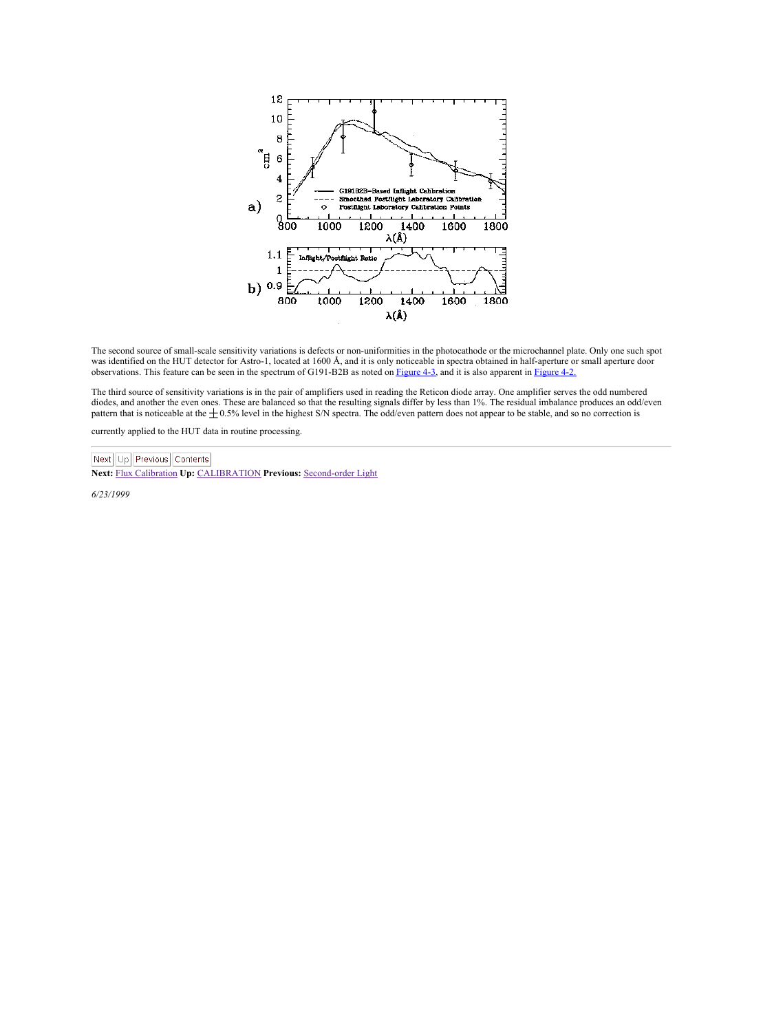The second source of small-scale sensitivity variations is defects or non-uniformities in the photocathode or the microchannel plate. Only one such spot was identified on the HUT detector for Astro-1, located at 1600 Å, and it is only noticeable in spectra obtained in half-aperture or small aperture door observations. This feature can be seen in the spectrum of G191-B2B as noted on Figure 4-3, and it is also apparent in Figure 4-2.

The third source of sensitivity variations is in the pair of amplifiers used in reading the Reticon diode array. One amplifier serves the odd numbered diodes, and another the even ones. These are balanced so that the resulting signals differ by less than 1%. The residual imbalance produces an odd/even pattern that is noticeable at the $\pm 0.5\%$ level in the highest S/N spectra. The odd/even pattern does not appear to be stable, and so no correction is

currently applied to the HUT data in routine processing.

Next Up Previous Contents

**Next:** Flux Calibration **Up:** CALIBRATION **Previous:** Second-order Light

*6/23/1999*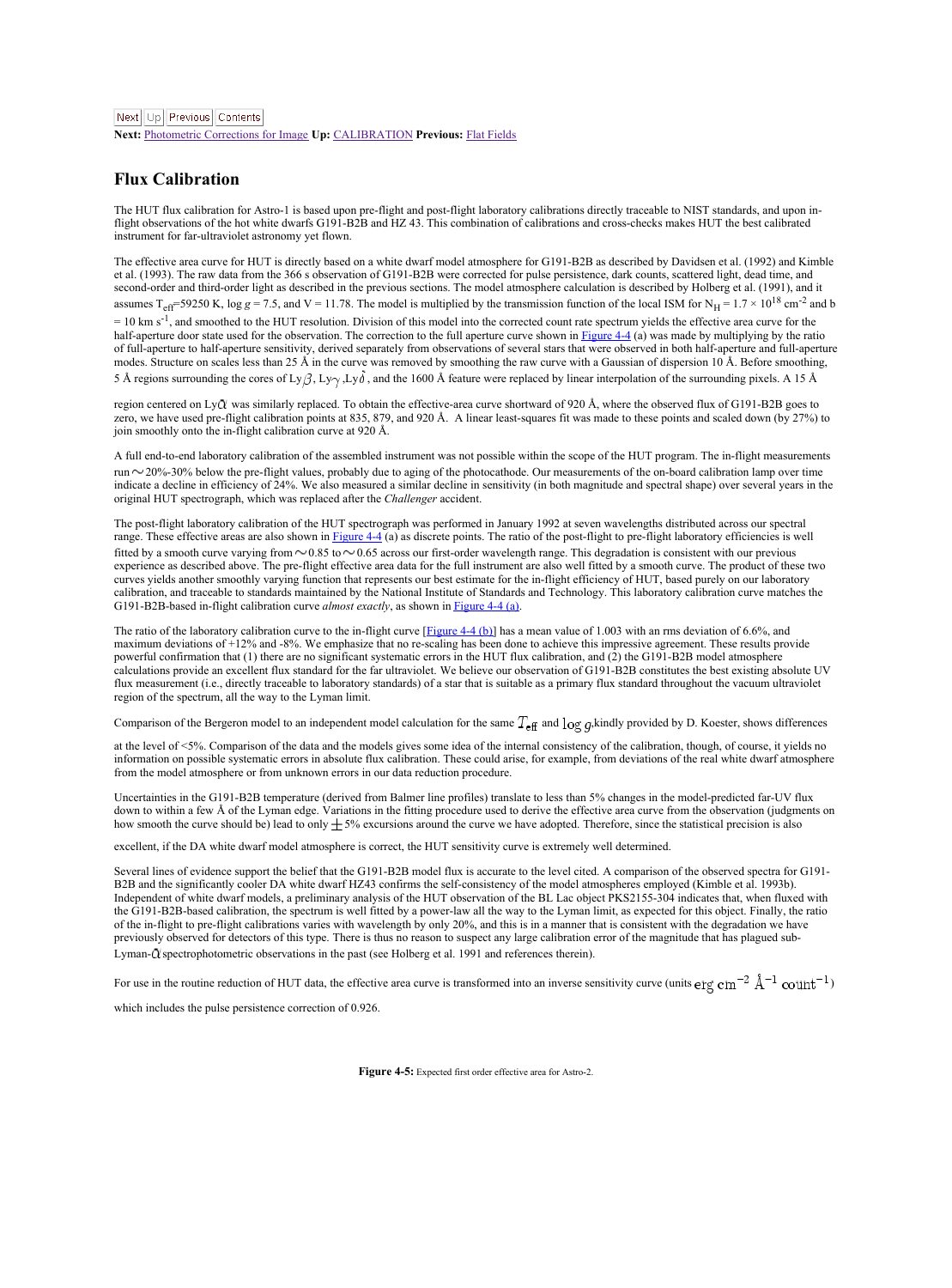Next | Up | Previous | Contents

**Next:** Photometric Corrections for Image **Up:** CALIBRATION **Previous:** Flat Fields

## Flux Calibration

The HUT flux calibration for Astro-1 is based upon pre-flight and post-flight laboratory calibrations directly traceable to NIST standards, and upon in-flight observations of the hot white dwarfs G191-B2B and HZ 43. This combination of calibrations and cross-checks makes HUT the best calibrated instrument for far-ultraviolet astronomy yet flown.

The effective area curve for HUT is directly based on a white dwarf model atmosphere for G191-B2B as described by Davidsen et al. (1992) and Kimble et al. (1993). The raw data from the 366 s observation of G191-B2B were corrected for pulse persistence, dark counts, scattered light, dead time, and second-order and third-order light as described in the previous sections. The model atmosphere calculation is described by Holberg et al. (1991), and it assumes $T_{eff}$=59250 K, log $g$ = 7.5, and V = 11.78. The model is multiplied by the transmission function of the local ISM for $N_H = 1.7 \times 10^{18}$ cm$^{-2}$ and b = 10 km s$^{-1}$, and smoothed to the HUT resolution. Division of this model into the corrected count rate spectrum yields the effective area curve for the half-aperture door state used for the observation. The correction to the full aperture curve shown in Figure 4-4 (a) was made by multiplying by the ratio of full-aperture to half-aperture sensitivity, derived separately from observations of several stars that were observed in both half-aperture and full-aperture modes. Structure on scales less than 25 Å in the curve was removed by smoothing the raw curve with a Gaussian of dispersion 10 Å. Before smoothing, 5 Å regions surrounding the cores of Ly$\beta$, Ly$\gamma$, Ly$\delta$, and the 1600 Å feature were replaced by linear interpolation of the surrounding pixels. A 15 Å region centered on Ly$\alpha$ was similarly replaced. To obtain the effective-area curve shortward of 920 Å, where the observed flux of G191-B2B goes to zero, we have used pre-flight calibration points at 835, 879, and 920 Å. A linear least-squares fit was made to these points and scaled down (by 27%) to join smoothly onto the in-flight calibration curve at 920 Å.

A full end-to-end laboratory calibration of the assembled instrument was not possible within the scope of the HUT program. The in-flight measurements run $\sim$20%-30% below the pre-flight values, probably due to aging of the photocathode. Our measurements of the on-board calibration lamp over time indicate a decline in efficiency of 24%. We also measured a similar decline in sensitivity (in both magnitude and spectral shape) over several years in the original HUT spectrograph, which was replaced after the *Challenger* accident.

The post-flight laboratory calibration of the HUT spectrograph was performed in January 1992 at seven wavelengths distributed across our spectral range. These effective areas are also shown in Figure 4-4 (a) as discrete points. The ratio of the post-flight to pre-flight laboratory efficiencies is well fitted by a smooth curve varying from $\sim$0.85 to $\sim$0.65 across our first-order wavelength range. This degradation is consistent with our previous experience as described above. The pre-flight effective area data for the full instrument are also well fitted by a smooth curve. The product of these two curves yields another smoothly varying function that represents our best estimate for the in-flight efficiency of HUT, based purely on our laboratory calibration, and traceable to standards maintained by the National Institute of Standards and Technology. This laboratory calibration curve matches the G191-B2B-based in-flight calibration curve *almost exactly*, as shown in Figure 4-4 (a).

The ratio of the laboratory calibration curve to the in-flight curve [Figure 4-4 (b)] has a mean value of 1.003 with an rms deviation of 6.6%, and maximum deviations of +12% and -8%. We emphasize that no re-scaling has been done to achieve this impressive agreement. These results provide powerful confirmation that (1) there are no significant systematic errors in the HUT flux calibration, and (2) the G191-B2B model atmosphere calculations provide an excellent flux standard for the far ultraviolet. We believe our observation of G191-B2B constitutes the best existing absolute UV flux measurement (i.e., directly traceable to laboratory standards) of a star that is suitable as a primary flux standard throughout the vacuum ultraviolet region of the spectrum, all the way to the Lyman limit.

Comparison of the Bergeron model to an independent model calculation for the same $T_{\rm eff}$ and $\log g$, kindly provided by D. Koester, shows differences at the level of <5%. Comparison of the data and the models gives some idea of the internal consistency of the calibration, though, of course, it yields no information on possible systematic errors in absolute flux calibration. These could arise, for example, from deviations of the real white dwarf atmosphere from the model atmosphere or from unknown errors in our data reduction procedure.

Uncertainties in the G191-B2B temperature (derived from Balmer line profiles) translate to less than 5% changes in the model-predicted far-UV flux down to within a few Å of the Lyman edge. Variations in the fitting procedure used to derive the effective area curve from the observation (judgments on how smooth the curve should be) lead to only $\pm$5% excursions around the curve we have adopted. Therefore, since the statistical precision is also excellent, if the DA white dwarf model atmosphere is correct, the HUT sensitivity curve is extremely well determined.

Several lines of evidence support the belief that the G191-B2B model flux is accurate to the level cited. A comparison of the observed spectra for G191-B2B and the significantly cooler DA white dwarf HZ43 confirms the self-consistency of the model atmospheres employed (Kimble et al. 1993b). Independent of white dwarf models, a preliminary analysis of the HUT observation of the BL Lac object PKS2155-304 indicates that, when fluxed with the G191-B2B-based calibration, the spectrum is well fitted by a power-law all the way to the Lyman limit, as expected for this object. Finally, the ratio of the in-flight to pre-flight calibrations varies with wavelength by only 20%, and this is in a manner that is consistent with the degradation we have previously observed for detectors of this type. There is thus no reason to suspect any large calibration error of the magnitude that has plagued sub-Lyman-$\alpha$ spectrophotometric observations in the past (see Holberg et al. 1991 and references therein).

For use in the routine reduction of HUT data, the effective area curve is transformed into an inverse sensitivity curve (units ${\rm erg~cm^{-2}~\AA^{-1}~count^{-1}}$) which includes the pulse persistence correction of 0.926.

**Figure 4-5:** Expected first order effective area for Astro-2.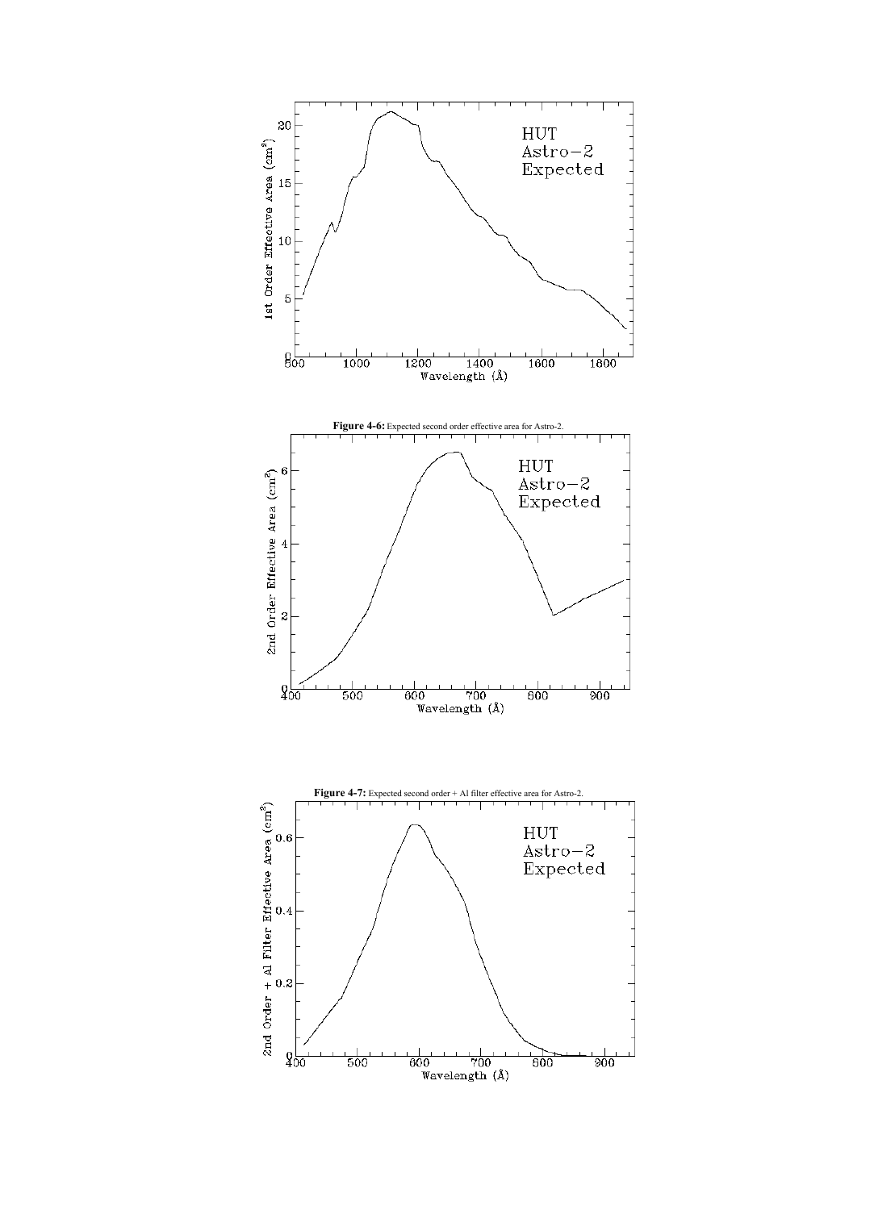**Figure 4-6:** Expected second order effective area for Astro-2.

**Figure 4-7:** Expected second order + Al filter effective area for Astro-2.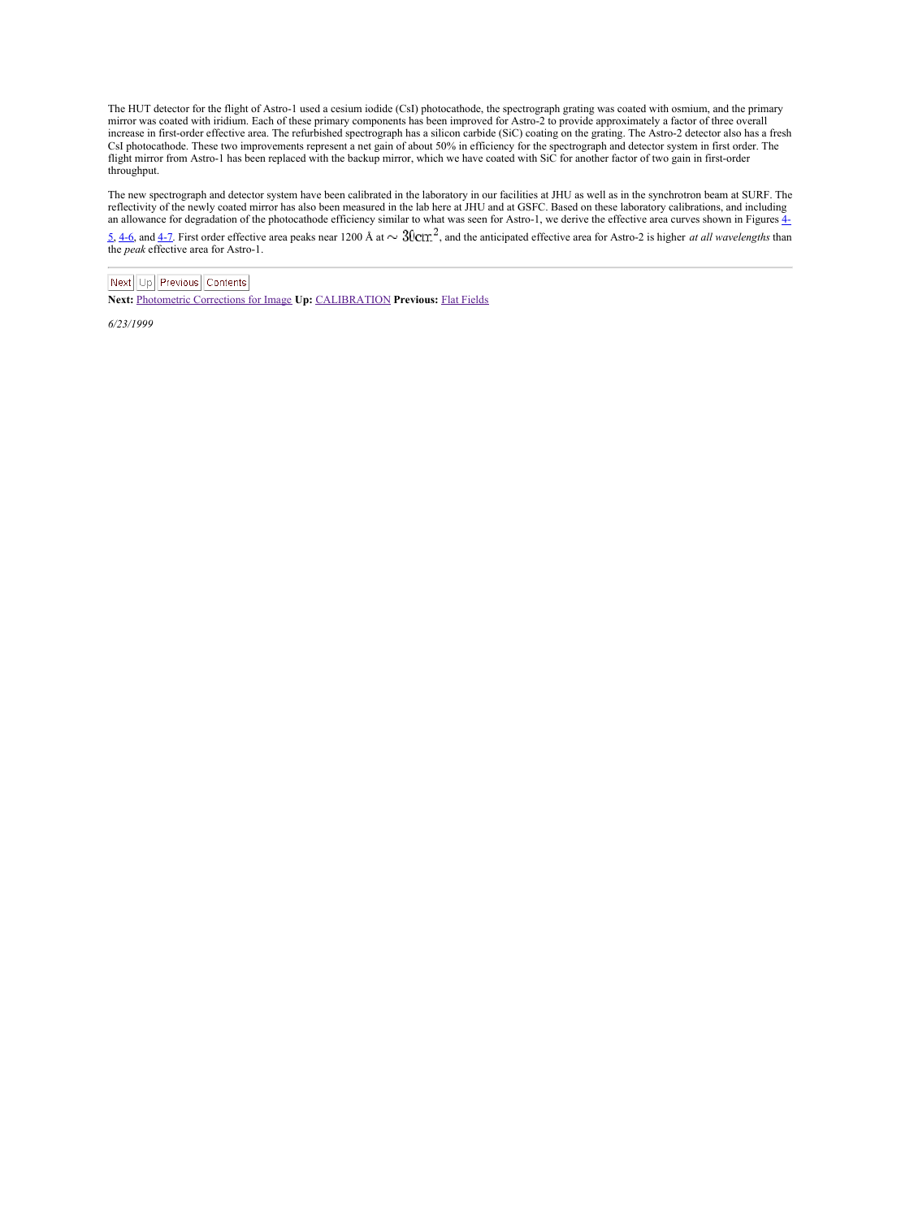The HUT detector for the flight of Astro-1 used a cesium iodide (CsI) photocathode, the spectrograph grating was coated with osmium, and the primary mirror was coated with iridium. Each of these primary components has been improved for Astro-2 to provide approximately a factor of three overall increase in first-order effective area. The refurbished spectrograph has a silicon carbide (SiC) coating on the grating. The Astro-2 detector also has a fresh CsI photocathode. These two improvements represent a net gain of about 50% in efficiency for the spectrograph and detector system in first order. The flight mirror from Astro-1 has been replaced with the backup mirror, which we have coated with SiC for another factor of two gain in first-order throughput.

The new spectrograph and detector system have been calibrated in the laboratory in our facilities at JHU as well as in the synchrotron beam at SURF. The reflectivity of the newly coated mirror has also been measured in the lab here at JHU and at GSFC. Based on these laboratory calibrations, and including an allowance for degradation of the photocathode efficiency similar to what was seen for Astro-1, we derive the effective area curves shown in Figures 4-5, 4-6, and 4-7. First order effective area peaks near 1200 Å at $\sim 30 \mathrm{cm}^2$, and the anticipated effective area for Astro-2 is higher *at all wavelengths* than the *peak* effective area for Astro-1.

Next Up Previous Contents

**Next:** Photometric Corrections for Image **Up:** CALIBRATION **Previous:** Flat Fields

*6/23/1999*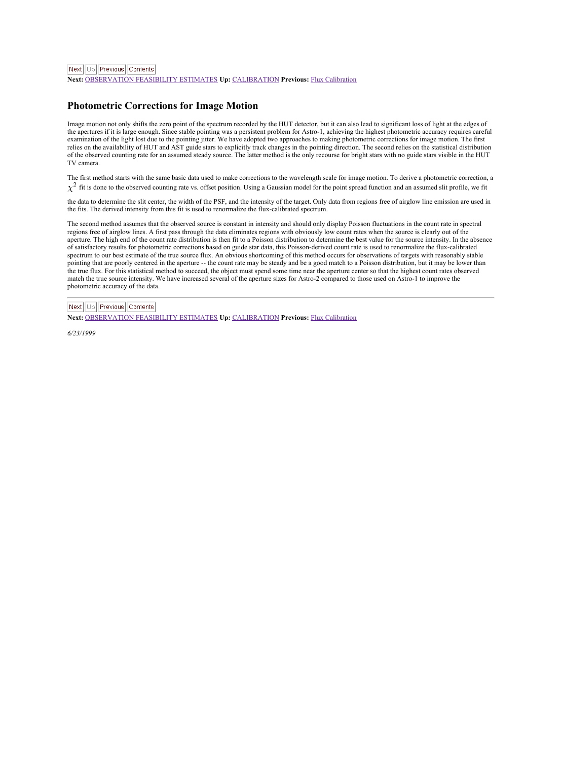Next Up Previous Contents

**Next:** OBSERVATION FEASIBILITY ESTIMATES **Up:** CALIBRATION **Previous:** Flux Calibration

## Photometric Corrections for Image Motion

Image motion not only shifts the zero point of the spectrum recorded by the HUT detector, but it can also lead to significant loss of light at the edges of the apertures if it is large enough. Since stable pointing was a persistent problem for Astro-1, achieving the highest photometric accuracy requires careful examination of the light lost due to the pointing jitter. We have adopted two approaches to making photometric corrections for image motion. The first relies on the availability of HUT and AST guide stars to explicitly track changes in the pointing direction. The second relies on the statistical distribution of the observed counting rate for an assumed steady source. The latter method is the only recourse for bright stars with no guide stars visible in the HUT TV camera.

The first method starts with the same basic data used to make corrections to the wavelength scale for image motion. To derive a photometric correction, a $\chi^2$ fit is done to the observed counting rate vs. offset position. Using a Gaussian model for the point spread function and an assumed slit profile, we fit the data to determine the slit center, the width of the PSF, and the intensity of the target. Only data from regions free of airglow line emission are used in the fits. The derived intensity from this fit is used to renormalize the flux-calibrated spectrum.

The second method assumes that the observed source is constant in intensity and should only display Poisson fluctuations in the count rate in spectral regions free of airglow lines. A first pass through the data eliminates regions with obviously low count rates when the source is clearly out of the aperture. The high end of the count rate distribution is then fit to a Poisson distribution to determine the best value for the source intensity. In the absence of satisfactory results for photometric corrections based on guide star data, this Poisson-derived count rate is used to renormalize the flux-calibrated spectrum to our best estimate of the true source flux. An obvious shortcoming of this method occurs for observations of targets with reasonably stable pointing that are poorly centered in the aperture -- the count rate may be steady and be a good match to a Poisson distribution, but it may be lower than the true flux. For this statistical method to succeed, the object must spend some time near the aperture center so that the highest count rates observed match the true source intensity. We have increased several of the aperture sizes for Astro-2 compared to those used on Astro-1 to improve the photometric accuracy of the data.

---

Next Up Previous Contents

**Next:** OBSERVATION FEASIBILITY ESTIMATES **Up:** CALIBRATION **Previous:** Flux Calibration

*6/23/1999*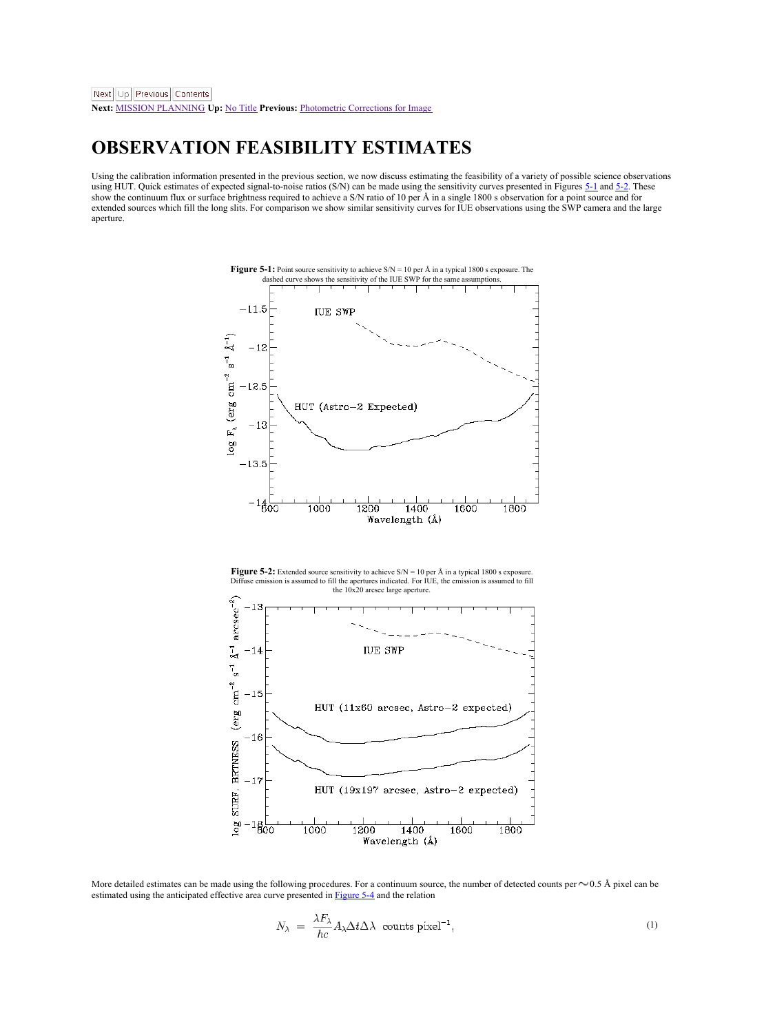Next: MISSION PLANNING Up: No Title Previous: Photometric Corrections for Image

# OBSERVATION FEASIBILITY ESTIMATES

Using the calibration information presented in the previous section, we now discuss estimating the feasibility of a variety of possible science observations using HUT. Quick estimates of expected signal-to-noise ratios (S/N) can be made using the sensitivity curves presented in Figures 5-1 and 5-2. These show the continuum flux or surface brightness required to achieve a S/N ratio of 10 per Å in a single 1800 s observation for a point source and for extended sources which fill the long slits. For comparison we show similar sensitivity curves for IUE observations using the SWP camera and the large aperture.

**Figure 5-1:** Point source sensitivity to achieve S/N = 10 per Å in a typical 1800 s exposure. The dashed curve shows the sensitivity of the IUE SWP for the same assumptions.

**Figure 5-2:** Extended source sensitivity to achieve S/N = 10 per Å in a typical 1800 s exposure. Diffuse emission is assumed to fill the apertures indicated. For IUE, the emission is assumed to fill the 10x20 arcsec large aperture.

More detailed estimates can be made using the following procedures. For a continuum source, the number of detected counts per $\sim$0.5 Å pixel can be estimated using the anticipated effective area curve presented in Figure 5-4 and the relation

$$N_\lambda = \frac{\lambda F_\lambda}{hc} A_\lambda \Delta t \Delta\lambda \;\; \text{counts pixel}^{-1}, \tag{1}$$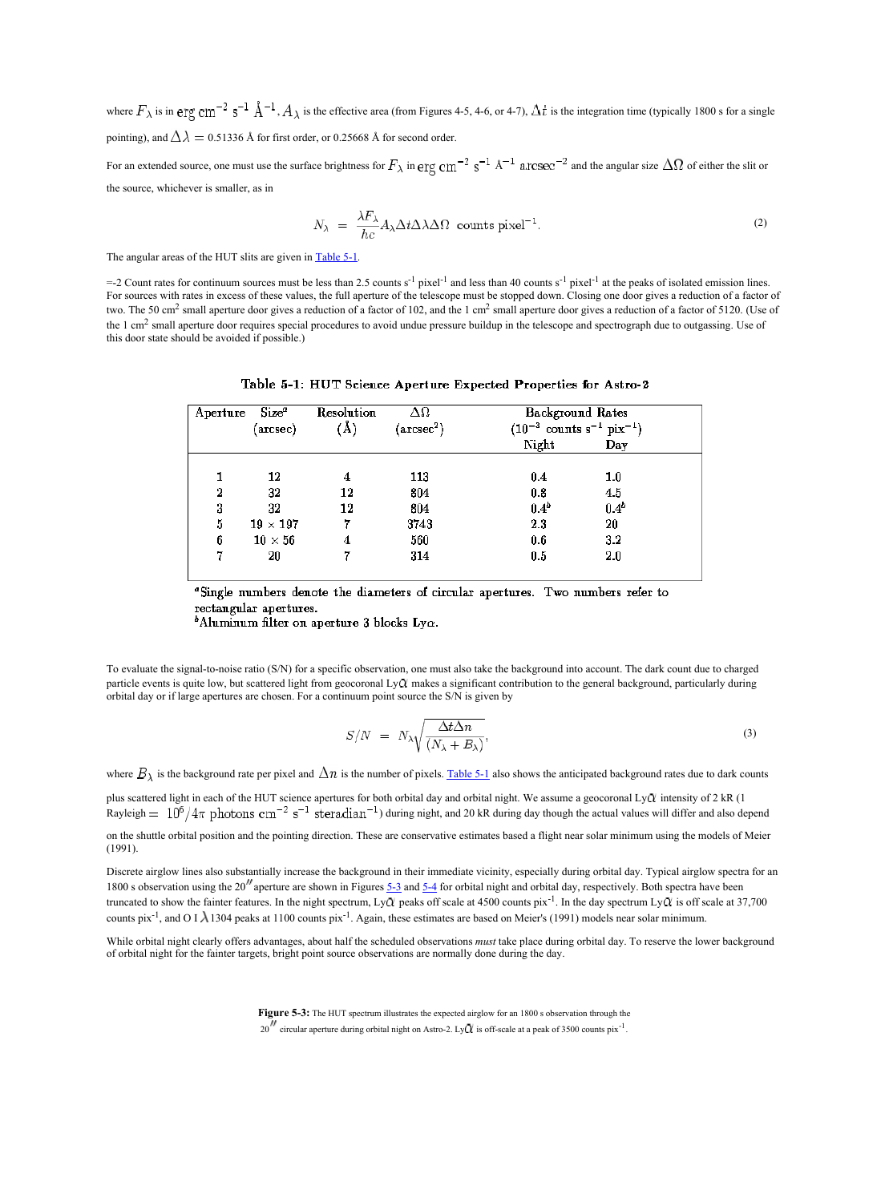where $F_\lambda$ is in $\mathrm{erg\ cm^{-2}\ s^{-1}\ \AA^{-1}}$, $A_\lambda$ is the effective area (from Figures 4-5, 4-6, or 4-7), $\Delta t$ is the integration time (typically 1800 s for a single pointing), and $\Delta\lambda = 0.51336$ Å for first order, or 0.25668 Å for second order.

For an extended source, one must use the surface brightness for $F_\lambda$ in $\mathrm{erg\ cm^{-2}\ s^{-1}\ \AA^{-1}\ arcsec^{-2}}$ and the angular size $\Delta\Omega$ of either the slit or the source, whichever is smaller, as in

$$N_\lambda \;=\; \frac{\lambda F_\lambda}{hc} A_\lambda \Delta t \Delta\lambda \Delta\Omega \;\; \mathrm{counts\ pixel^{-1}}. \tag{2}$$

The angular areas of the HUT slits are given in Table 5-1.

=-2 Count rates for continuum sources must be less than 2.5 counts $\mathrm{s^{-1}}$ $\mathrm{pixel^{-1}}$ and less than 40 counts $\mathrm{s^{-1}}$ $\mathrm{pixel^{-1}}$ at the peaks of isolated emission lines. For sources with rates in excess of these values, the full aperture of the telescope must be stopped down. Closing one door gives a reduction of a factor of two. The 50 $\mathrm{cm^2}$ small aperture door gives a reduction of a factor of 102, and the 1 $\mathrm{cm^2}$ small aperture door gives a reduction of a factor of 5120. (Use of the 1 $\mathrm{cm^2}$ small aperture door requires special procedures to avoid undue pressure buildup in the telescope and spectrograph due to outgassing. Use of this door state should be avoided if possible.)

**Table 5-1: HUT Science Aperture Expected Properties for Astro-2**

| Aperture | Size[a] (arcsec) | Resolution (Å) | $\Delta\Omega$ ($\mathrm{arcsec^2}$) | Background Rates ($10^{-3}$ counts $\mathrm{s^{-1}}$ $\mathrm{pix^{-1}}$) Night | Day |
|---|---|---|---|---|---|
| 1 | 12 | 4 | 113 | 0.4 | 1.0 |
| 2 | 32 | 12 | 804 | 0.8 | 4.5 |
| 3 | 32 | 12 | 804 | 0.4[b] | 0.4[b] |
| 5 | 19 × 197 | 7 | 3743 | 2.3 | 20 |
| 6 | 10 × 56 | 4 | 560 | 0.6 | 3.2 |
| 7 | 20 | 7 | 314 | 0.5 | 2.0 |

[a] Single numbers denote the diameters of circular apertures. Two numbers refer to rectangular apertures.
[b] Aluminum filter on aperture 3 blocks Ly$\alpha$.

To evaluate the signal-to-noise ratio (S/N) for a specific observation, one must also take the background into account. The dark count due to charged particle events is quite low, but scattered light from geocoronal Ly$\alpha$ makes a significant contribution to the general background, particularly during orbital day or if large apertures are chosen. For a continuum point source the S/N is given by

$$S/N \;=\; N_\lambda \sqrt{\frac{\Delta t \Delta n}{(N_\lambda + B_\lambda)}}, \tag{3}$$

where $B_\lambda$ is the background rate per pixel and $\Delta n$ is the number of pixels. Table 5-1 also shows the anticipated background rates due to dark counts plus scattered light in each of the HUT science apertures for both orbital day and orbital night. We assume a geocoronal Ly$\alpha$ intensity of 2 kR (1 Rayleigh $= 10^6/4\pi$ $\mathrm{photons\ cm^{-2}\ s^{-1}\ steradian^{-1}}$) during night, and 20 kR during day though the actual values will differ and also depend on the shuttle orbital position and the pointing direction. These are conservative estimates based a flight near solar minimum using the models of Meier (1991).

Discrete airglow lines also substantially increase the background in their immediate vicinity, especially during orbital day. Typical airglow spectra for an 1800 s observation using the 20$''$ aperture are shown in Figures 5-3 and 5-4 for orbital night and orbital day, respectively. Both spectra have been truncated to show the fainter features. In the night spectrum, Ly$\alpha$ peaks off scale at 4500 counts $\mathrm{pix^{-1}}$. In the day spectrum Ly$\alpha$ is off scale at 37,700 counts $\mathrm{pix^{-1}}$, and O I $\lambda$1304 peaks at 1100 counts $\mathrm{pix^{-1}}$. Again, these estimates are based on Meier's (1991) models near solar minimum.

While orbital night clearly offers advantages, about half the scheduled observations *must* take place during orbital day. To reserve the lower background of orbital night for the fainter targets, bright point source observations are normally done during the day.

**Figure 5-3:** The HUT spectrum illustrates the expected airglow for an 1800 s observation through the 20$''$ circular aperture during orbital night on Astro-2. Ly$\alpha$ is off-scale at a peak of 3500 counts $\mathrm{pix^{-1}}$.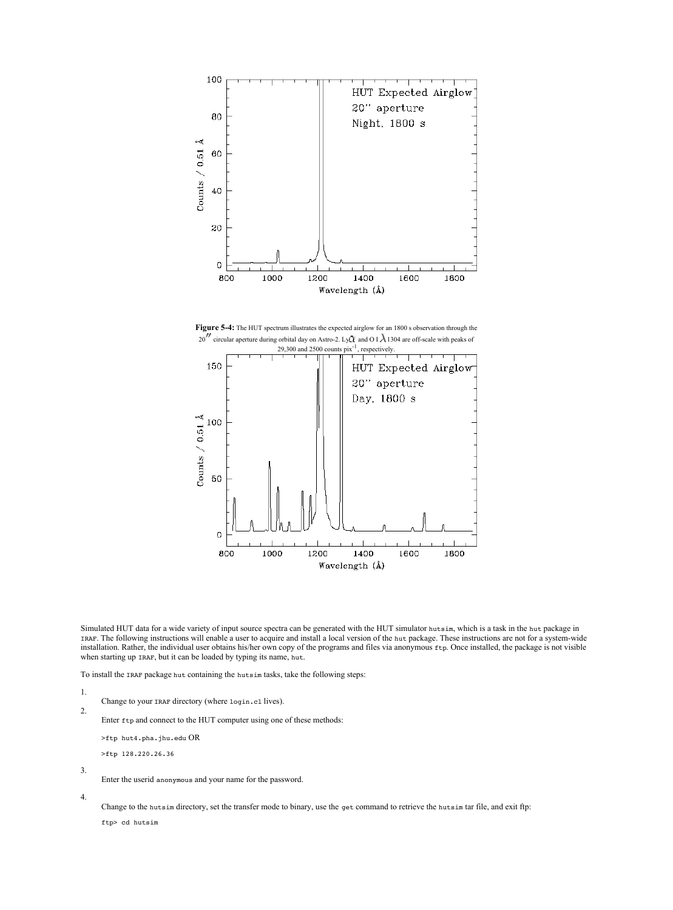**Figure 5-4:** The HUT spectrum illustrates the expected airglow for an 1800 s observation through the 20″ circular aperture during orbital day on Astro-2. Ly$\alpha$ and O I $\lambda$1304 are off-scale with peaks of 29,300 and 2500 counts pix$^{-1}$, respectively.

Simulated HUT data for a wide variety of input source spectra can be generated with the HUT simulator `hutsim`, which is a task in the `hut` package in `IRAF`. The following instructions will enable a user to acquire and install a local version of the `hut` package. These instructions are not for a system-wide installation. Rather, the individual user obtains his/her own copy of the programs and files via anonymous `ftp`. Once installed, the package is not visible when starting up `IRAF`, but it can be loaded by typing its name, `hut`.

To install the `IRAF` package `hut` containing the `hutsim` tasks, take the following steps:

1. Change to your `IRAF` directory (where `login.cl` lives).
2. Enter `ftp` and connect to the HUT computer using one of these methods:

   `>ftp hut4.pha.jhu.edu` OR

   `>ftp 128.220.26.36`

3. Enter the userid `anonymous` and your name for the password.
4. Change to the `hutsim` directory, set the transfer mode to binary, use the `get` command to retrieve the `hutsim` tar file, and exit ftp:

   ```
   ftp> cd hutsim
   ```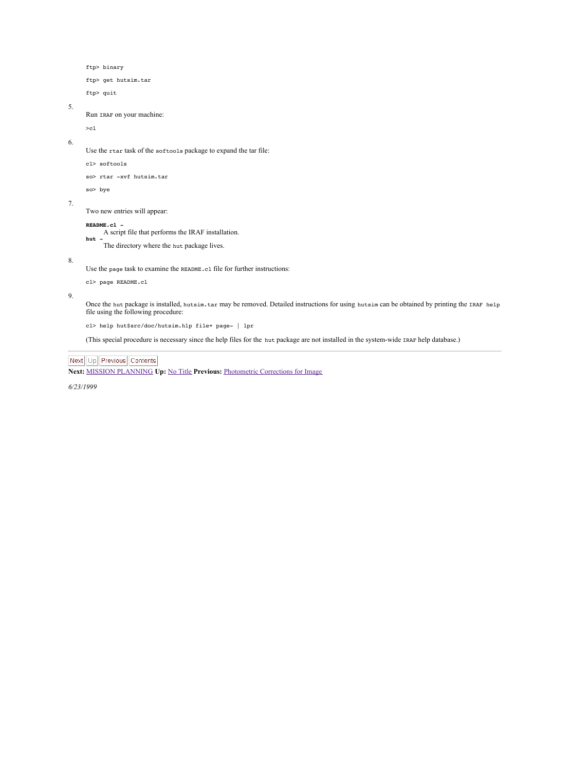```
ftp> binary
ftp> get hutsim.tar
ftp> quit
```

5. Run IRAF on your machine:

   ```
   >cl
   ```

6. Use the `rtar` task of the `softools` package to expand the tar file:

   ```
   cl> softools
   so> rtar -xvf hutsim.tar
   so> bye
   ```

7. Two new entries will appear:

   **README.cl** –
   A script file that performs the IRAF installation.

   **hut** –
   The directory where the `hut` package lives.

8. Use the `page` task to examine the `README.cl` file for further instructions:

   ```
   cl> page README.cl
   ```

9. Once the `hut` package is installed, `hutsim.tar` may be removed. Detailed instructions for using `hutsim` can be obtained by printing the `IRAF help` file using the following procedure:

   ```
   cl> help hut$src/doc/hutsim.hlp file+ page- | lpr
   ```

   (This special procedure is necessary since the help files for the `hut` package are not installed in the system-wide `IRAF` help database.)

---

Next | Up | Previous | Contents

**Next:** MISSION PLANNING **Up:** No Title **Previous:** Photometric Corrections for Image

*6/23/1999*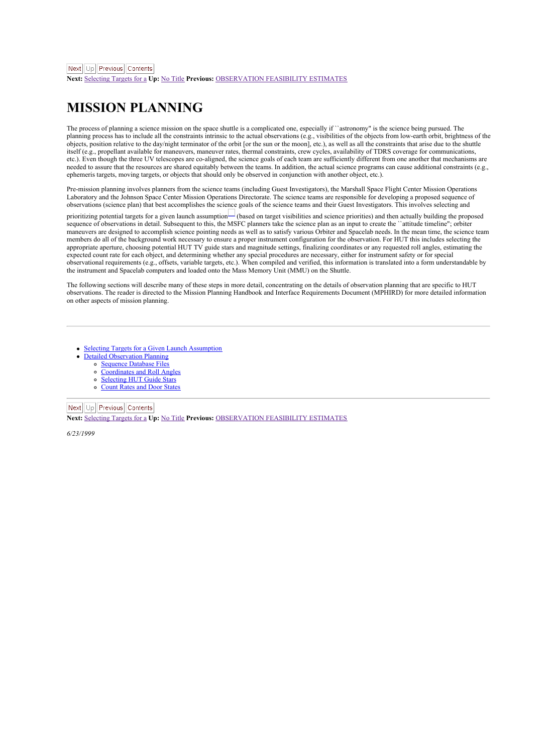Next Up Previous Contents
**Next:** Selecting Targets for a **Up:** No Title **Previous:** OBSERVATION FEASIBILITY ESTIMATES

# MISSION PLANNING

The process of planning a science mission on the space shuttle is a complicated one, especially if ``astronomy" is the science being pursued. The planning process has to include all the constraints intrinsic to the actual observations (e.g., visibilities of the objects from low-earth orbit, brightness of the objects, position relative to the day/night terminator of the orbit [or the sun or the moon], etc.), as well as all the constraints that arise due to the shuttle itself (e.g., propellant available for maneuvers, maneuver rates, thermal constraints, crew cycles, availability of TDRS coverage for communications, etc.). Even though the three UV telescopes are co-aligned, the science goals of each team are sufficiently different from one another that mechanisms are needed to assure that the resources are shared equitably between the teams. In addition, the actual science programs can cause additional constraints (e.g., ephemeris targets, moving targets, or objects that should only be observed in conjunction with another object, etc.).

Pre-mission planning involves planners from the science teams (including Guest Investigators), the Marshall Space Flight Center Mission Operations Laboratory and the Johnson Space Center Mission Operations Directorate. The science teams are responsible for developing a proposed sequence of observations (science plan) that best accomplishes the science goals of the science teams and their Guest Investigators. This involves selecting and prioritizing potential targets for a given launch assumption (based on target visibilities and science priorities) and then actually building the proposed sequence of observations in detail. Subsequent to this, the MSFC planners take the science plan as an input to create the ``attitude timeline"; orbiter maneuvers are designed to accomplish science pointing needs as well as to satisfy various Orbiter and Spacelab needs. In the mean time, the science team members do all of the background work necessary to ensure a proper instrument configuration for the observation. For HUT this includes selecting the appropriate aperture, choosing potential HUT TV guide stars and magnitude settings, finalizing coordinates or any requested roll angles, estimating the expected count rate for each object, and determining whether any special procedures are necessary, either for instrument safety or for special observational requirements (e.g., offsets, variable targets, etc.). When compiled and verified, this information is translated into a form understandable by the instrument and Spacelab computers and loaded onto the Mass Memory Unit (MMU) on the Shuttle.

The following sections will describe many of these steps in more detail, concentrating on the details of observation planning that are specific to HUT observations. The reader is directed to the Mission Planning Handbook and Interface Requirements Document (MPHIRD) for more detailed information on other aspects of mission planning.

---

- Selecting Targets for a Given Launch Assumption
- Detailed Observation Planning
    - Sequence Database Files
    - Coordinates and Roll Angles
    - Selecting HUT Guide Stars
    - Count Rates and Door States

---

Next Up Previous Contents
**Next:** Selecting Targets for a **Up:** No Title **Previous:** OBSERVATION FEASIBILITY ESTIMATES

*6/23/1999*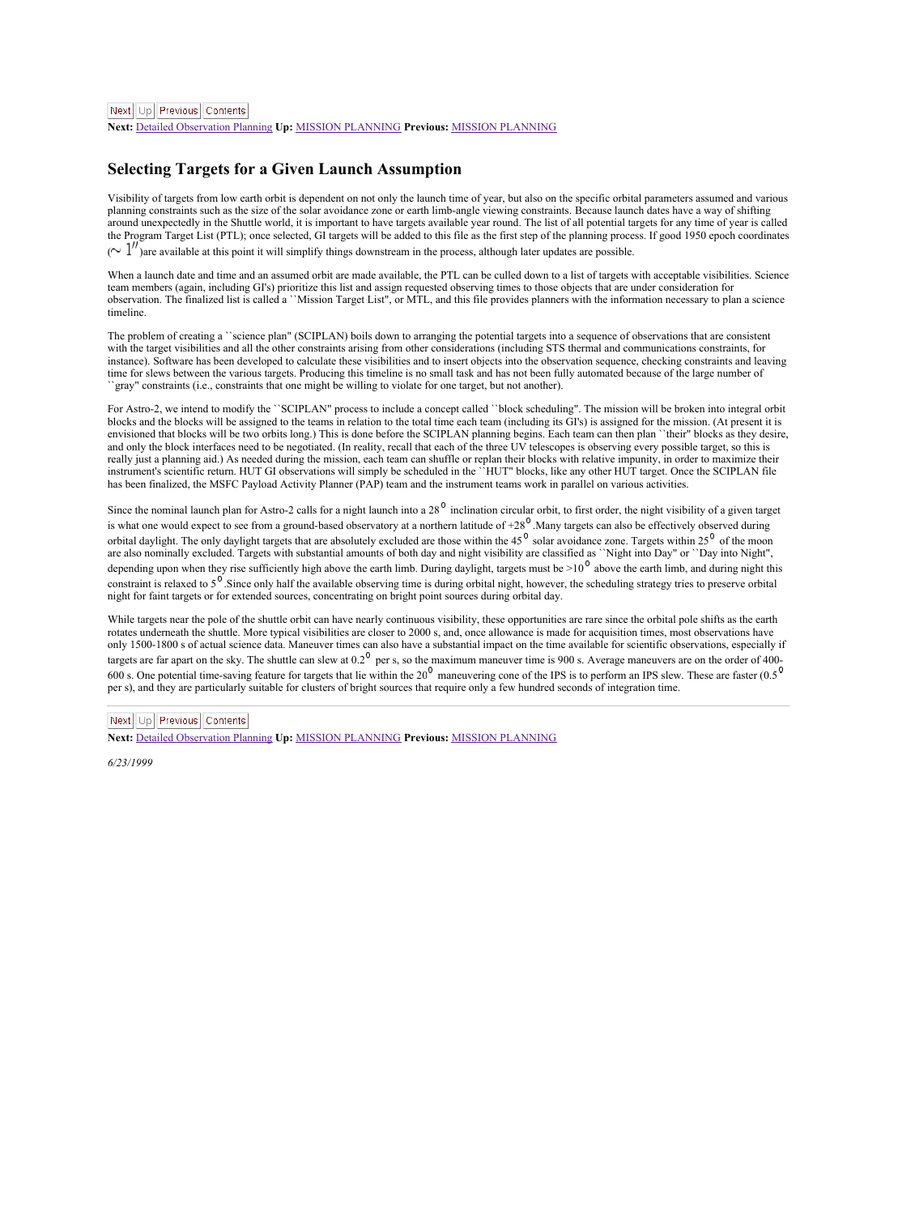Next: Detailed Observation Planning Up: MISSION PLANNING Previous: MISSION PLANNING

## Selecting Targets for a Given Launch Assumption

Visibility of targets from low earth orbit is dependent on not only the launch time of year, but also on the specific orbital parameters assumed and various planning constraints such as the size of the solar avoidance zone or earth limb-angle viewing constraints. Because launch dates have a way of shifting around unexpectedly in the Shuttle world, it is important to have targets available year round. The list of all potential targets for any time of year is called the Program Target List (PTL); once selected, GI targets will be added to this file as the first step of the planning process. If good 1950 epoch coordinates ($\sim 1''$)are available at this point it will simplify things downstream in the process, although later updates are possible.

When a launch date and time and an assumed orbit are made available, the PTL can be culled down to a list of targets with acceptable visibilities. Science team members (again, including GI's) prioritize this list and assign requested observing times to those objects that are under consideration for observation. The finalized list is called a ``Mission Target List'', or MTL, and this file provides planners with the information necessary to plan a science timeline.

The problem of creating a ``science plan'' (SCIPLAN) boils down to arranging the potential targets into a sequence of observations that are consistent with the target visibilities and all the other constraints arising from other considerations (including STS thermal and communications constraints, for instance). Software has been developed to calculate these visibilities and to insert objects into the observation sequence, checking constraints and leaving time for slews between the various targets. Producing this timeline is no small task and has not been fully automated because of the large number of ``gray'' constraints (i.e., constraints that one might be willing to violate for one target, but not another).

For Astro-2, we intend to modify the ``SCIPLAN'' process to include a concept called ``block scheduling''. The mission will be broken into integral orbit blocks and the blocks will be assigned to the teams in relation to the total time each team (including its GI's) is assigned for the mission. (At present it is envisioned that blocks will be two orbits long.) This is done before the SCIPLAN planning begins. Each team can then plan ``their'' blocks as they desire, and only the block interfaces need to be negotiated. (In reality, recall that each of the three UV telescopes is observing every possible target, so this is really just a planning aid.) As needed during the mission, each team can shuffle or replan their blocks with relative impunity, in order to maximize their instrument's scientific return. HUT GI observations will simply be scheduled in the ``HUT'' blocks, like any other HUT target. Once the SCIPLAN file has been finalized, the MSFC Payload Activity Planner (PAP) team and the instrument teams work in parallel on various activities.

Since the nominal launch plan for Astro-2 calls for a night launch into a $28^{\circ}$ inclination circular orbit, to first order, the night visibility of a given target is what one would expect to see from a ground-based observatory at a northern latitude of $+28^{\circ}$.Many targets can also be effectively observed during orbital daylight. The only daylight targets that are absolutely excluded are those within the $45^{\circ}$ solar avoidance zone. Targets within $25^{\circ}$ of the moon are also nominally excluded. Targets with substantial amounts of both day and night visibility are classified as ``Night into Day'' or ``Day into Night'', depending upon when they rise sufficiently high above the earth limb. During daylight, targets must be $>10^{\circ}$ above the earth limb, and during night this constraint is relaxed to $5^{\circ}$.Since only half the available observing time is during orbital night, however, the scheduling strategy tries to preserve orbital night for faint targets or for extended sources, concentrating on bright point sources during orbital day.

While targets near the pole of the shuttle orbit can have nearly continuous visibility, these opportunities are rare since the orbital pole shifts as the earth rotates underneath the shuttle. More typical visibilities are closer to 2000 s, and, once allowance is made for acquisition times, most observations have only 1500-1800 s of actual science data. Maneuver times can also have a substantial impact on the time available for scientific observations, especially if targets are far apart on the sky. The shuttle can slew at $0.2^{\circ}$ per s, so the maximum maneuver time is 900 s. Average maneuvers are on the order of 400-600 s. One potential time-saving feature for targets that lie within the $20^{\circ}$ maneuvering cone of the IPS is to perform an IPS slew. These are faster ($0.5^{\circ}$ per s), and they are particularly suitable for clusters of bright sources that require only a few hundred seconds of integration time.

---

Next: Detailed Observation Planning Up: MISSION PLANNING Previous: MISSION PLANNING

*6/23/1999*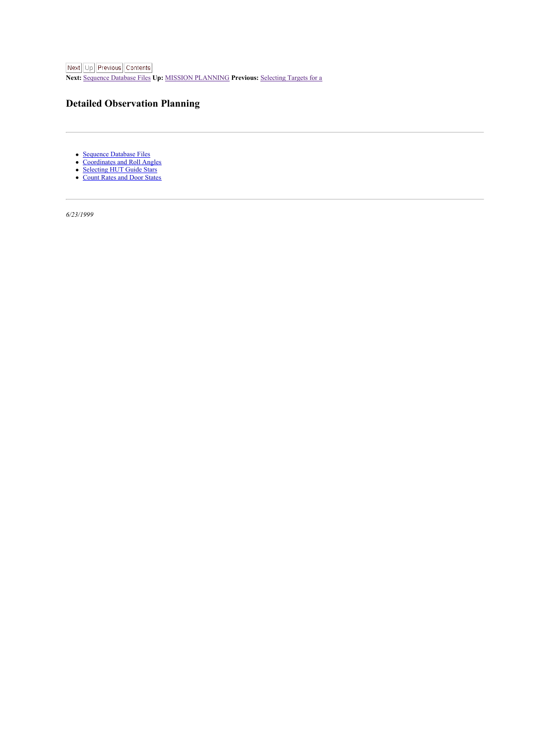Next Up Previous Contents

**Next:** Sequence Database Files **Up:** MISSION PLANNING **Previous:** Selecting Targets for a

## Detailed Observation Planning

---

- Sequence Database Files
- Coordinates and Roll Angles
- Selecting HUT Guide Stars
- Count Rates and Door States

---

*6/23/1999*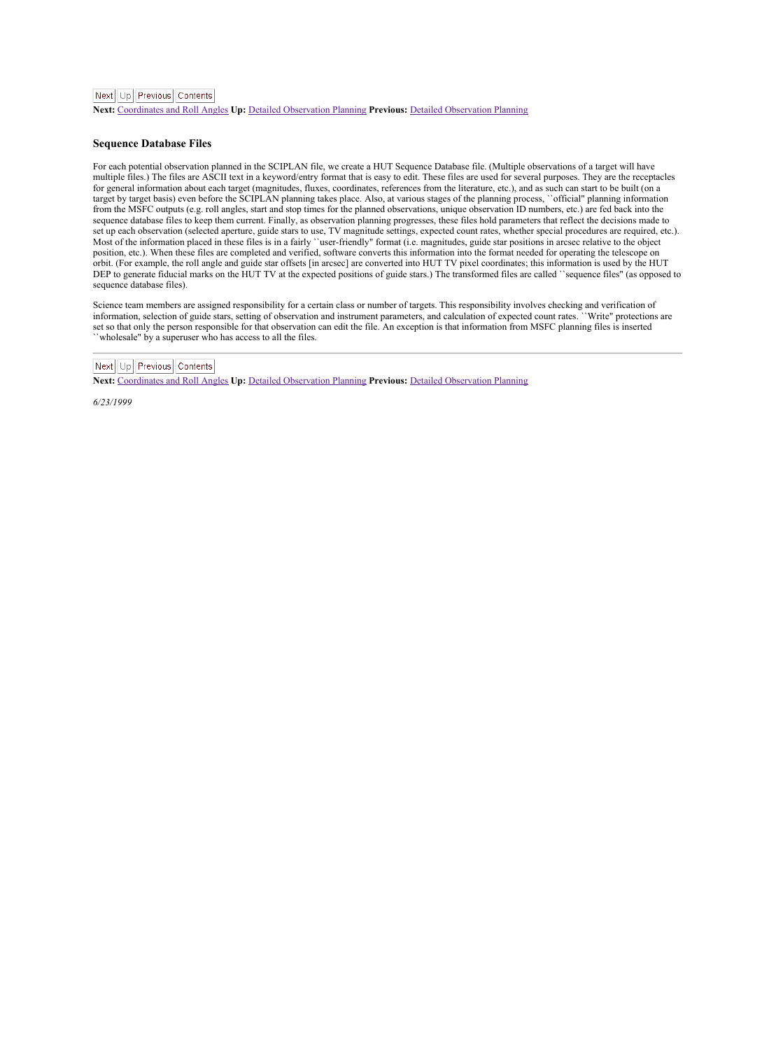Next: Coordinates and Roll Angles **Up:** Detailed Observation Planning **Previous:** Detailed Observation Planning

### Sequence Database Files

For each potential observation planned in the SCIPLAN file, we create a HUT Sequence Database file. (Multiple observations of a target will have multiple files.) The files are ASCII text in a keyword/entry format that is easy to edit. These files are used for several purposes. They are the receptacles for general information about each target (magnitudes, fluxes, coordinates, references from the literature, etc.), and as such can start to be built (on a target by target basis) even before the SCIPLAN planning takes place. Also, at various stages of the planning process, ``official'' planning information from the MSFC outputs (e.g. roll angles, start and stop times for the planned observations, unique observation ID numbers, etc.) are fed back into the sequence database files to keep them current. Finally, as observation planning progresses, these files hold parameters that reflect the decisions made to set up each observation (selected aperture, guide stars to use, TV magnitude settings, expected count rates, whether special procedures are required, etc.). Most of the information placed in these files is in a fairly ``user-friendly'' format (i.e. magnitudes, guide star positions in arcsec relative to the object position, etc.). When these files are completed and verified, software converts this information into the format needed for operating the telescope on orbit. (For example, the roll angle and guide star offsets [in arcsec] are converted into HUT TV pixel coordinates; this information is used by the HUT DEP to generate fiducial marks on the HUT TV at the expected positions of guide stars.) The transformed files are called ``sequence files'' (as opposed to sequence database files).

Science team members are assigned responsibility for a certain class or number of targets. This responsibility involves checking and verification of information, selection of guide stars, setting of observation and instrument parameters, and calculation of expected count rates. ``Write'' protections are set so that only the person responsible for that observation can edit the file. An exception is that information from MSFC planning files is inserted ``wholesale'' by a superuser who has access to all the files.

---

**Next:** Coordinates and Roll Angles **Up:** Detailed Observation Planning **Previous:** Detailed Observation Planning

*6/23/1999*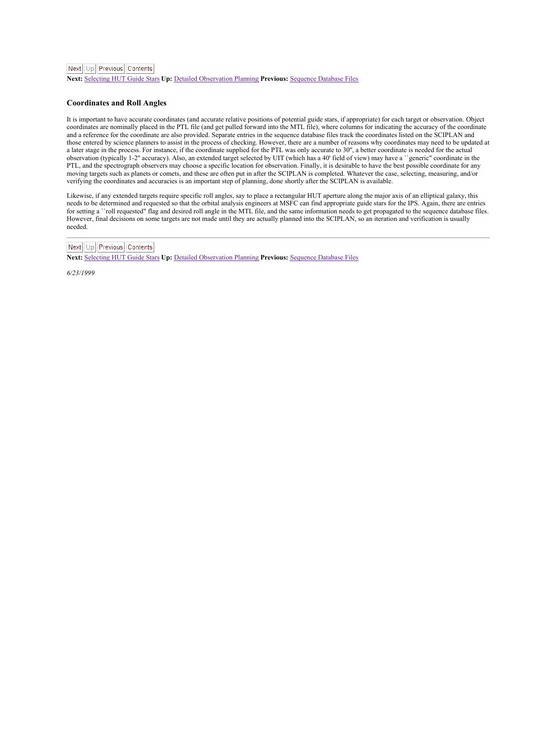Next Up Previous Contents

**Next:** Selecting HUT Guide Stars **Up:** Detailed Observation Planning **Previous:** Sequence Database Files

### Coordinates and Roll Angles

It is important to have accurate coordinates (and accurate relative positions of potential guide stars, if appropriate) for each target or observation. Object coordinates are nominally placed in the PTL file (and get pulled forward into the MTL file), where columns for indicating the accuracy of the coordinate and a reference for the coordinate are also provided. Separate entries in the sequence database files track the coordinates listed on the SCIPLAN and those entered by science planners to assist in the process of checking. However, there are a number of reasons why coordinates may need to be updated at a later stage in the process. For instance, if the coordinate supplied for the PTL was only accurate to 30", a better coordinate is needed for the actual observation (typically 1-2" accuracy). Also, an extended target selected by UIT (which has a 40' field of view) may have a ``generic'' coordinate in the PTL, and the spectrograph observers may choose a specific location for observation. Finally, it is desirable to have the best possible coordinate for any moving targets such as planets or comets, and these are often put in after the SCIPLAN is completed. Whatever the case, selecting, measuring, and/or verifying the coordinates and accuracies is an important step of planning, done shortly after the SCIPLAN is available.

Likewise, if any extended targets require specific roll angles, say to place a rectangular HUT aperture along the major axis of an elliptical galaxy, this needs to be determined and requested so that the orbital analysis engineers at MSFC can find appropriate guide stars for the IPS. Again, there are entries for setting a ``roll requested'' flag and desired roll angle in the MTL file, and the same information needs to get propagated to the sequence database files. However, final decisions on some targets are not made until they are actually planned into the SCIPLAN, so an iteration and verification is usually needed.

---

Next Up Previous Contents

**Next:** Selecting HUT Guide Stars **Up:** Detailed Observation Planning **Previous:** Sequence Database Files

*6/23/1999*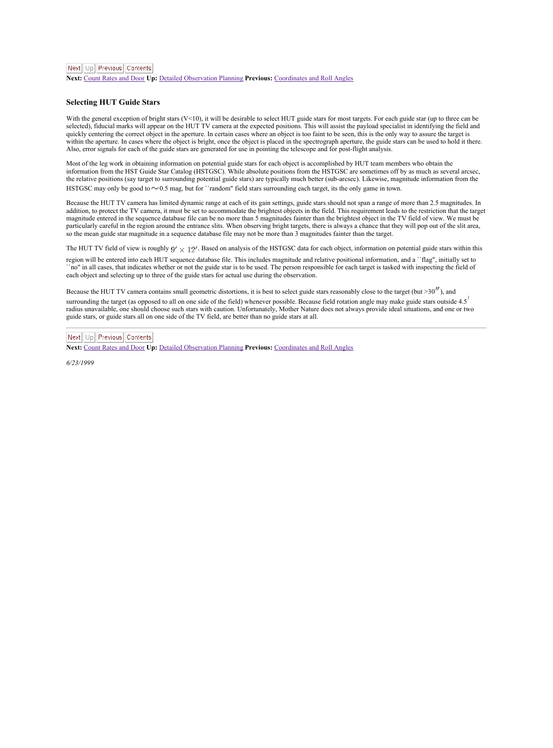**Next:** Count Rates and Door **Up:** Detailed Observation Planning **Previous:** Coordinates and Roll Angles

### Selecting HUT Guide Stars

With the general exception of bright stars (V<10), it will be desirable to select HUT guide stars for most targets. For each guide star (up to three can be selected), fiducial marks will appear on the HUT TV camera at the expected positions. This will assist the payload specialist in identifying the field and quickly centering the correct object in the aperture. In certain cases where an object is too faint to be seen, this is the only way to assure the target is within the aperture. In cases where the object is bright, once the object is placed in the spectrograph aperture, the guide stars can be used to hold it there. Also, error signals for each of the guide stars are generated for use in pointing the telescope and for post-flight analysis.

Most of the leg work in obtaining information on potential guide stars for each object is accomplished by HUT team members who obtain the information from the HST Guide Star Catalog (HSTGSC). While absolute positions from the HSTGSC are sometimes off by as much as several arcsec, the relative positions (say target to surrounding potential guide stars) are typically much better (sub-arcsec). Likewise, magnitude information from the HSTGSC may only be good to $\sim$0.5 mag, but for ``random" field stars surrounding each target, its the only game in town.

Because the HUT TV camera has limited dynamic range at each of its gain settings, guide stars should not span a range of more than 2.5 magnitudes. In addition, to protect the TV camera, it must be set to accommodate the brightest objects in the field. This requirement leads to the restriction that the target magnitude entered in the sequence database file can be no more than 5 magnitudes fainter than the brightest object in the TV field of view. We must be particularly careful in the region around the entrance slits. When observing bright targets, there is always a chance that they will pop out of the slit area, so the mean guide star magnitude in a sequence database file may not be more than 3 magnitudes fainter than the target.

The HUT TV field of view is roughly $9' \times 12'$. Based on analysis of the HSTGSC data for each object, information on potential guide stars within this region will be entered into each HUT sequence database file. This includes magnitude and relative positional information, and a ``flag", initially set to ``no" in all cases, that indicates whether or not the guide star is to be used. The person responsible for each target is tasked with inspecting the field of each object and selecting up to three of the guide stars for actual use during the observation.

Because the HUT TV camera contains small geometric distortions, it is best to select guide stars reasonably close to the target (but >30$''$), and surrounding the target (as opposed to all on one side of the field) whenever possible. Because field rotation angle may make guide stars outside 4.5$'$ radius unavailable, one should choose such stars with caution. Unfortunately, Mother Nature does not always provide ideal situations, and one or two guide stars, or guide stars all on one side of the TV field, are better than no guide stars at all.

---

**Next:** Count Rates and Door **Up:** Detailed Observation Planning **Previous:** Coordinates and Roll Angles

*6/23/1999*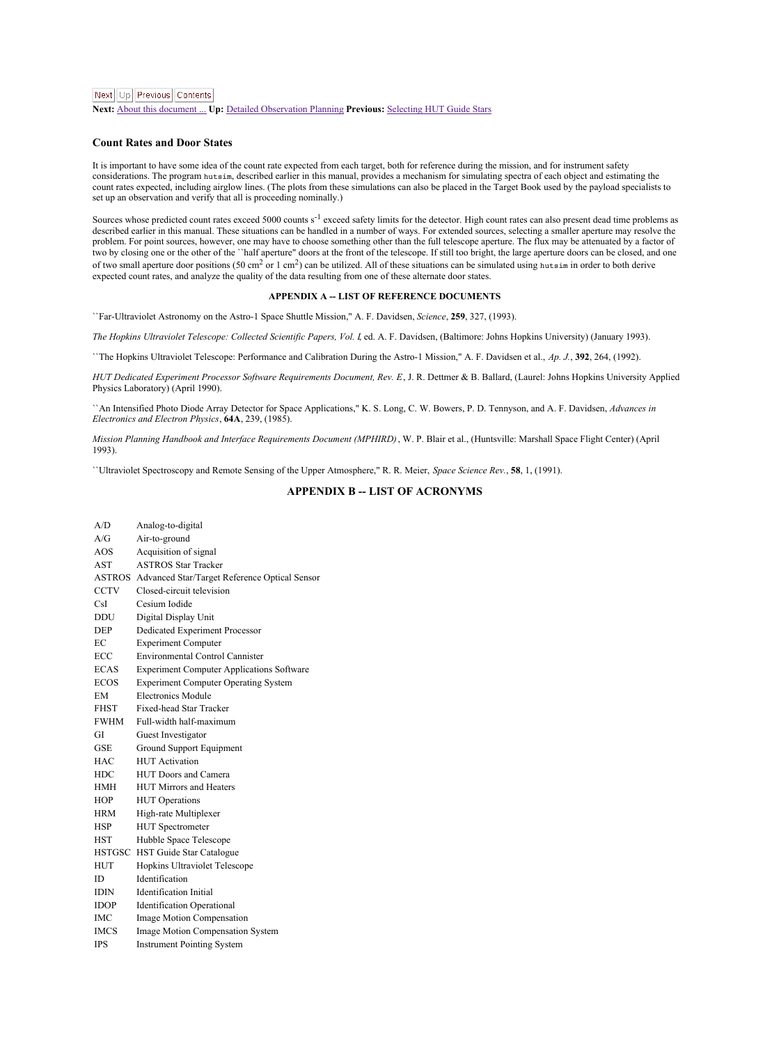Next Up Previous Contents

**Next:** About this document ... **Up:** Detailed Observation Planning **Previous:** Selecting HUT Guide Stars

### Count Rates and Door States

It is important to have some idea of the count rate expected from each target, both for reference during the mission, and for instrument safety considerations. The program `hutsim`, described earlier in this manual, provides a mechanism for simulating spectra of each object and estimating the count rates expected, including airglow lines. (The plots from these simulations can also be placed in the Target Book used by the payload specialists to set up an observation and verify that all is proceeding nominally.)

Sources whose predicted count rates exceed 5000 counts $s^{-1}$ exceed safety limits for the detector. High count rates can also present dead time problems as described earlier in this manual. These situations can be handled in a number of ways. For extended sources, selecting a smaller aperture may resolve the problem. For point sources, however, one may have to choose something other than the full telescope aperture. The flux may be attenuated by a factor of two by closing one or the other of the ``half aperture'' doors at the front of the telescope. If still too bright, the large aperture doors can be closed, and one of two small aperture door positions (50 $cm^2$ or 1 $cm^2$) can be utilized. All of these situations can be simulated using `hutsim` in order to both derive expected count rates, and analyze the quality of the data resulting from one of these alternate door states.

**APPENDIX A -- LIST OF REFERENCE DOCUMENTS**

``Far-Ultraviolet Astronomy on the Astro-1 Space Shuttle Mission,'' A. F. Davidsen, *Science*, **259**, 327, (1993).

*The Hopkins Ultraviolet Telescope: Collected Scientific Papers, Vol. I*, ed. A. F. Davidsen, (Baltimore: Johns Hopkins University) (January 1993).

``The Hopkins Ultraviolet Telescope: Performance and Calibration During the Astro-1 Mission,'' A. F. Davidsen et al., *Ap. J.*, **392**, 264, (1992).

*HUT Dedicated Experiment Processor Software Requirements Document, Rev. E*, J. R. Dettmer & B. Ballard, (Laurel: Johns Hopkins University Applied Physics Laboratory) (April 1990).

``An Intensified Photo Diode Array Detector for Space Applications,'' K. S. Long, C. W. Bowers, P. D. Tennyson, and A. F. Davidsen, *Advances in Electronics and Electron Physics*, **64A**, 239, (1985).

*Mission Planning Handbook and Interface Requirements Document (MPHIRD)*, W. P. Blair et al., (Huntsville: Marshall Space Flight Center) (April 1993).

``Ultraviolet Spectroscopy and Remote Sensing of the Upper Atmosphere,'' R. R. Meier, *Space Science Rev.*, **58**, 1, (1991).

## APPENDIX B -- LIST OF ACRONYMS

| | |
|---|---|
| A/D | Analog-to-digital |
| A/G | Air-to-ground |
| AOS | Acquisition of signal |
| AST | ASTROS Star Tracker |
| ASTROS | Advanced Star/Target Reference Optical Sensor |
| CCTV | Closed-circuit television |
| CsI | Cesium Iodide |
| DDU | Digital Display Unit |
| DEP | Dedicated Experiment Processor |
| EC | Experiment Computer |
| ECC | Environmental Control Cannister |
| ECAS | Experiment Computer Applications Software |
| ECOS | Experiment Computer Operating System |
| EM | Electronics Module |
| FHST | Fixed-head Star Tracker |
| FWHM | Full-width half-maximum |
| GI | Guest Investigator |
| GSE | Ground Support Equipment |
| HAC | HUT Activation |
| HDC | HUT Doors and Camera |
| HMH | HUT Mirrors and Heaters |
| HOP | HUT Operations |
| HRM | High-rate Multiplexer |
| HSP | HUT Spectrometer |
| HST | Hubble Space Telescope |
| HSTGSC | HST Guide Star Catalogue |
| HUT | Hopkins Ultraviolet Telescope |
| ID | Identification |
| IDIN | Identification Initial |
| IDOP | Identification Operational |
| IMC | Image Motion Compensation |
| IMCS | Image Motion Compensation System |
| IPS | Instrument Pointing System |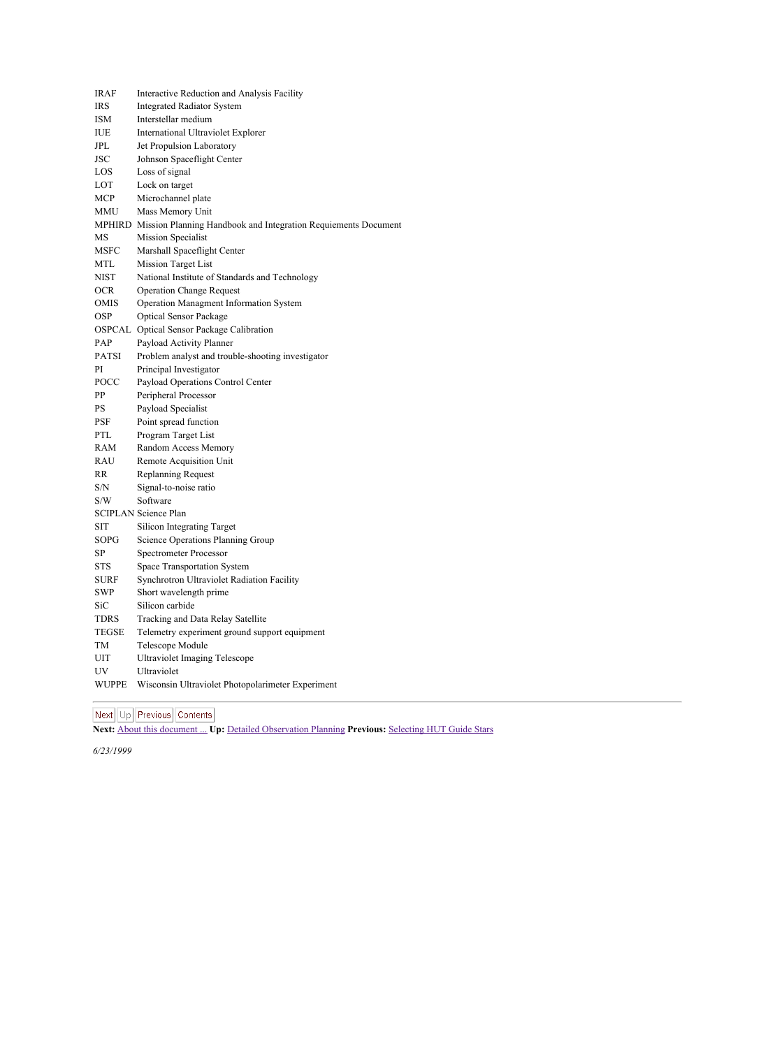| | |
|---|---|
| IRAF | Interactive Reduction and Analysis Facility |
| IRS | Integrated Radiator System |
| ISM | Interstellar medium |
| IUE | International Ultraviolet Explorer |
| JPL | Jet Propulsion Laboratory |
| JSC | Johnson Spaceflight Center |
| LOS | Loss of signal |
| LOT | Lock on target |
| MCP | Microchannel plate |
| MMU | Mass Memory Unit |
| MPHIRD | Mission Planning Handbook and Integration Requiements Document |
| MS | Mission Specialist |
| MSFC | Marshall Spaceflight Center |
| MTL | Mission Target List |
| NIST | National Institute of Standards and Technology |
| OCR | Operation Change Request |
| OMIS | Operation Managment Information System |
| OSP | Optical Sensor Package |
| OSPCAL | Optical Sensor Package Calibration |
| PAP | Payload Activity Planner |
| PATSI | Problem analyst and trouble-shooting investigator |
| PI | Principal Investigator |
| POCC | Payload Operations Control Center |
| PP | Peripheral Processor |
| PS | Payload Specialist |
| PSF | Point spread function |
| PTL | Program Target List |
| RAM | Random Access Memory |
| RAU | Remote Acquisition Unit |
| RR | Replanning Request |
| S/N | Signal-to-noise ratio |
| S/W | Software |
| SCIPLAN | Science Plan |
| SIT | Silicon Integrating Target |
| SOPG | Science Operations Planning Group |
| SP | Spectrometer Processor |
| STS | Space Transportation System |
| SURF | Synchrotron Ultraviolet Radiation Facility |
| SWP | Short wavelength prime |
| SiC | Silicon carbide |
| TDRS | Tracking and Data Relay Satellite |
| TEGSE | Telemetry experiment ground support equipment |
| TM | Telescope Module |
| UIT | Ultraviolet Imaging Telescope |
| UV | Ultraviolet |
| WUPPE | Wisconsin Ultraviolet Photopolarimeter Experiment |

---

Next Up Previous Contents

**Next:** About this document ... **Up:** Detailed Observation Planning **Previous:** Selecting HUT Guide Stars

*6/23/1999*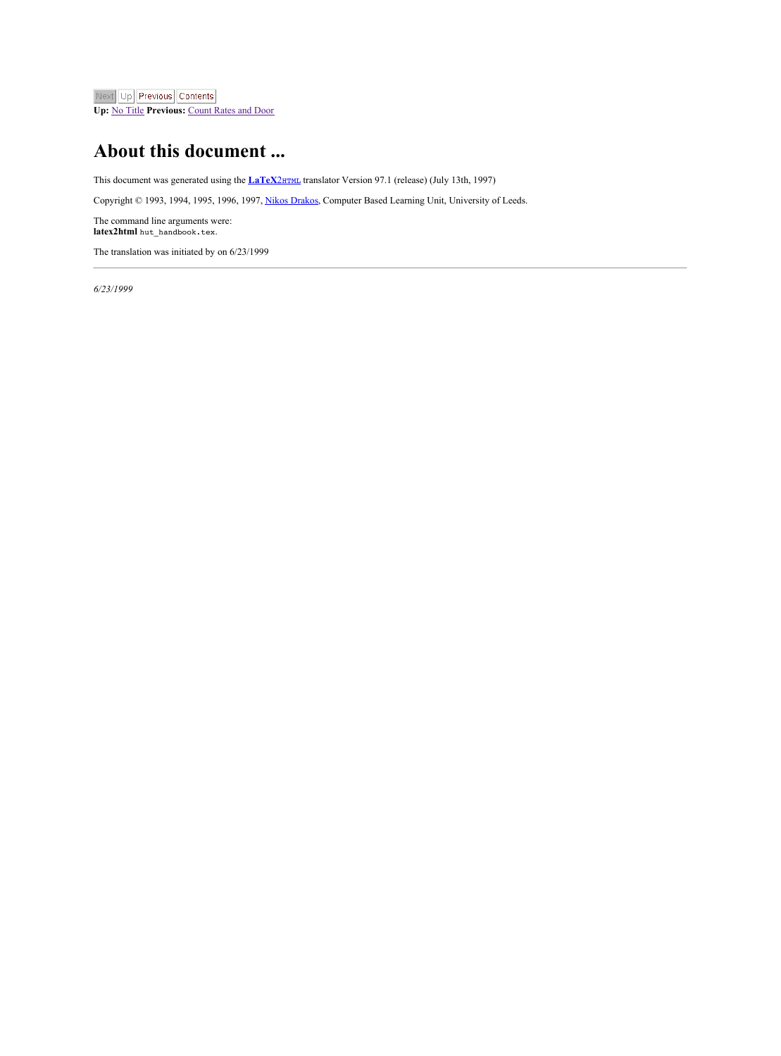Next Up Previous Contents
**Up:** No Title **Previous:** Count Rates and Door

# About this document ...

This document was generated using the **LaTeX**2HTML translator Version 97.1 (release) (July 13th, 1997)

Copyright © 1993, 1994, 1995, 1996, 1997, Nikos Drakos, Computer Based Learning Unit, University of Leeds.

The command line arguments were:
**latex2html** `hut_handbook.tex`.

The translation was initiated by on 6/23/1999

---

*6/23/1999*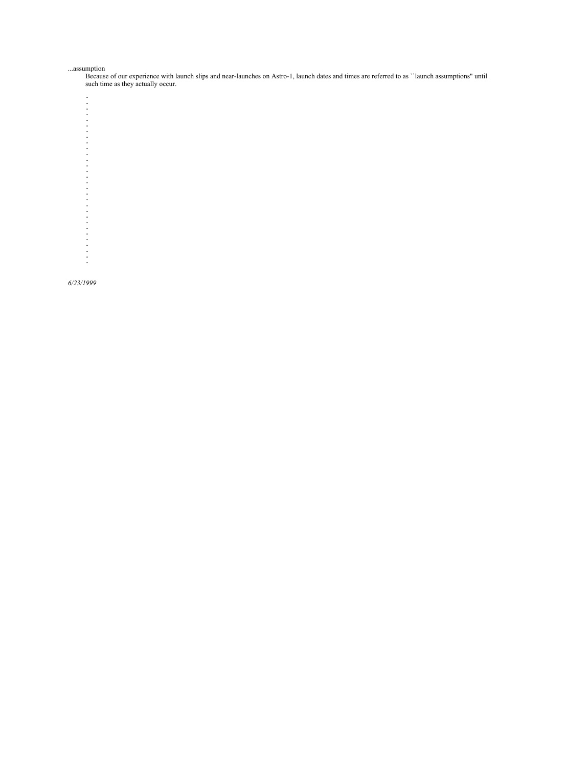...assumption

Because of our experience with launch slips and near-launches on Astro-1, launch dates and times are referred to as ``launch assumptions'' until such time as they actually occur.

*6/23/1999*